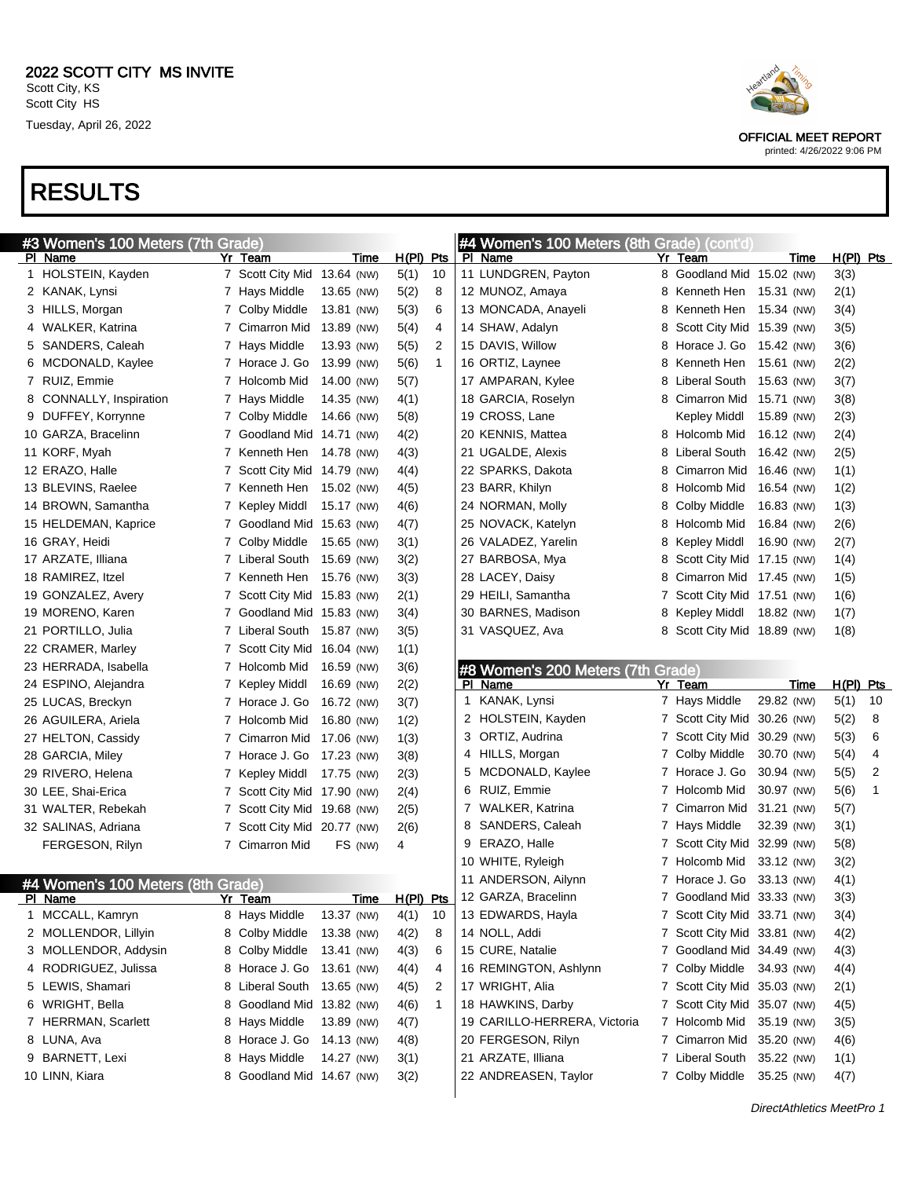## 2022 SCOTT CITY MS INVITE

Scott City, KS
Scott City HS
Tuesday, April 26, 2022

OFFICIAL MEET REPORT
printed: 4/26/2022 9:06 PM

# RESULTS

### #3 Women's 100 Meters (7th Grade)

| Pl | Name | Yr | Team | Time | H(Pl) | Pts |
|---|---|---|---|---|---|---|
| 1 | HOLSTEIN, Kayden | 7 | Scott City Mid | 13.64 (NW) | 5(1) | 10 |
| 2 | KANAK, Lynsi | 7 | Hays Middle | 13.65 (NW) | 5(2) | 8 |
| 3 | HILLS, Morgan | 7 | Colby Middle | 13.81 (NW) | 5(3) | 6 |
| 4 | WALKER, Katrina | 7 | Cimarron Mid | 13.89 (NW) | 5(4) | 4 |
| 5 | SANDERS, Caleah | 7 | Hays Middle | 13.93 (NW) | 5(5) | 2 |
| 6 | MCDONALD, Kaylee | 7 | Horace J. Go | 13.99 (NW) | 5(6) | 1 |
| 7 | RUIZ, Emmie | 7 | Holcomb Mid | 14.00 (NW) | 5(7) | |
| 8 | CONNALLY, Inspiration | 7 | Hays Middle | 14.35 (NW) | 4(1) | |
| 9 | DUFFEY, Korrynne | 7 | Colby Middle | 14.66 (NW) | 5(8) | |
| 10 | GARZA, Bracelinn | 7 | Goodland Mid | 14.71 (NW) | 4(2) | |
| 11 | KORF, Myah | 7 | Kenneth Hen | 14.78 (NW) | 4(3) | |
| 12 | ERAZO, Halle | 7 | Scott City Mid | 14.79 (NW) | 4(4) | |
| 13 | BLEVINS, Raelee | 7 | Kenneth Hen | 15.02 (NW) | 4(5) | |
| 14 | BROWN, Samantha | 7 | Kepley Middl | 15.17 (NW) | 4(6) | |
| 15 | HELDEMAN, Kaprice | 7 | Goodland Mid | 15.63 (NW) | 4(7) | |
| 16 | GRAY, Heidi | 7 | Colby Middle | 15.65 (NW) | 3(1) | |
| 17 | ARZATE, Illiana | 7 | Liberal South | 15.69 (NW) | 3(2) | |
| 18 | RAMIREZ, Itzel | 7 | Kenneth Hen | 15.76 (NW) | 3(3) | |
| 19 | GONZALEZ, Avery | 7 | Scott City Mid | 15.83 (NW) | 2(1) | |
| 19 | MORENO, Karen | 7 | Goodland Mid | 15.83 (NW) | 3(4) | |
| 21 | PORTILLO, Julia | 7 | Liberal South | 15.87 (NW) | 3(5) | |
| 22 | CRAMER, Marley | 7 | Scott City Mid | 16.04 (NW) | 1(1) | |
| 23 | HERRADA, Isabella | 7 | Holcomb Mid | 16.59 (NW) | 3(6) | |
| 24 | ESPINO, Alejandra | 7 | Kepley Middl | 16.69 (NW) | 2(2) | |
| 25 | LUCAS, Breckyn | 7 | Horace J. Go | 16.72 (NW) | 3(7) | |
| 26 | AGUILERA, Ariela | 7 | Holcomb Mid | 16.80 (NW) | 1(2) | |
| 27 | HELTON, Cassidy | 7 | Cimarron Mid | 17.06 (NW) | 1(3) | |
| 28 | GARCIA, Miley | 7 | Horace J. Go | 17.23 (NW) | 3(8) | |
| 29 | RIVERO, Helena | 7 | Kepley Middl | 17.75 (NW) | 2(3) | |
| 30 | LEE, Shai-Erica | 7 | Scott City Mid | 17.90 (NW) | 2(4) | |
| 31 | WALTER, Rebekah | 7 | Scott City Mid | 19.68 (NW) | 2(5) | |
| 32 | SALINAS, Adriana | 7 | Scott City Mid | 20.77 (NW) | 2(6) | |
| | FERGESON, Rilyn | 7 | Cimarron Mid | FS (NW) | 4 | |

### #4 Women's 100 Meters (8th Grade)

| Pl | Name | Yr | Team | Time | H(Pl) | Pts |
|---|---|---|---|---|---|---|
| 1 | MCCALL, Kamryn | 8 | Hays Middle | 13.37 (NW) | 4(1) | 10 |
| 2 | MOLLENDOR, Lillyin | 8 | Colby Middle | 13.38 (NW) | 4(2) | 8 |
| 3 | MOLLENDOR, Addysin | 8 | Colby Middle | 13.41 (NW) | 4(3) | 6 |
| 4 | RODRIGUEZ, Julissa | 8 | Horace J. Go | 13.61 (NW) | 4(4) | 4 |
| 5 | LEWIS, Shamari | 8 | Liberal South | 13.65 (NW) | 4(5) | 2 |
| 6 | WRIGHT, Bella | 8 | Goodland Mid | 13.82 (NW) | 4(6) | 1 |
| 7 | HERRMAN, Scarlett | 8 | Hays Middle | 13.89 (NW) | 4(7) | |
| 8 | LUNA, Ava | 8 | Horace J. Go | 14.13 (NW) | 4(8) | |
| 9 | BARNETT, Lexi | 8 | Hays Middle | 14.27 (NW) | 3(1) | |
| 10 | LINN, Kiara | 8 | Goodland Mid | 14.67 (NW) | 3(2) | |
| 11 | LUNDGREN, Payton | 8 | Goodland Mid | 15.02 (NW) | 3(3) | |
| 12 | MUNOZ, Amaya | 8 | Kenneth Hen | 15.31 (NW) | 2(1) | |
| 13 | MONCADA, Anayeli | 8 | Kenneth Hen | 15.34 (NW) | 3(4) | |
| 14 | SHAW, Adalyn | 8 | Scott City Mid | 15.39 (NW) | 3(5) | |
| 15 | DAVIS, Willow | 8 | Horace J. Go | 15.42 (NW) | 3(6) | |
| 16 | ORTIZ, Laynee | 8 | Kenneth Hen | 15.61 (NW) | 2(2) | |
| 17 | AMPARAN, Kylee | 8 | Liberal South | 15.63 (NW) | 3(7) | |
| 18 | GARCIA, Roselyn | 8 | Cimarron Mid | 15.71 (NW) | 3(8) | |
| 19 | CROSS, Lane | | Kepley Middl | 15.89 (NW) | 2(3) | |
| 20 | KENNIS, Mattea | 8 | Holcomb Mid | 16.12 (NW) | 2(4) | |
| 21 | UGALDE, Alexis | 8 | Liberal South | 16.42 (NW) | 2(5) | |
| 22 | SPARKS, Dakota | 8 | Cimarron Mid | 16.46 (NW) | 1(1) | |
| 23 | BARR, Khilyn | 8 | Holcomb Mid | 16.54 (NW) | 1(2) | |
| 24 | NORMAN, Molly | 8 | Colby Middle | 16.83 (NW) | 1(3) | |
| 25 | NOVACK, Katelyn | 8 | Holcomb Mid | 16.84 (NW) | 2(6) | |
| 26 | VALADEZ, Yarelin | 8 | Kepley Middl | 16.90 (NW) | 2(7) | |
| 27 | BARBOSA, Mya | 8 | Scott City Mid | 17.15 (NW) | 1(4) | |
| 28 | LACEY, Daisy | 8 | Cimarron Mid | 17.45 (NW) | 1(5) | |
| 29 | HEILI, Samantha | 7 | Scott City Mid | 17.51 (NW) | 1(6) | |
| 30 | BARNES, Madison | 8 | Kepley Middl | 18.82 (NW) | 1(7) | |
| 31 | VASQUEZ, Ava | 8 | Scott City Mid | 18.89 (NW) | 1(8) | |

### #8 Women's 200 Meters (7th Grade)

| Pl | Name | Yr | Team | Time | H(Pl) | Pts |
|---|---|---|---|---|---|---|
| 1 | KANAK, Lynsi | 7 | Hays Middle | 29.82 (NW) | 5(1) | 10 |
| 2 | HOLSTEIN, Kayden | 7 | Scott City Mid | 30.26 (NW) | 5(2) | 8 |
| 3 | ORTIZ, Audrina | 7 | Scott City Mid | 30.29 (NW) | 5(3) | 6 |
| 4 | HILLS, Morgan | 7 | Colby Middle | 30.70 (NW) | 5(4) | 4 |
| 5 | MCDONALD, Kaylee | 7 | Horace J. Go | 30.94 (NW) | 5(5) | 2 |
| 6 | RUIZ, Emmie | 7 | Holcomb Mid | 30.97 (NW) | 5(6) | 1 |
| 7 | WALKER, Katrina | 7 | Cimarron Mid | 31.21 (NW) | 5(7) | |
| 8 | SANDERS, Caleah | 7 | Hays Middle | 32.39 (NW) | 3(1) | |
| 9 | ERAZO, Halle | 7 | Scott City Mid | 32.99 (NW) | 5(8) | |
| 10 | WHITE, Ryleigh | 7 | Holcomb Mid | 33.12 (NW) | 3(2) | |
| 11 | ANDERSON, Ailynn | 7 | Horace J. Go | 33.13 (NW) | 4(1) | |
| 12 | GARZA, Bracelinn | 7 | Goodland Mid | 33.33 (NW) | 3(3) | |
| 13 | EDWARDS, Hayla | 7 | Scott City Mid | 33.71 (NW) | 3(4) | |
| 14 | NOLL, Addi | 7 | Scott City Mid | 33.81 (NW) | 4(2) | |
| 15 | CURE, Natalie | 7 | Goodland Mid | 34.49 (NW) | 4(3) | |
| 16 | REMINGTON, Ashlynn | 7 | Colby Middle | 34.93 (NW) | 4(4) | |
| 17 | WRIGHT, Alia | 7 | Scott City Mid | 35.03 (NW) | 2(1) | |
| 18 | HAWKINS, Darby | 7 | Scott City Mid | 35.07 (NW) | 4(5) | |
| 19 | CARILLO-HERRERA, Victoria | 7 | Holcomb Mid | 35.19 (NW) | 3(5) | |
| 20 | FERGESON, Rilyn | 7 | Cimarron Mid | 35.20 (NW) | 4(6) | |
| 21 | ARZATE, Illiana | 7 | Liberal South | 35.22 (NW) | 1(1) | |
| 22 | ANDREASEN, Taylor | 7 | Colby Middle | 35.25 (NW) | 4(7) | |

DirectAthletics MeetPro 1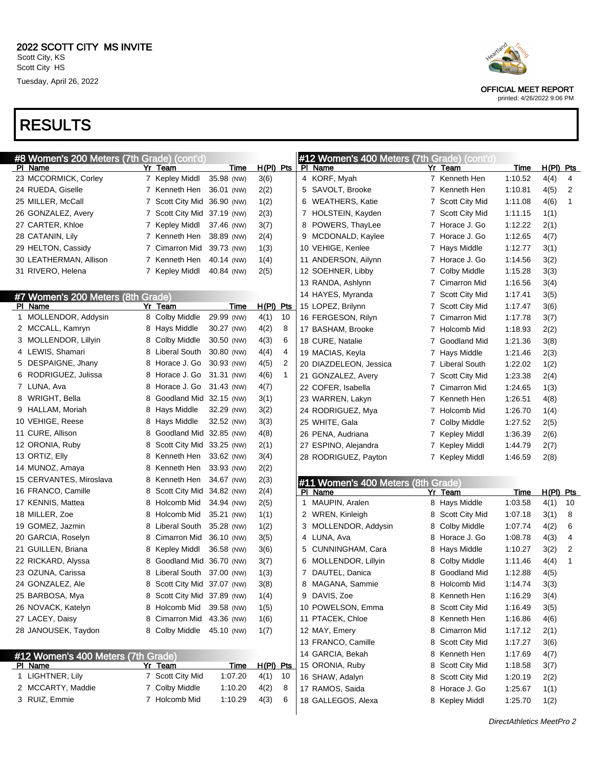# 2022 SCOTT CITY MS INVITE

Scott City, KS
Scott City HS
Tuesday, April 26, 2022

OFFICIAL MEET REPORT
printed: 4/26/2022 9:06 PM

# RESULTS

## #8 Women's 200 Meters (7th Grade) (cont'd)

| Pl | Name | Yr | Team | Time | H(Pl) | Pts |
|---|---|---|---|---|---|---|
| 23 | MCCORMICK, Corley | 7 | Kepley Middl | 35.98 (NW) | 3(6) | |
| 24 | RUEDA, Giselle | 7 | Kenneth Hen | 36.01 (NW) | 2(2) | |
| 25 | MILLER, McCall | 7 | Scott City Mid | 36.90 (NW) | 1(2) | |
| 26 | GONZALEZ, Avery | 7 | Scott City Mid | 37.19 (NW) | 2(3) | |
| 27 | CARTER, Khloe | 7 | Kepley Middl | 37.46 (NW) | 3(7) | |
| 28 | CATANIN, Lily | 7 | Kenneth Hen | 38.89 (NW) | 2(4) | |
| 29 | HELTON, Cassidy | 7 | Cimarron Mid | 39.73 (NW) | 1(3) | |
| 30 | LEATHERMAN, Allison | 7 | Kenneth Hen | 40.14 (NW) | 1(4) | |
| 31 | RIVERO, Helena | 7 | Kepley Middl | 40.84 (NW) | 2(5) | |

## #7 Women's 200 Meters (8th Grade)

| Pl | Name | Yr | Team | Time | H(Pl) | Pts |
|---|---|---|---|---|---|---|
| 1 | MOLLENDOR, Addysin | 8 | Colby Middle | 29.99 (NW) | 4(1) | 10 |
| 2 | MCCALL, Kamryn | 8 | Hays Middle | 30.27 (NW) | 4(2) | 8 |
| 3 | MOLLENDOR, Lillyin | 8 | Colby Middle | 30.50 (NW) | 4(3) | 6 |
| 4 | LEWIS, Shamari | 8 | Liberal South | 30.80 (NW) | 4(4) | 4 |
| 5 | DESPAIGNE, Jhany | 8 | Horace J. Go | 30.93 (NW) | 4(5) | 2 |
| 6 | RODRIGUEZ, Julissa | 8 | Horace J. Go | 31.31 (NW) | 4(6) | 1 |
| 7 | LUNA, Ava | 8 | Horace J. Go | 31.43 (NW) | 4(7) | |
| 8 | WRIGHT, Bella | 8 | Goodland Mid | 32.15 (NW) | 3(1) | |
| 9 | HALLAM, Moriah | 8 | Hays Middle | 32.29 (NW) | 3(2) | |
| 10 | VEHIGE, Reese | 8 | Hays Middle | 32.52 (NW) | 3(3) | |
| 11 | CURE, Allison | 8 | Goodland Mid | 32.85 (NW) | 4(8) | |
| 12 | ORONIA, Ruby | 8 | Scott City Mid | 33.25 (NW) | 2(1) | |
| 13 | ORTIZ, Elly | 8 | Kenneth Hen | 33.62 (NW) | 3(4) | |
| 14 | MUNOZ, Amaya | 8 | Kenneth Hen | 33.93 (NW) | 2(2) | |
| 15 | CERVANTES, Miroslava | 8 | Kenneth Hen | 34.67 (NW) | 2(3) | |
| 16 | FRANCO, Camille | 8 | Scott City Mid | 34.82 (NW) | 2(4) | |
| 17 | KENNIS, Mattea | 8 | Holcomb Mid | 34.94 (NW) | 2(5) | |
| 18 | MILLER, Zoe | 8 | Holcomb Mid | 35.21 (NW) | 1(1) | |
| 19 | GOMEZ, Jazmin | 8 | Liberal South | 35.28 (NW) | 1(2) | |
| 20 | GARCIA, Roselyn | 8 | Cimarron Mid | 36.10 (NW) | 3(5) | |
| 21 | GUILLEN, Briana | 8 | Kepley Middl | 36.58 (NW) | 3(6) | |
| 22 | RICKARD, Alyssa | 8 | Goodland Mid | 36.70 (NW) | 3(7) | |
| 23 | OZUNA, Carissa | 8 | Liberal South | 37.00 (NW) | 1(3) | |
| 24 | GONZALEZ, Ale | 8 | Scott City Mid | 37.07 (NW) | 3(8) | |
| 25 | BARBOSA, Mya | 8 | Scott City Mid | 37.89 (NW) | 1(4) | |
| 26 | NOVACK, Katelyn | 8 | Holcomb Mid | 39.58 (NW) | 1(5) | |
| 27 | LACEY, Daisy | 8 | Cimarron Mid | 43.36 (NW) | 1(6) | |
| 28 | JANOUSEK, Taydon | 8 | Colby Middle | 45.10 (NW) | 1(7) | |

## #12 Women's 400 Meters (7th Grade)

| Pl | Name | Yr | Team | Time | H(Pl) | Pts |
|---|---|---|---|---|---|---|
| 1 | LIGHTNER, Lily | 7 | Scott City Mid | 1:07.20 | 4(1) | 10 |
| 2 | MCCARTY, Maddie | 7 | Colby Middle | 1:10.20 | 4(2) | 8 |
| 3 | RUIZ, Emmie | 7 | Holcomb Mid | 1:10.29 | 4(3) | 6 |
| 4 | KORF, Myah | 7 | Kenneth Hen | 1:10.52 | 4(4) | 4 |
| 5 | SAVOLT, Brooke | 7 | Kenneth Hen | 1:10.81 | 4(5) | 2 |
| 6 | WEATHERS, Katie | 7 | Scott City Mid | 1:11.08 | 4(6) | 1 |
| 7 | HOLSTEIN, Kayden | 7 | Scott City Mid | 1:11.15 | 1(1) | |
| 8 | POWERS, ThayLee | 7 | Horace J. Go | 1:12.22 | 2(1) | |
| 9 | MCDONALD, Kaylee | 7 | Horace J. Go | 1:12.65 | 4(7) | |
| 10 | VEHIGE, Kenlee | 7 | Hays Middle | 1:12.77 | 3(1) | |
| 11 | ANDERSON, Ailynn | 7 | Horace J. Go | 1:14.56 | 3(2) | |
| 12 | SOEHNER, Libby | 7 | Colby Middle | 1:15.28 | 3(3) | |
| 13 | RANDA, Ashlynn | 7 | Cimarron Mid | 1:16.56 | 3(4) | |
| 14 | HAYES, Myranda | 7 | Scott City Mid | 1:17.41 | 3(5) | |
| 15 | LOPEZ, Brilynn | 7 | Scott City Mid | 1:17.47 | 3(6) | |
| 16 | FERGESON, Rilyn | 7 | Cimarron Mid | 1:17.78 | 3(7) | |
| 17 | BASHAM, Brooke | 7 | Holcomb Mid | 1:18.93 | 2(2) | |
| 18 | CURE, Natalie | 7 | Goodland Mid | 1:21.36 | 3(8) | |
| 19 | MACIAS, Keyla | 7 | Hays Middle | 1:21.46 | 2(3) | |
| 20 | DIAZDELEON, Jessica | 7 | Liberal South | 1:22.02 | 1(2) | |
| 21 | GONZALEZ, Avery | 7 | Scott City Mid | 1:23.38 | 2(4) | |
| 22 | COFER, Isabella | 7 | Cimarron Mid | 1:24.65 | 1(3) | |
| 23 | WARREN, Lakyn | 7 | Kenneth Hen | 1:26.51 | 4(8) | |
| 24 | RODRIGUEZ, Mya | 7 | Holcomb Mid | 1:26.70 | 1(4) | |
| 25 | WHITE, Gala | 7 | Colby Middle | 1:27.52 | 2(5) | |
| 26 | PENA, Audriana | 7 | Kepley Middl | 1:36.39 | 2(6) | |
| 27 | ESPINO, Alejandra | 7 | Kepley Middl | 1:44.79 | 2(7) | |
| 28 | RODRIGUEZ, Payton | 7 | Kepley Middl | 1:46.59 | 2(8) | |

## #11 Women's 400 Meters (8th Grade)

| Pl | Name | Yr | Team | Time | H(Pl) | Pts |
|---|---|---|---|---|---|---|
| 1 | MAUPIN, Aralen | 8 | Hays Middle | 1:03.58 | 4(1) | 10 |
| 2 | WREN, Kinleigh | 8 | Scott City Mid | 1:07.18 | 3(1) | 8 |
| 3 | MOLLENDOR, Addysin | 8 | Colby Middle | 1:07.74 | 4(2) | 6 |
| 4 | LUNA, Ava | 8 | Horace J. Go | 1:08.78 | 4(3) | 4 |
| 5 | CUNNINGHAM, Cara | 8 | Hays Middle | 1:10.27 | 3(2) | 2 |
| 6 | MOLLENDOR, Lillyin | 8 | Colby Middle | 1:11.46 | 4(4) | 1 |
| 7 | DAUTEL, Danica | 8 | Goodland Mid | 1:12.88 | 4(5) | |
| 8 | MAGANA, Sammie | 8 | Holcomb Mid | 1:14.74 | 3(3) | |
| 9 | DAVIS, Zoe | 8 | Kenneth Hen | 1:16.29 | 3(4) | |
| 10 | POWELSON, Emma | 8 | Scott City Mid | 1:16.49 | 3(5) | |
| 11 | PTACEK, Chloe | 8 | Kenneth Hen | 1:16.86 | 4(6) | |
| 12 | MAY, Emery | 8 | Cimarron Mid | 1:17.12 | 2(1) | |
| 13 | FRANCO, Camille | 8 | Scott City Mid | 1:17.27 | 3(6) | |
| 14 | GARCIA, Bekah | 8 | Kenneth Hen | 1:17.69 | 4(7) | |
| 15 | ORONIA, Ruby | 8 | Scott City Mid | 1:18.58 | 3(7) | |
| 16 | SHAW, Adalyn | 8 | Scott City Mid | 1:20.19 | 2(2) | |
| 17 | RAMOS, Saida | 8 | Horace J. Go | 1:25.67 | 1(1) | |
| 18 | GALLEGOS, Alexa | 8 | Kepley Middl | 1:25.70 | 1(2) | |

DirectAthletics MeetPro 2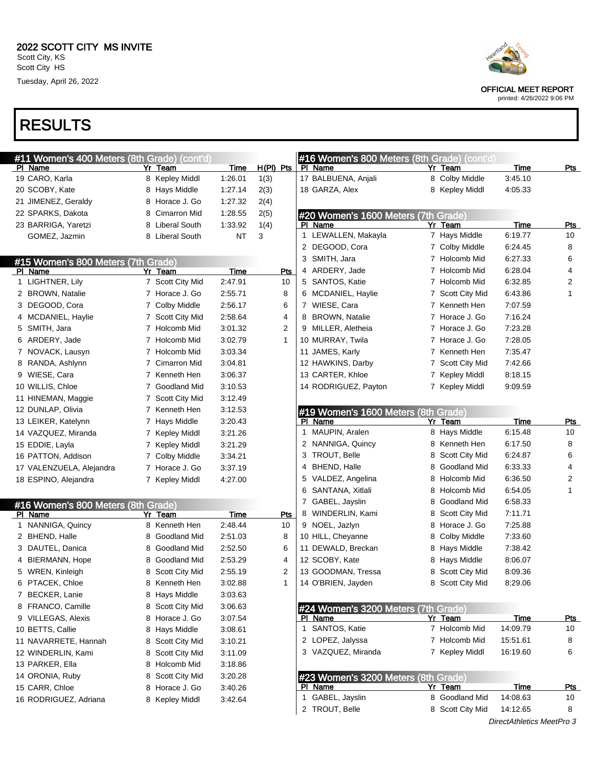## 2022 SCOTT CITY MS INVITE

Scott City, KS
Scott City HS
Tuesday, April 26, 2022

OFFICIAL MEET REPORT
printed: 4/26/2022 9:06 PM

# RESULTS

### #11 Women's 400 Meters (8th Grade) (cont'd)

| Pl | Name | Yr | Team | Time | H(Pl) | Pts |
|---|---|---|---|---|---|---|
| 19 | CARO, Karla | 8 | Kepley Middl | 1:26.01 | 1(3) | |
| 20 | SCOBY, Kate | 8 | Hays Middle | 1:27.14 | 2(3) | |
| 21 | JIMENEZ, Geraldy | 8 | Horace J. Go | 1:27.32 | 2(4) | |
| 22 | SPARKS, Dakota | 8 | Cimarron Mid | 1:28.55 | 2(5) | |
| 23 | BARRIGA, Yaretzi | 8 | Liberal South | 1:33.92 | 1(4) | |
| | GOMEZ, Jazmin | 8 | Liberal South | NT | 3 | |

### #15 Women's 800 Meters (7th Grade)

| Pl | Name | Yr | Team | Time | Pts |
|---|---|---|---|---|---|
| 1 | LIGHTNER, Lily | 7 | Scott City Mid | 2:47.91 | 10 |
| 2 | BROWN, Natalie | 7 | Horace J. Go | 2:55.71 | 8 |
| 3 | DEGOOD, Cora | 7 | Colby Middle | 2:56.17 | 6 |
| 4 | MCDANIEL, Haylie | 7 | Scott City Mid | 2:58.64 | 4 |
| 5 | SMITH, Jara | 7 | Holcomb Mid | 3:01.32 | 2 |
| 6 | ARDERY, Jade | 7 | Holcomb Mid | 3:02.79 | 1 |
| 7 | NOVACK, Lausyn | 7 | Holcomb Mid | 3:03.34 | |
| 8 | RANDA, Ashlynn | 7 | Cimarron Mid | 3:04.81 | |
| 9 | WIESE, Cara | 7 | Kenneth Hen | 3:06.37 | |
| 10 | WILLIS, Chloe | 7 | Goodland Mid | 3:10.53 | |
| 11 | HINEMAN, Maggie | 7 | Scott City Mid | 3:12.49 | |
| 12 | DUNLAP, Olivia | 7 | Kenneth Hen | 3:12.53 | |
| 13 | LEIKER, Katelynn | 7 | Hays Middle | 3:20.43 | |
| 14 | VAZQUEZ, Miranda | 7 | Kepley Middl | 3:21.26 | |
| 15 | EDDIE, Layla | 7 | Kepley Middl | 3:21.29 | |
| 16 | PATTON, Addison | 7 | Colby Middle | 3:34.21 | |
| 17 | VALENZUELA, Alejandra | 7 | Horace J. Go | 3:37.19 | |
| 18 | ESPINO, Alejandra | 7 | Kepley Middl | 4:27.00 | |

### #16 Women's 800 Meters (8th Grade)

| Pl | Name | Yr | Team | Time | Pts |
|---|---|---|---|---|---|
| 1 | NANNIGA, Quincy | 8 | Kenneth Hen | 2:48.44 | 10 |
| 2 | BHEND, Halle | 8 | Goodland Mid | 2:51.03 | 8 |
| 3 | DAUTEL, Danica | 8 | Goodland Mid | 2:52.50 | 6 |
| 4 | BIERMANN, Hope | 8 | Goodland Mid | 2:53.29 | 4 |
| 5 | WREN, Kinleigh | 8 | Scott City Mid | 2:55.19 | 2 |
| 6 | PTACEK, Chloe | 8 | Kenneth Hen | 3:02.88 | 1 |
| 7 | BECKER, Lanie | 8 | Hays Middle | 3:03.63 | |
| 8 | FRANCO, Camille | 8 | Scott City Mid | 3:06.63 | |
| 9 | VILLEGAS, Alexis | 8 | Horace J. Go | 3:07.54 | |
| 10 | BETTS, Callie | 8 | Hays Middle | 3:08.61 | |
| 11 | NAVARRETE, Hannah | 8 | Scott City Mid | 3:10.21 | |
| 12 | WINDERLIN, Kami | 8 | Scott City Mid | 3:11.09 | |
| 13 | PARKER, Ella | 8 | Holcomb Mid | 3:18.86 | |
| 14 | ORONIA, Ruby | 8 | Scott City Mid | 3:20.28 | |
| 15 | CARR, Chloe | 8 | Horace J. Go | 3:40.26 | |
| 16 | RODRIGUEZ, Adriana | 8 | Kepley Middl | 3:42.64 | |
| 17 | BALBUENA, Anjali | 8 | Colby Middle | 3:45.10 | |
| 18 | GARZA, Alex | 8 | Kepley Middl | 4:05.33 | |

### #20 Women's 1600 Meters (7th Grade)

| Pl | Name | Yr | Team | Time | Pts |
|---|---|---|---|---|---|
| 1 | LEWALLEN, Makayla | 7 | Hays Middle | 6:19.77 | 10 |
| 2 | DEGOOD, Cora | 7 | Colby Middle | 6:24.45 | 8 |
| 3 | SMITH, Jara | 7 | Holcomb Mid | 6:27.33 | 6 |
| 4 | ARDERY, Jade | 7 | Holcomb Mid | 6:28.04 | 4 |
| 5 | SANTOS, Katie | 7 | Holcomb Mid | 6:32.85 | 2 |
| 6 | MCDANIEL, Haylie | 7 | Scott City Mid | 6:43.86 | 1 |
| 7 | WIESE, Cara | 7 | Kenneth Hen | 7:07.59 | |
| 8 | BROWN, Natalie | 7 | Horace J. Go | 7:16.24 | |
| 9 | MILLER, Aletheia | 7 | Horace J. Go | 7:23.28 | |
| 10 | MURRAY, Twila | 7 | Horace J. Go | 7:28.05 | |
| 11 | JAMES, Karly | 7 | Kenneth Hen | 7:35.47 | |
| 12 | HAWKINS, Darby | 7 | Scott City Mid | 7:42.66 | |
| 13 | CARTER, Khloe | 7 | Kepley Middl | 8:18.15 | |
| 14 | RODRIGUEZ, Payton | 7 | Kepley Middl | 9:09.59 | |

### #19 Women's 1600 Meters (8th Grade)

| Pl | Name | Yr | Team | Time | Pts |
|---|---|---|---|---|---|
| 1 | MAUPIN, Aralen | 8 | Hays Middle | 6:15.48 | 10 |
| 2 | NANNIGA, Quincy | 8 | Kenneth Hen | 6:17.50 | 8 |
| 3 | TROUT, Belle | 8 | Scott City Mid | 6:24.87 | 6 |
| 4 | BHEND, Halle | 8 | Goodland Mid | 6:33.33 | 4 |
| 5 | VALDEZ, Angelina | 8 | Holcomb Mid | 6:36.50 | 2 |
| 6 | SANTANA, Xitlali | 8 | Holcomb Mid | 6:54.05 | 1 |
| 7 | GABEL, Jayslin | 8 | Goodland Mid | 6:58.33 | |
| 8 | WINDERLIN, Kami | 8 | Scott City Mid | 7:11.71 | |
| 9 | NOEL, Jazlyn | 8 | Horace J. Go | 7:25.88 | |
| 10 | HILL, Cheyanne | 8 | Colby Middle | 7:33.60 | |
| 11 | DEWALD, Breckan | 8 | Hays Middle | 7:38.42 | |
| 12 | SCOBY, Kate | 8 | Hays Middle | 8:06.07 | |
| 13 | GOODMAN, Tressa | 8 | Scott City Mid | 8:09.36 | |
| 14 | O'BRIEN, Jayden | 8 | Scott City Mid | 8:29.06 | |

### #24 Women's 3200 Meters (7th Grade)

| Pl | Name | Yr | Team | Time | Pts |
|---|---|---|---|---|---|
| 1 | SANTOS, Katie | 7 | Holcomb Mid | 14:09.79 | 10 |
| 2 | LOPEZ, Jalyssa | 7 | Holcomb Mid | 15:51.61 | 8 |
| 3 | VAZQUEZ, Miranda | 7 | Kepley Middl | 16:19.60 | 6 |

### #23 Women's 3200 Meters (8th Grade)

| Pl | Name | Yr | Team | Time | Pts |
|---|---|---|---|---|---|
| 1 | GABEL, Jayslin | 8 | Goodland Mid | 14:08.63 | 10 |
| 2 | TROUT, Belle | 8 | Scott City Mid | 14:12.65 | 8 |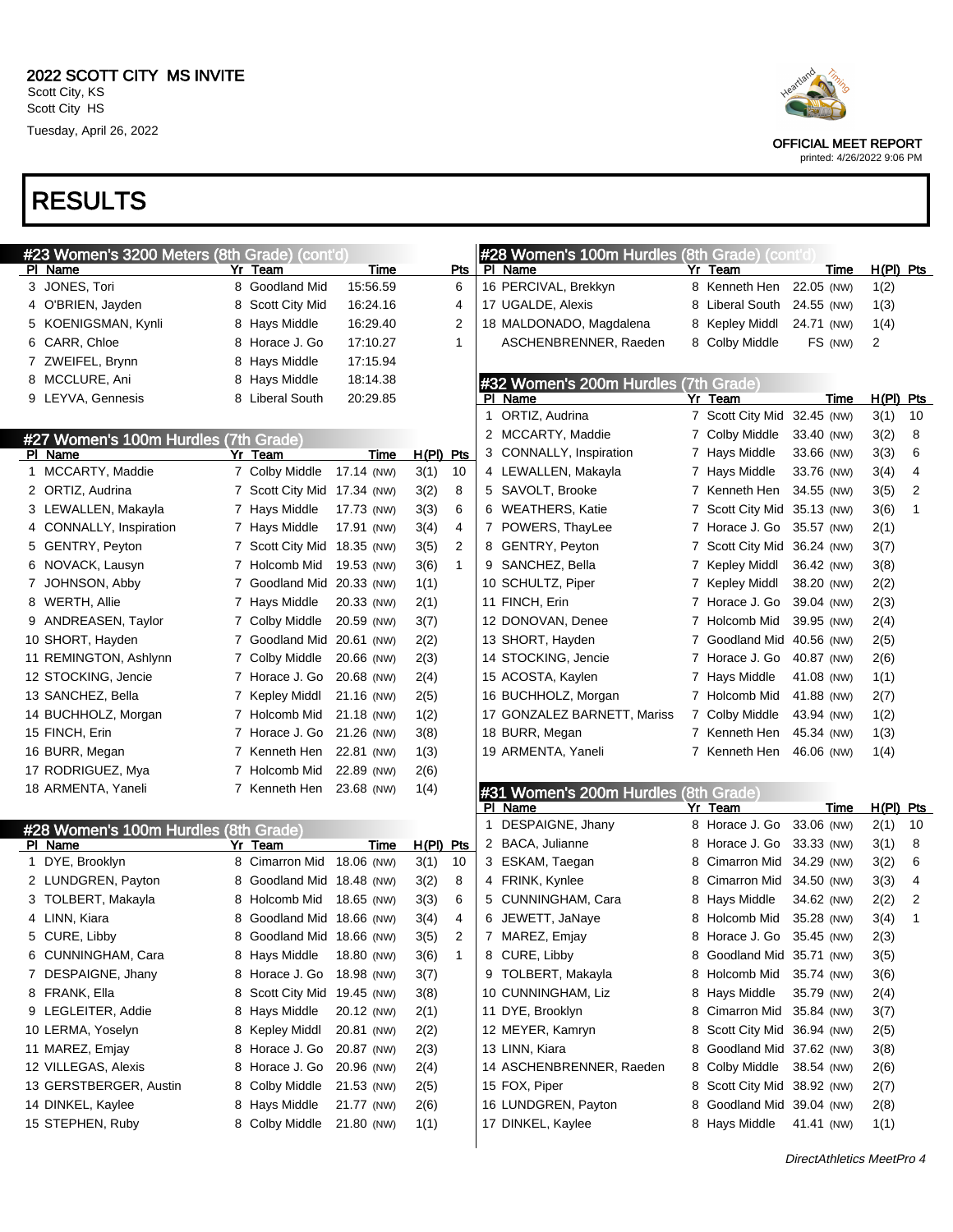# 2022 SCOTT CITY MS INVITE

Scott City, KS
Scott City HS
Tuesday, April 26, 2022

OFFICIAL MEET REPORT
printed: 4/26/2022 9:06 PM

# RESULTS

## #23 Women's 3200 Meters (8th Grade) (cont'd)

| Pl | Name | Yr | Team | Time | Pts |
|---|---|---|---|---|---|
| 3 | JONES, Tori | 8 | Goodland Mid | 15:56.59 | 6 |
| 4 | O'BRIEN, Jayden | 8 | Scott City Mid | 16:24.16 | 4 |
| 5 | KOENIGSMAN, Kynli | 8 | Hays Middle | 16:29.40 | 2 |
| 6 | CARR, Chloe | 8 | Horace J. Go | 17:10.27 | 1 |
| 7 | ZWEIFEL, Brynn | 8 | Hays Middle | 17:15.94 | |
| 8 | MCCLURE, Ani | 8 | Hays Middle | 18:14.38 | |
| 9 | LEYVA, Gennesis | 8 | Liberal South | 20:29.85 | |

## #27 Women's 100m Hurdles (7th Grade)

| Pl | Name | Yr | Team | Time | H(Pl) | Pts |
|---|---|---|---|---|---|---|
| 1 | MCCARTY, Maddie | 7 | Colby Middle | 17.14 (NW) | 3(1) | 10 |
| 2 | ORTIZ, Audrina | 7 | Scott City Mid | 17.34 (NW) | 3(2) | 8 |
| 3 | LEWALLEN, Makayla | 7 | Hays Middle | 17.73 (NW) | 3(3) | 6 |
| 4 | CONNALLY, Inspiration | 7 | Hays Middle | 17.91 (NW) | 3(4) | 4 |
| 5 | GENTRY, Peyton | 7 | Scott City Mid | 18.35 (NW) | 3(5) | 2 |
| 6 | NOVACK, Lausyn | 7 | Holcomb Mid | 19.53 (NW) | 3(6) | 1 |
| 7 | JOHNSON, Abby | 7 | Goodland Mid | 20.33 (NW) | 1(1) | |
| 8 | WERTH, Allie | 7 | Hays Middle | 20.33 (NW) | 2(1) | |
| 9 | ANDREASEN, Taylor | 7 | Colby Middle | 20.59 (NW) | 3(7) | |
| 10 | SHORT, Hayden | 7 | Goodland Mid | 20.61 (NW) | 2(2) | |
| 11 | REMINGTON, Ashlynn | 7 | Colby Middle | 20.66 (NW) | 2(3) | |
| 12 | STOCKING, Jencie | 7 | Horace J. Go | 20.68 (NW) | 2(4) | |
| 13 | SANCHEZ, Bella | 7 | Kepley Middl | 21.16 (NW) | 2(5) | |
| 14 | BUCHHOLZ, Morgan | 7 | Holcomb Mid | 21.18 (NW) | 1(2) | |
| 15 | FINCH, Erin | 7 | Horace J. Go | 21.26 (NW) | 3(8) | |
| 16 | BURR, Megan | 7 | Kenneth Hen | 22.81 (NW) | 1(3) | |
| 17 | RODRIGUEZ, Mya | 7 | Holcomb Mid | 22.89 (NW) | 2(6) | |
| 18 | ARMENTA, Yaneli | 7 | Kenneth Hen | 23.68 (NW) | 1(4) | |

## #28 Women's 100m Hurdles (8th Grade)

| Pl | Name | Yr | Team | Time | H(Pl) | Pts |
|---|---|---|---|---|---|---|
| 1 | DYE, Brooklyn | 8 | Cimarron Mid | 18.06 (NW) | 3(1) | 10 |
| 2 | LUNDGREN, Payton | 8 | Goodland Mid | 18.48 (NW) | 3(2) | 8 |
| 3 | TOLBERT, Makayla | 8 | Holcomb Mid | 18.65 (NW) | 3(3) | 6 |
| 4 | LINN, Kiara | 8 | Goodland Mid | 18.66 (NW) | 3(4) | 4 |
| 5 | CURE, Libby | 8 | Goodland Mid | 18.66 (NW) | 3(5) | 2 |
| 6 | CUNNINGHAM, Cara | 8 | Hays Middle | 18.80 (NW) | 3(6) | 1 |
| 7 | DESPAIGNE, Jhany | 8 | Horace J. Go | 18.98 (NW) | 3(7) | |
| 8 | FRANK, Ella | 8 | Scott City Mid | 19.45 (NW) | 3(8) | |
| 9 | LEGLEITER, Addie | 8 | Hays Middle | 20.12 (NW) | 2(1) | |
| 10 | LERMA, Yoselyn | 8 | Kepley Middl | 20.81 (NW) | 2(2) | |
| 11 | MAREZ, Emjay | 8 | Horace J. Go | 20.87 (NW) | 2(3) | |
| 12 | VILLEGAS, Alexis | 8 | Horace J. Go | 20.96 (NW) | 2(4) | |
| 13 | GERSTBERGER, Austin | 8 | Colby Middle | 21.53 (NW) | 2(5) | |
| 14 | DINKEL, Kaylee | 8 | Hays Middle | 21.77 (NW) | 2(6) | |
| 15 | STEPHEN, Ruby | 8 | Colby Middle | 21.80 (NW) | 1(1) | |
| 16 | PERCIVAL, Brekkyn | 8 | Kenneth Hen | 22.05 (NW) | 1(2) | |
| 17 | UGALDE, Alexis | 8 | Liberal South | 24.55 (NW) | 1(3) | |
| 18 | MALDONADO, Magdalena | 8 | Kepley Middl | 24.71 (NW) | 1(4) | |
| | ASCHENBRENNER, Raeden | 8 | Colby Middle | FS (NW) | 2 | |

## #32 Women's 200m Hurdles (7th Grade)

| Pl | Name | Yr | Team | Time | H(Pl) | Pts |
|---|---|---|---|---|---|---|
| 1 | ORTIZ, Audrina | 7 | Scott City Mid | 32.45 (NW) | 3(1) | 10 |
| 2 | MCCARTY, Maddie | 7 | Colby Middle | 33.40 (NW) | 3(2) | 8 |
| 3 | CONNALLY, Inspiration | 7 | Hays Middle | 33.66 (NW) | 3(3) | 6 |
| 4 | LEWALLEN, Makayla | 7 | Hays Middle | 33.76 (NW) | 3(4) | 4 |
| 5 | SAVOLT, Brooke | 7 | Kenneth Hen | 34.55 (NW) | 3(5) | 2 |
| 6 | WEATHERS, Katie | 7 | Scott City Mid | 35.13 (NW) | 3(6) | 1 |
| 7 | POWERS, ThayLee | 7 | Horace J. Go | 35.57 (NW) | 2(1) | |
| 8 | GENTRY, Peyton | 7 | Scott City Mid | 36.24 (NW) | 3(7) | |
| 9 | SANCHEZ, Bella | 7 | Kepley Middl | 36.42 (NW) | 3(8) | |
| 10 | SCHULTZ, Piper | 7 | Kepley Middl | 38.20 (NW) | 2(2) | |
| 11 | FINCH, Erin | 7 | Horace J. Go | 39.04 (NW) | 2(3) | |
| 12 | DONOVAN, Denee | 7 | Holcomb Mid | 39.95 (NW) | 2(4) | |
| 13 | SHORT, Hayden | 7 | Goodland Mid | 40.56 (NW) | 2(5) | |
| 14 | STOCKING, Jencie | 7 | Horace J. Go | 40.87 (NW) | 2(6) | |
| 15 | ACOSTA, Kaylen | 7 | Hays Middle | 41.08 (NW) | 1(1) | |
| 16 | BUCHHOLZ, Morgan | 7 | Holcomb Mid | 41.88 (NW) | 2(7) | |
| 17 | GONZALEZ BARNETT, Mariss | 7 | Colby Middle | 43.94 (NW) | 1(2) | |
| 18 | BURR, Megan | 7 | Kenneth Hen | 45.34 (NW) | 1(3) | |
| 19 | ARMENTA, Yaneli | 7 | Kenneth Hen | 46.06 (NW) | 1(4) | |

## #31 Women's 200m Hurdles (8th Grade)

| Pl | Name | Yr | Team | Time | H(Pl) | Pts |
|---|---|---|---|---|---|---|
| 1 | DESPAIGNE, Jhany | 8 | Horace J. Go | 33.06 (NW) | 2(1) | 10 |
| 2 | BACA, Julianne | 8 | Horace J. Go | 33.33 (NW) | 3(1) | 8 |
| 3 | ESKAM, Taegan | 8 | Cimarron Mid | 34.29 (NW) | 3(2) | 6 |
| 4 | FRINK, Kynlee | 8 | Cimarron Mid | 34.50 (NW) | 3(3) | 4 |
| 5 | CUNNINGHAM, Cara | 8 | Hays Middle | 34.62 (NW) | 2(2) | 2 |
| 6 | JEWETT, JaNaye | 8 | Holcomb Mid | 35.28 (NW) | 3(4) | 1 |
| 7 | MAREZ, Emjay | 8 | Horace J. Go | 35.45 (NW) | 2(3) | |
| 8 | CURE, Libby | 8 | Goodland Mid | 35.71 (NW) | 3(5) | |
| 9 | TOLBERT, Makayla | 8 | Holcomb Mid | 35.74 (NW) | 3(6) | |
| 10 | CUNNINGHAM, Liz | 8 | Hays Middle | 35.79 (NW) | 2(4) | |
| 11 | DYE, Brooklyn | 8 | Cimarron Mid | 35.84 (NW) | 3(7) | |
| 12 | MEYER, Kamryn | 8 | Scott City Mid | 36.94 (NW) | 2(5) | |
| 13 | LINN, Kiara | 8 | Goodland Mid | 37.62 (NW) | 3(8) | |
| 14 | ASCHENBRENNER, Raeden | 8 | Colby Middle | 38.54 (NW) | 2(6) | |
| 15 | FOX, Piper | 8 | Scott City Mid | 38.92 (NW) | 2(7) | |
| 16 | LUNDGREN, Payton | 8 | Goodland Mid | 39.04 (NW) | 2(8) | |
| 17 | DINKEL, Kaylee | 8 | Hays Middle | 41.41 (NW) | 1(1) | |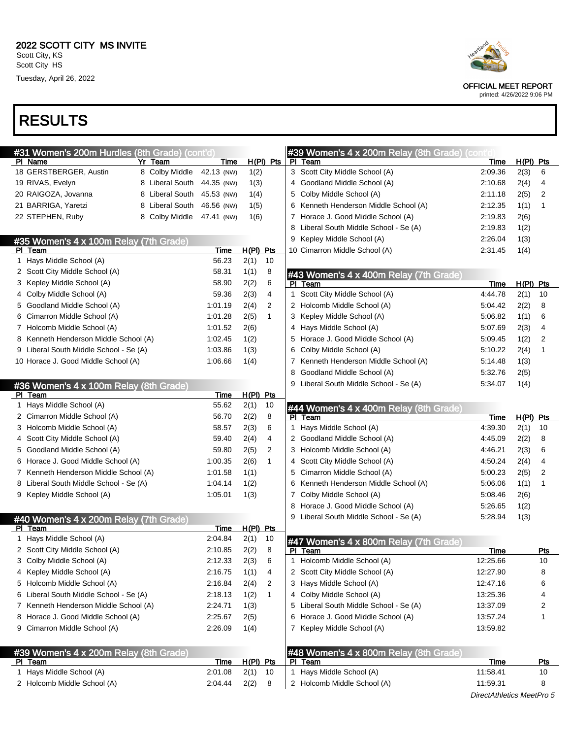# RESULTS

## #31 Women's 200m Hurdles (8th Grade) (cont'd)

| Pl | Name | Yr | Team | Time | H(Pl) | Pts |
|---|---|---|---|---|---|---|
| 18 | GERSTBERGER, Austin | 8 | Colby Middle | 42.13 (NW) | 1(2) | |
| 19 | RIVAS, Evelyn | 8 | Liberal South | 44.35 (NW) | 1(3) | |
| 20 | RAIGOZA, Jovanna | 8 | Liberal South | 45.53 (NW) | 1(4) | |
| 21 | BARRIGA, Yaretzi | 8 | Liberal South | 46.56 (NW) | 1(5) | |
| 22 | STEPHEN, Ruby | 8 | Colby Middle | 47.41 (NW) | 1(6) | |

## #35 Women's 4 x 100m Relay (7th Grade)

| Pl | Team | Time | H(Pl) | Pts |
|---|---|---|---|---|
| 1 | Hays Middle School (A) | 56.23 | 2(1) | 10 |
| 2 | Scott City Middle School (A) | 58.31 | 1(1) | 8 |
| 3 | Kepley Middle School (A) | 58.90 | 2(2) | 6 |
| 4 | Colby Middle School (A) | 59.36 | 2(3) | 4 |
| 5 | Goodland Middle School (A) | 1:01.19 | 2(4) | 2 |
| 6 | Cimarron Middle School (A) | 1:01.28 | 2(5) | 1 |
| 7 | Holcomb Middle School (A) | 1:01.52 | 2(6) | |
| 8 | Kenneth Henderson Middle School (A) | 1:02.45 | 1(2) | |
| 9 | Liberal South Middle School - Se (A) | 1:03.86 | 1(3) | |
| 10 | Horace J. Good Middle School (A) | 1:06.66 | 1(4) | |

## #36 Women's 4 x 100m Relay (8th Grade)

| Pl | Team | Time | H(Pl) | Pts |
|---|---|---|---|---|
| 1 | Hays Middle School (A) | 55.62 | 2(1) | 10 |
| 2 | Cimarron Middle School (A) | 56.70 | 2(2) | 8 |
| 3 | Holcomb Middle School (A) | 58.57 | 2(3) | 6 |
| 4 | Scott City Middle School (A) | 59.40 | 2(4) | 4 |
| 5 | Goodland Middle School (A) | 59.80 | 2(5) | 2 |
| 6 | Horace J. Good Middle School (A) | 1:00.35 | 2(6) | 1 |
| 7 | Kenneth Henderson Middle School (A) | 1:01.58 | 1(1) | |
| 8 | Liberal South Middle School - Se (A) | 1:04.14 | 1(2) | |
| 9 | Kepley Middle School (A) | 1:05.01 | 1(3) | |

## #40 Women's 4 x 200m Relay (7th Grade)

| Pl | Team | Time | H(Pl) | Pts |
|---|---|---|---|---|
| 1 | Hays Middle School (A) | 2:04.84 | 2(1) | 10 |
| 2 | Scott City Middle School (A) | 2:10.85 | 2(2) | 8 |
| 3 | Colby Middle School (A) | 2:12.33 | 2(3) | 6 |
| 4 | Kepley Middle School (A) | 2:16.75 | 1(1) | 4 |
| 5 | Holcomb Middle School (A) | 2:16.84 | 2(4) | 2 |
| 6 | Liberal South Middle School - Se (A) | 2:18.13 | 1(2) | 1 |
| 7 | Kenneth Henderson Middle School (A) | 2:24.71 | 1(3) | |
| 8 | Horace J. Good Middle School (A) | 2:25.67 | 2(5) | |
| 9 | Cimarron Middle School (A) | 2:26.09 | 1(4) | |

## #39 Women's 4 x 200m Relay (8th Grade)

| Pl | Team | Time | H(Pl) | Pts |
|---|---|---|---|---|
| 1 | Hays Middle School (A) | 2:01.08 | 2(1) | 10 |
| 2 | Holcomb Middle School (A) | 2:04.44 | 2(2) | 8 |
| 3 | Scott City Middle School (A) | 2:09.36 | 2(3) | 6 |
| 4 | Goodland Middle School (A) | 2:10.68 | 2(4) | 4 |
| 5 | Colby Middle School (A) | 2:11.18 | 2(5) | 2 |
| 6 | Kenneth Henderson Middle School (A) | 2:12.35 | 1(1) | 1 |
| 7 | Horace J. Good Middle School (A) | 2:19.83 | 2(6) | |
| 8 | Liberal South Middle School - Se (A) | 2:19.83 | 1(2) | |
| 9 | Kepley Middle School (A) | 2:26.04 | 1(3) | |
| 10 | Cimarron Middle School (A) | 2:31.45 | 1(4) | |

## #43 Women's 4 x 400m Relay (7th Grade)

| Pl | Team | Time | H(Pl) | Pts |
|---|---|---|---|---|
| 1 | Scott City Middle School (A) | 4:44.78 | 2(1) | 10 |
| 2 | Holcomb Middle School (A) | 5:04.42 | 2(2) | 8 |
| 3 | Kepley Middle School (A) | 5:06.82 | 1(1) | 6 |
| 4 | Hays Middle School (A) | 5:07.69 | 2(3) | 4 |
| 5 | Horace J. Good Middle School (A) | 5:09.45 | 1(2) | 2 |
| 6 | Colby Middle School (A) | 5:10.22 | 2(4) | 1 |
| 7 | Kenneth Henderson Middle School (A) | 5:14.48 | 1(3) | |
| 8 | Goodland Middle School (A) | 5:32.76 | 2(5) | |
| 9 | Liberal South Middle School - Se (A) | 5:34.07 | 1(4) | |

## #44 Women's 4 x 400m Relay (8th Grade)

| Pl | Team | Time | H(Pl) | Pts |
|---|---|---|---|---|
| 1 | Hays Middle School (A) | 4:39.30 | 2(1) | 10 |
| 2 | Goodland Middle School (A) | 4:45.09 | 2(2) | 8 |
| 3 | Holcomb Middle School (A) | 4:46.21 | 2(3) | 6 |
| 4 | Scott City Middle School (A) | 4:50.24 | 2(4) | 4 |
| 5 | Cimarron Middle School (A) | 5:00.23 | 2(5) | 2 |
| 6 | Kenneth Henderson Middle School (A) | 5:06.06 | 1(1) | 1 |
| 7 | Colby Middle School (A) | 5:08.46 | 2(6) | |
| 8 | Horace J. Good Middle School (A) | 5:26.65 | 1(2) | |
| 9 | Liberal South Middle School - Se (A) | 5:28.94 | 1(3) | |

## #47 Women's 4 x 800m Relay (7th Grade)

| Pl | Team | Time | Pts |
|---|---|---|---|
| 1 | Holcomb Middle School (A) | 12:25.66 | 10 |
| 2 | Scott City Middle School (A) | 12:27.90 | 8 |
| 3 | Hays Middle School (A) | 12:47.16 | 6 |
| 4 | Colby Middle School (A) | 13:25.36 | 4 |
| 5 | Liberal South Middle School - Se (A) | 13:37.09 | 2 |
| 6 | Horace J. Good Middle School (A) | 13:57.24 | 1 |
| 7 | Kepley Middle School (A) | 13:59.82 | |

## #48 Women's 4 x 800m Relay (8th Grade)

| Pl | Team | Time | Pts |
|---|---|---|---|
| 1 | Hays Middle School (A) | 11:58.41 | 10 |
| 2 | Holcomb Middle School (A) | 11:59.31 | 8 |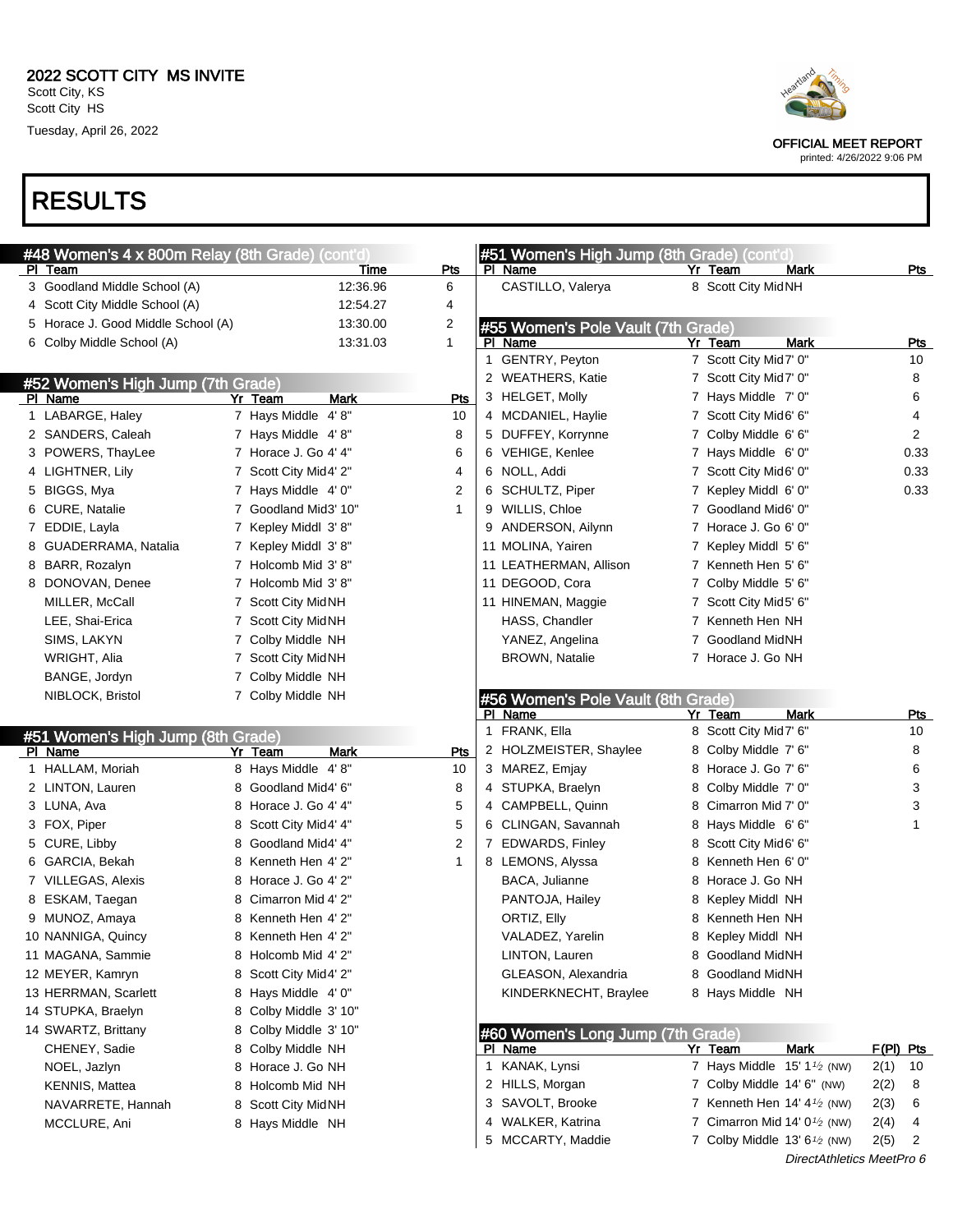# 2022 SCOTT CITY MS INVITE

Scott City, KS
Scott City HS
Tuesday, April 26, 2022

OFFICIAL MEET REPORT
printed: 4/26/2022 9:06 PM

# RESULTS

## #48 Women's 4 x 800m Relay (8th Grade) (cont'd)

| Pl | Team | Time | Pts |
|---|---|---|---|
| 3 | Goodland Middle School (A) | 12:36.96 | 6 |
| 4 | Scott City Middle School (A) | 12:54.27 | 4 |
| 5 | Horace J. Good Middle School (A) | 13:30.00 | 2 |
| 6 | Colby Middle School (A) | 13:31.03 | 1 |

## #52 Women's High Jump (7th Grade)

| Pl | Name | Yr | Team | Mark | Pts |
|---|---|---|---|---|---|
| 1 | LABARGE, Haley | 7 | Hays Middle | 4' 8" | 10 |
| 2 | SANDERS, Caleah | 7 | Hays Middle | 4' 8" | 8 |
| 3 | POWERS, ThayLee | 7 | Horace J. Go | 4' 4" | 6 |
| 4 | LIGHTNER, Lily | 7 | Scott City Mid | 4' 2" | 4 |
| 5 | BIGGS, Mya | 7 | Hays Middle | 4' 0" | 2 |
| 6 | CURE, Natalie | 7 | Goodland Mid | 3' 10" | 1 |
| 7 | EDDIE, Layla | 7 | Kepley Middl | 3' 8" | |
| 8 | GUADERRAMA, Natalia | 7 | Kepley Middl | 3' 8" | |
| 8 | BARR, Rozalyn | 7 | Holcomb Mid | 3' 8" | |
| 8 | DONOVAN, Denee | 7 | Holcomb Mid | 3' 8" | |
| | MILLER, McCall | 7 | Scott City Mid | NH | |
| | LEE, Shai-Erica | 7 | Scott City Mid | NH | |
| | SIMS, LAKYN | 7 | Colby Middle | NH | |
| | WRIGHT, Alia | 7 | Scott City Mid | NH | |
| | BANGE, Jordyn | 7 | Colby Middle | NH | |
| | NIBLOCK, Bristol | 7 | Colby Middle | NH | |

## #51 Women's High Jump (8th Grade)

| Pl | Name | Yr | Team | Mark | Pts |
|---|---|---|---|---|---|
| 1 | HALLAM, Moriah | 8 | Hays Middle | 4' 8" | 10 |
| 2 | LINTON, Lauren | 8 | Goodland Mid | 4' 6" | 8 |
| 3 | LUNA, Ava | 8 | Horace J. Go | 4' 4" | 5 |
| 3 | FOX, Piper | 8 | Scott City Mid | 4' 4" | 5 |
| 5 | CURE, Libby | 8 | Goodland Mid | 4' 4" | 2 |
| 6 | GARCIA, Bekah | 8 | Kenneth Hen | 4' 2" | 1 |
| 7 | VILLEGAS, Alexis | 8 | Horace J. Go | 4' 2" | |
| 8 | ESKAM, Taegan | 8 | Cimarron Mid | 4' 2" | |
| 9 | MUNOZ, Amaya | 8 | Kenneth Hen | 4' 2" | |
| 10 | NANNIGA, Quincy | 8 | Kenneth Hen | 4' 2" | |
| 11 | MAGANA, Sammie | 8 | Holcomb Mid | 4' 2" | |
| 12 | MEYER, Kamryn | 8 | Scott City Mid | 4' 2" | |
| 13 | HERRMAN, Scarlett | 8 | Hays Middle | 4' 0" | |
| 14 | STUPKA, Braelyn | 8 | Colby Middle | 3' 10" | |
| 14 | SWARTZ, Brittany | 8 | Colby Middle | 3' 10" | |
| | CHENEY, Sadie | 8 | Colby Middle | NH | |
| | NOEL, Jazlyn | 8 | Horace J. Go | NH | |
| | KENNIS, Mattea | 8 | Holcomb Mid | NH | |
| | NAVARRETE, Hannah | 8 | Scott City Mid | NH | |
| | MCCLURE, Ani | 8 | Hays Middle | NH | |
| | CASTILLO, Valerya | 8 | Scott City Mid | NH | |

## #55 Women's Pole Vault (7th Grade)

| Pl | Name | Yr | Team | Mark | Pts |
|---|---|---|---|---|---|
| 1 | GENTRY, Peyton | 7 | Scott City Mid | 7' 0" | 10 |
| 2 | WEATHERS, Katie | 7 | Scott City Mid | 7' 0" | 8 |
| 3 | HELGET, Molly | 7 | Hays Middle | 7' 0" | 6 |
| 4 | MCDANIEL, Haylie | 7 | Scott City Mid | 6' 6" | 4 |
| 5 | DUFFEY, Korrynne | 7 | Colby Middle | 6' 6" | 2 |
| 6 | VEHIGE, Kenlee | 7 | Hays Middle | 6' 0" | 0.33 |
| 6 | NOLL, Addi | 7 | Scott City Mid | 6' 0" | 0.33 |
| 6 | SCHULTZ, Piper | 7 | Kepley Middl | 6' 0" | 0.33 |
| 9 | WILLIS, Chloe | 7 | Goodland Mid | 6' 0" | |
| 9 | ANDERSON, Ailynn | 7 | Horace J. Go | 6' 0" | |
| 11 | MOLINA, Yairen | 7 | Kepley Middl | 5' 6" | |
| 11 | LEATHERMAN, Allison | 7 | Kenneth Hen | 5' 6" | |
| 11 | DEGOOD, Cora | 7 | Colby Middle | 5' 6" | |
| 11 | HINEMAN, Maggie | 7 | Scott City Mid | 5' 6" | |
| | HASS, Chandler | 7 | Kenneth Hen | NH | |
| | YANEZ, Angelina | 7 | Goodland Mid | NH | |
| | BROWN, Natalie | 7 | Horace J. Go | NH | |

## #56 Women's Pole Vault (8th Grade)

| Pl | Name | Yr | Team | Mark | Pts |
|---|---|---|---|---|---|
| 1 | FRANK, Ella | 8 | Scott City Mid | 7' 6" | 10 |
| 2 | HOLZMEISTER, Shaylee | 8 | Colby Middle | 7' 6" | 8 |
| 3 | MAREZ, Emjay | 8 | Horace J. Go | 7' 6" | 6 |
| 4 | STUPKA, Braelyn | 8 | Colby Middle | 7' 0" | 3 |
| 4 | CAMPBELL, Quinn | 8 | Cimarron Mid | 7' 0" | 3 |
| 6 | CLINGAN, Savannah | 8 | Hays Middle | 6' 6" | 1 |
| 7 | EDWARDS, Finley | 8 | Scott City Mid | 6' 6" | |
| 8 | LEMONS, Alyssa | 8 | Kenneth Hen | 6' 0" | |
| | BACA, Julianne | 8 | Horace J. Go | NH | |
| | PANTOJA, Hailey | 8 | Kepley Middl | NH | |
| | ORTIZ, Elly | 8 | Kenneth Hen | NH | |
| | VALADEZ, Yarelin | 8 | Kepley Middl | NH | |
| | LINTON, Lauren | 8 | Goodland Mid | NH | |
| | GLEASON, Alexandria | 8 | Goodland Mid | NH | |
| | KINDERKNECHT, Braylee | 8 | Hays Middle | NH | |

## #60 Women's Long Jump (7th Grade)

| Pl | Name | Yr | Team | Mark | F(Pl) | Pts |
|---|---|---|---|---|---|---|
| 1 | KANAK, Lynsi | 7 | Hays Middle | 15' 1½ (NW) | 2(1) | 10 |
| 2 | HILLS, Morgan | 7 | Colby Middle | 14' 6" (NW) | 2(2) | 8 |
| 3 | SAVOLT, Brooke | 7 | Kenneth Hen | 14' 4½ (NW) | 2(3) | 6 |
| 4 | WALKER, Katrina | 7 | Cimarron Mid | 14' 0½ (NW) | 2(4) | 4 |
| 5 | MCCARTY, Maddie | 7 | Colby Middle | 13' 6½ (NW) | 2(5) | 2 |

DirectAthletics MeetPro 6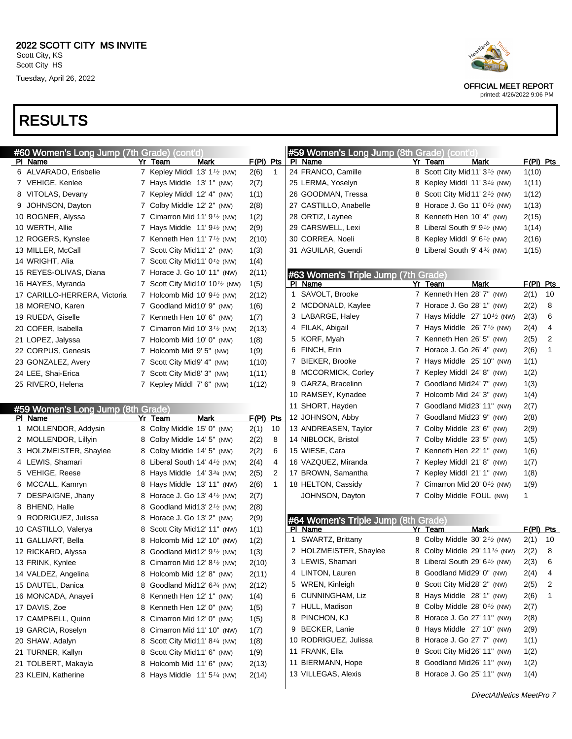# 2022 SCOTT CITY MS INVITE

Scott City, KS
Scott City HS
Tuesday, April 26, 2022

OFFICIAL MEET REPORT
printed: 4/26/2022 9:06 PM

# RESULTS

## #60 Women's Long Jump (7th Grade) (cont'd)

| Pl | Name | Yr | Team | Mark | | F(Pl) | Pts |
|---|---|---|---|---|---|---|---|
| 6 | ALVARADO, Erisbelie | 7 | Kepley Middl | 13' 1½ | (NW) | 2(6) | 1 |
| 7 | VEHIGE, Kenlee | 7 | Hays Middle | 13' 1" | (NW) | 2(7) | |
| 8 | VITOLAS, Devany | 7 | Kepley Middl | 12' 4" | (NW) | 1(1) | |
| 9 | JOHNSON, Dayton | 7 | Colby Middle | 12' 2" | (NW) | 2(8) | |
| 10 | BOGNER, Alyssa | 7 | Cimarron Mid | 11' 9½ | (NW) | 1(2) | |
| 10 | WERTH, Allie | 7 | Hays Middle | 11' 9½ | (NW) | 2(9) | |
| 12 | ROGERS, Kynslee | 7 | Kenneth Hen | 11' 7½ | (NW) | 2(10) | |
| 13 | MILLER, McCall | 7 | Scott City Mid | 11' 2" | (NW) | 1(3) | |
| 14 | WRIGHT, Alia | 7 | Scott City Mid | 11' 0½ | (NW) | 1(4) | |
| 15 | REYES-OLIVAS, Diana | 7 | Horace J. Go | 10' 11" | (NW) | 2(11) | |
| 16 | HAYES, Myranda | 7 | Scott City Mid | 10' 10½ | (NW) | 1(5) | |
| 17 | CARILLO-HERRERA, Victoria | 7 | Holcomb Mid | 10' 9½ | (NW) | 2(12) | |
| 18 | MORENO, Karen | 7 | Goodland Mid | 10' 9" | (NW) | 1(6) | |
| 19 | RUEDA, Giselle | 7 | Kenneth Hen | 10' 6" | (NW) | 1(7) | |
| 20 | COFER, Isabella | 7 | Cimarron Mid | 10' 3½ | (NW) | 2(13) | |
| 21 | LOPEZ, Jalyssa | 7 | Holcomb Mid | 10' 0" | (NW) | 1(8) | |
| 22 | CORPUS, Genesis | 7 | Holcomb Mid | 9' 5" | (NW) | 1(9) | |
| 23 | GONZALEZ, Avery | 7 | Scott City Mid | 9' 4" | (NW) | 1(10) | |
| 24 | LEE, Shai-Erica | 7 | Scott City Mid | 8' 3" | (NW) | 1(11) | |
| 25 | RIVERO, Helena | 7 | Kepley Middl | 7' 6" | (NW) | 1(12) | |

## #59 Women's Long Jump (8th Grade)

| Pl | Name | Yr | Team | Mark | | F(Pl) | Pts |
|---|---|---|---|---|---|---|---|
| 1 | MOLLENDOR, Addysin | 8 | Colby Middle | 15' 0" | (NW) | 2(1) | 10 |
| 2 | MOLLENDOR, Lillyin | 8 | Colby Middle | 14' 5" | (NW) | 2(2) | 8 |
| 3 | HOLZMEISTER, Shaylee | 8 | Colby Middle | 14' 5" | (NW) | 2(2) | 6 |
| 4 | LEWIS, Shamari | 8 | Liberal South | 14' 4½ | (NW) | 2(4) | 4 |
| 5 | VEHIGE, Reese | 8 | Hays Middle | 14' 3¾ | (NW) | 2(5) | 2 |
| 6 | MCCALL, Kamryn | 8 | Hays Middle | 13' 11" | (NW) | 2(6) | 1 |
| 7 | DESPAIGNE, Jhany | 8 | Horace J. Go | 13' 4½ | (NW) | 2(7) | |
| 8 | BHEND, Halle | 8 | Goodland Mid | 13' 2½ | (NW) | 2(8) | |
| 9 | RODRIGUEZ, Julissa | 8 | Horace J. Go | 13' 2" | (NW) | 2(9) | |
| 10 | CASTILLO, Valerya | 8 | Scott City Mid | 12' 11" | (NW) | 1(1) | |
| 11 | GALLIART, Bella | 8 | Holcomb Mid | 12' 10" | (NW) | 1(2) | |
| 12 | RICKARD, Alyssa | 8 | Goodland Mid | 12' 9½ | (NW) | 1(3) | |
| 13 | FRINK, Kynlee | 8 | Cimarron Mid | 12' 8½ | (NW) | 2(10) | |
| 14 | VALDEZ, Angelina | 8 | Holcomb Mid | 12' 8" | (NW) | 2(11) | |
| 15 | DAUTEL, Danica | 8 | Goodland Mid | 12' 6¾ | (NW) | 2(12) | |
| 16 | MONCADA, Anayeli | 8 | Kenneth Hen | 12' 1" | (NW) | 1(4) | |
| 17 | DAVIS, Zoe | 8 | Kenneth Hen | 12' 0" | (NW) | 1(5) | |
| 17 | CAMPBELL, Quinn | 8 | Cimarron Mid | 12' 0" | (NW) | 1(5) | |
| 19 | GARCIA, Roselyn | 8 | Cimarron Mid | 11' 10" | (NW) | 1(7) | |
| 20 | SHAW, Adalyn | 8 | Scott City Mid | 11' 8¼ | (NW) | 1(8) | |
| 21 | TURNER, Kallyn | 8 | Scott City Mid | 11' 6" | (NW) | 1(9) | |
| 21 | TOLBERT, Makayla | 8 | Holcomb Mid | 11' 6" | (NW) | 2(13) | |
| 23 | KLEIN, Katherine | 8 | Hays Middle | 11' 5¼ | (NW) | 2(14) | |
| 24 | FRANCO, Camille | 8 | Scott City Mid | 11' 3½ | (NW) | 1(10) | |
| 25 | LERMA, Yoselyn | 8 | Kepley Middl | 11' 3¼ | (NW) | 1(11) | |
| 26 | GOODMAN, Tressa | 8 | Scott City Mid | 11' 2½ | (NW) | 1(12) | |
| 27 | CASTILLO, Anabelle | 8 | Horace J. Go | 11' 0½ | (NW) | 1(13) | |
| 28 | ORTIZ, Laynee | 8 | Kenneth Hen | 10' 4" | (NW) | 2(15) | |
| 29 | CARSWELL, Lexi | 8 | Liberal South | 9' 9½ | (NW) | 1(14) | |
| 30 | CORREA, Noeli | 8 | Kepley Middl | 9' 6½ | (NW) | 2(16) | |
| 31 | AGUILAR, Guendi | 8 | Liberal South | 9' 4¾ | (NW) | 1(15) | |

## #63 Women's Triple Jump (7th Grade)

| Pl | Name | Yr | Team | Mark | | F(Pl) | Pts |
|---|---|---|---|---|---|---|---|
| 1 | SAVOLT, Brooke | 7 | Kenneth Hen | 28' 7" | (NW) | 2(1) | 10 |
| 2 | MCDONALD, Kaylee | 7 | Horace J. Go | 28' 1" | (NW) | 2(2) | 8 |
| 3 | LABARGE, Haley | 7 | Hays Middle | 27' 10½ | (NW) | 2(3) | 6 |
| 4 | FILAK, Abigail | 7 | Hays Middle | 26' 7½ | (NW) | 2(4) | 4 |
| 5 | KORF, Myah | 7 | Kenneth Hen | 26' 5" | (NW) | 2(5) | 2 |
| 6 | FINCH, Erin | 7 | Horace J. Go | 26' 4" | (NW) | 2(6) | 1 |
| 7 | BIEKER, Brooke | 7 | Hays Middle | 25' 10" | (NW) | 1(1) | |
| 8 | MCCORMICK, Corley | 7 | Kepley Middl | 24' 8" | (NW) | 1(2) | |
| 9 | GARZA, Bracelinn | 7 | Goodland Mid | 24' 7" | (NW) | 1(3) | |
| 10 | RAMSEY, Kynadee | 7 | Holcomb Mid | 24' 3" | (NW) | 1(4) | |
| 11 | SHORT, Hayden | 7 | Goodland Mid | 23' 11" | (NW) | 2(7) | |
| 12 | JOHNSON, Abby | 7 | Goodland Mid | 23' 9" | (NW) | 2(8) | |
| 13 | ANDREASEN, Taylor | 7 | Colby Middle | 23' 6" | (NW) | 2(9) | |
| 14 | NIBLOCK, Bristol | 7 | Colby Middle | 23' 5" | (NW) | 1(5) | |
| 15 | WIESE, Cara | 7 | Kenneth Hen | 22' 1" | (NW) | 1(6) | |
| 16 | VAZQUEZ, Miranda | 7 | Kepley Middl | 21' 8" | (NW) | 1(7) | |
| 17 | BROWN, Samantha | 7 | Kepley Middl | 21' 1" | (NW) | 1(8) | |
| 18 | HELTON, Cassidy | 7 | Cimarron Mid | 20' 0½ | (NW) | 1(9) | |
| | JOHNSON, Dayton | 7 | Colby Middle | FOUL | (NW) | 1 | |

## #64 Women's Triple Jump (8th Grade)

| Pl | Name | Yr | Team | Mark | | F(Pl) | Pts |
|---|---|---|---|---|---|---|---|
| 1 | SWARTZ, Brittany | 8 | Colby Middle | 30' 2½ | (NW) | 2(1) | 10 |
| 2 | HOLZMEISTER, Shaylee | 8 | Colby Middle | 29' 11½ | (NW) | 2(2) | 8 |
| 3 | LEWIS, Shamari | 8 | Liberal South | 29' 6½ | (NW) | 2(3) | 6 |
| 4 | LINTON, Lauren | 8 | Goodland Mid | 29' 0" | (NW) | 2(4) | 4 |
| 5 | WREN, Kinleigh | 8 | Scott City Mid | 28' 2" | (NW) | 2(5) | 2 |
| 6 | CUNNINGHAM, Liz | 8 | Hays Middle | 28' 1" | (NW) | 2(6) | 1 |
| 7 | HULL, Madison | 8 | Colby Middle | 28' 0½ | (NW) | 2(7) | |
| 8 | PINCHON, KJ | 8 | Horace J. Go | 27' 11" | (NW) | 2(8) | |
| 9 | BECKER, Lanie | 8 | Hays Middle | 27' 10" | (NW) | 2(9) | |
| 10 | RODRIGUEZ, Julissa | 8 | Horace J. Go | 27' 7" | (NW) | 1(1) | |
| 11 | FRANK, Ella | 8 | Scott City Mid | 26' 11" | (NW) | 1(2) | |
| 11 | BIERMANN, Hope | 8 | Goodland Mid | 26' 11" | (NW) | 1(2) | |
| 13 | VILLEGAS, Alexis | 8 | Horace J. Go | 25' 11" | (NW) | 1(4) | |

DirectAthletics MeetPro 7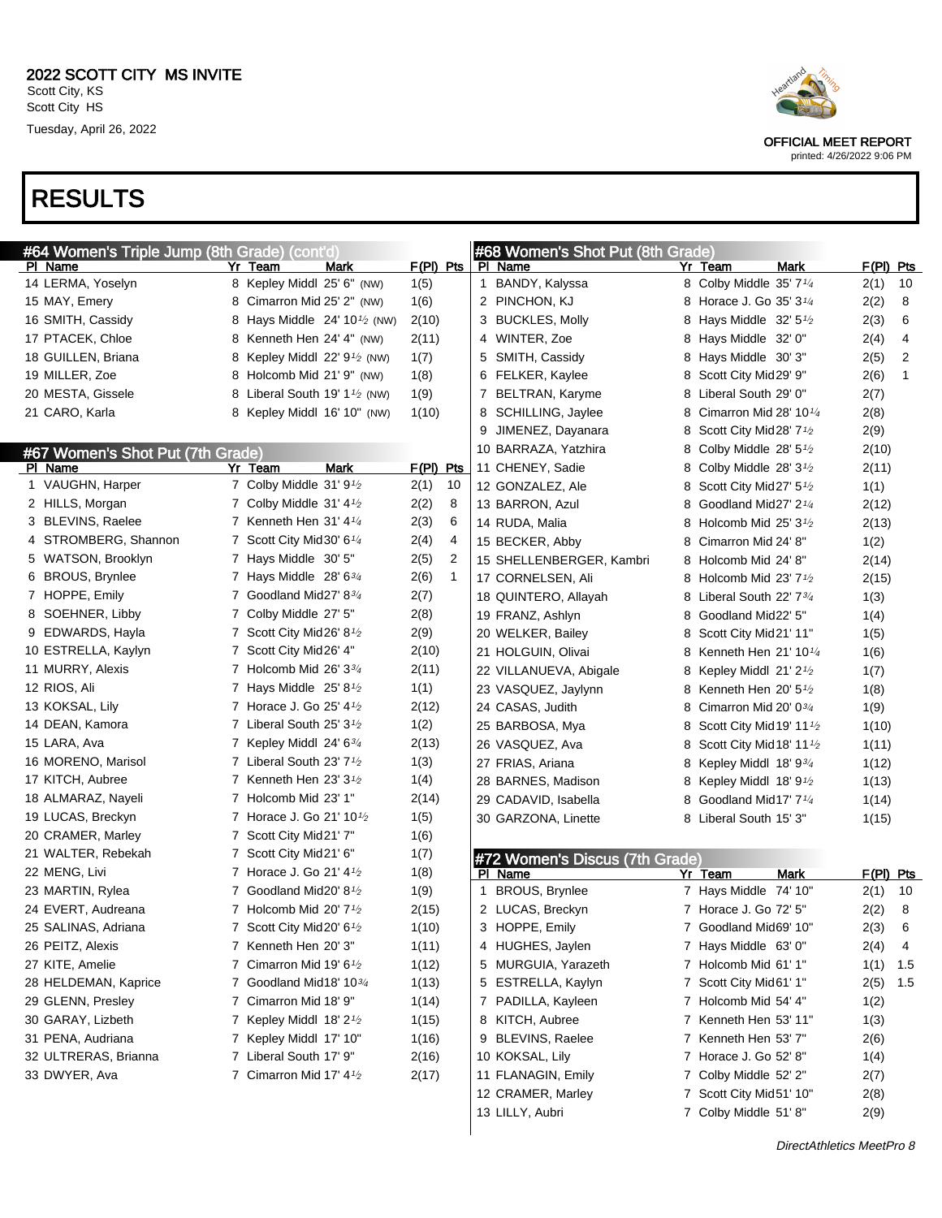# 2022 SCOTT CITY MS INVITE

Scott City, KS
Scott City HS
Tuesday, April 26, 2022

OFFICIAL MEET REPORT
printed: 4/26/2022 9:06 PM

# RESULTS

## #64 Women's Triple Jump (8th Grade) (cont'd)

| Pl | Name | Yr | Team | Mark | F(Pl) | Pts |
|---|---|---|---|---|---|---|
| 14 | LERMA, Yoselyn | 8 | Kepley Middl | 25' 6" (NW) | 1(5) | |
| 15 | MAY, Emery | 8 | Cimarron Mid | 25' 2" (NW) | 1(6) | |
| 16 | SMITH, Cassidy | 8 | Hays Middle | 24' 10½ (NW) | 2(10) | |
| 17 | PTACEK, Chloe | 8 | Kenneth Hen | 24' 4" (NW) | 2(11) | |
| 18 | GUILLEN, Briana | 8 | Kepley Middl | 22' 9½ (NW) | 1(7) | |
| 19 | MILLER, Zoe | 8 | Holcomb Mid | 21' 9" (NW) | 1(8) | |
| 20 | MESTA, Gissele | 8 | Liberal South | 19' 1½ (NW) | 1(9) | |
| 21 | CARO, Karla | 8 | Kepley Middl | 16' 10" (NW) | 1(10) | |

## #67 Women's Shot Put (7th Grade)

| Pl | Name | Yr | Team | Mark | F(Pl) | Pts |
|---|---|---|---|---|---|---|
| 1 | VAUGHN, Harper | 7 | Colby Middle | 31' 9½ | 2(1) | 10 |
| 2 | HILLS, Morgan | 7 | Colby Middle | 31' 4½ | 2(2) | 8 |
| 3 | BLEVINS, Raelee | 7 | Kenneth Hen | 31' 4¼ | 2(3) | 6 |
| 4 | STROMBERG, Shannon | 7 | Scott City Mid | 30' 6¼ | 2(4) | 4 |
| 5 | WATSON, Brooklyn | 7 | Hays Middle | 30' 5" | 2(5) | 2 |
| 6 | BROUS, Brynlee | 7 | Hays Middle | 28' 6¾ | 2(6) | 1 |
| 7 | HOPPE, Emily | 7 | Goodland Mid | 27' 8¾ | 2(7) | |
| 8 | SOEHNER, Libby | 7 | Colby Middle | 27' 5" | 2(8) | |
| 9 | EDWARDS, Hayla | 7 | Scott City Mid | 26' 8½ | 2(9) | |
| 10 | ESTRELLA, Kaylyn | 7 | Scott City Mid | 26' 4" | 2(10) | |
| 11 | MURRY, Alexis | 7 | Holcomb Mid | 26' 3¾ | 2(11) | |
| 12 | RIOS, Ali | 7 | Hays Middle | 25' 8½ | 1(1) | |
| 13 | KOKSAL, Lily | 7 | Horace J. Go | 25' 4½ | 2(12) | |
| 14 | DEAN, Kamora | 7 | Liberal South | 25' 3½ | 1(2) | |
| 15 | LARA, Ava | 7 | Kepley Middl | 24' 6¾ | 2(13) | |
| 16 | MORENO, Marisol | 7 | Liberal South | 23' 7½ | 1(3) | |
| 17 | KITCH, Aubree | 7 | Kenneth Hen | 23' 3½ | 1(4) | |
| 18 | ALMARAZ, Nayeli | 7 | Holcomb Mid | 23' 1" | 2(14) | |
| 19 | LUCAS, Breckyn | 7 | Horace J. Go | 21' 10½ | 1(5) | |
| 20 | CRAMER, Marley | 7 | Scott City Mid | 21' 7" | 1(6) | |
| 21 | WALTER, Rebekah | 7 | Scott City Mid | 21' 6" | 1(7) | |
| 22 | MENG, Livi | 7 | Horace J. Go | 21' 4½ | 1(8) | |
| 23 | MARTIN, Rylea | 7 | Goodland Mid | 20' 8½ | 1(9) | |
| 24 | EVERT, Audreana | 7 | Holcomb Mid | 20' 7½ | 2(15) | |
| 25 | SALINAS, Adriana | 7 | Scott City Mid | 20' 6½ | 1(10) | |
| 26 | PEITZ, Alexis | 7 | Kenneth Hen | 20' 3" | 1(11) | |
| 27 | KITE, Amelie | 7 | Cimarron Mid | 19' 6½ | 1(12) | |
| 28 | HELDEMAN, Kaprice | 7 | Goodland Mid | 18' 10¾ | 1(13) | |
| 29 | GLENN, Presley | 7 | Cimarron Mid | 18' 9" | 1(14) | |
| 30 | GARAY, Lizbeth | 7 | Kepley Middl | 18' 2½ | 1(15) | |
| 31 | PENA, Audriana | 7 | Kepley Middl | 17' 10" | 1(16) | |
| 32 | ULTRERAS, Brianna | 7 | Liberal South | 17' 9" | 2(16) | |
| 33 | DWYER, Ava | 7 | Cimarron Mid | 17' 4½ | 2(17) | |

## #68 Women's Shot Put (8th Grade)

| Pl | Name | Yr | Team | Mark | F(Pl) | Pts |
|---|---|---|---|---|---|---|
| 1 | BANDY, Kalyssa | 8 | Colby Middle | 35' 7¼ | 2(1) | 10 |
| 2 | PINCHON, KJ | 8 | Horace J. Go | 35' 3¼ | 2(2) | 8 |
| 3 | BUCKLES, Molly | 8 | Hays Middle | 32' 5½ | 2(3) | 6 |
| 4 | WINTER, Zoe | 8 | Hays Middle | 32' 0" | 2(4) | 4 |
| 5 | SMITH, Cassidy | 8 | Hays Middle | 30' 3" | 2(5) | 2 |
| 6 | FELKER, Kaylee | 8 | Scott City Mid | 29' 9" | 2(6) | 1 |
| 7 | BELTRAN, Karyme | 8 | Liberal South | 29' 0" | 2(7) | |
| 8 | SCHILLING, Jaylee | 8 | Cimarron Mid | 28' 10¼ | 2(8) | |
| 9 | JIMENEZ, Dayanara | 8 | Scott City Mid | 28' 7½ | 2(9) | |
| 10 | BARRAZA, Yatzhira | 8 | Colby Middle | 28' 5½ | 2(10) | |
| 11 | CHENEY, Sadie | 8 | Colby Middle | 28' 3½ | 2(11) | |
| 12 | GONZALEZ, Ale | 8 | Scott City Mid | 27' 5½ | 1(1) | |
| 13 | BARRON, Azul | 8 | Goodland Mid | 27' 2¼ | 2(12) | |
| 14 | RUDA, Malia | 8 | Holcomb Mid | 25' 3½ | 2(13) | |
| 15 | BECKER, Abby | 8 | Cimarron Mid | 24' 8" | 1(2) | |
| 15 | SHELLENBERGER, Kambri | 8 | Holcomb Mid | 24' 8" | 2(14) | |
| 17 | CORNELSEN, Ali | 8 | Holcomb Mid | 23' 7½ | 2(15) | |
| 18 | QUINTERO, Allayah | 8 | Liberal South | 22' 7¾ | 1(3) | |
| 19 | FRANZ, Ashlyn | 8 | Goodland Mid | 22' 5" | 1(4) | |
| 20 | WELKER, Bailey | 8 | Scott City Mid | 21' 11" | 1(5) | |
| 21 | HOLGUIN, Olivai | 8 | Kenneth Hen | 21' 10¼ | 1(6) | |
| 22 | VILLANUEVA, Abigale | 8 | Kepley Middl | 21' 2½ | 1(7) | |
| 23 | VASQUEZ, Jaylynn | 8 | Kenneth Hen | 20' 5½ | 1(8) | |
| 24 | CASAS, Judith | 8 | Cimarron Mid | 20' 0¾ | 1(9) | |
| 25 | BARBOSA, Mya | 8 | Scott City Mid | 19' 11½ | 1(10) | |
| 26 | VASQUEZ, Ava | 8 | Scott City Mid | 18' 11½ | 1(11) | |
| 27 | FRIAS, Ariana | 8 | Kepley Middl | 18' 9¾ | 1(12) | |
| 28 | BARNES, Madison | 8 | Kepley Middl | 18' 9½ | 1(13) | |
| 29 | CADAVID, Isabella | 8 | Goodland Mid | 17' 7¼ | 1(14) | |
| 30 | GARZONA, Linette | 8 | Liberal South | 15' 3" | 1(15) | |

## #72 Women's Discus (7th Grade)

| Pl | Name | Yr | Team | Mark | F(Pl) | Pts |
|---|---|---|---|---|---|---|
| 1 | BROUS, Brynlee | 7 | Hays Middle | 74' 10" | 2(1) | 10 |
| 2 | LUCAS, Breckyn | 7 | Horace J. Go | 72' 5" | 2(2) | 8 |
| 3 | HOPPE, Emily | 7 | Goodland Mid | 69' 10" | 2(3) | 6 |
| 4 | HUGHES, Jaylen | 7 | Hays Middle | 63' 0" | 2(4) | 4 |
| 5 | MURGUIA, Yarazeth | 7 | Holcomb Mid | 61' 1" | 1(1) | 1.5 |
| 5 | ESTRELLA, Kaylyn | 7 | Scott City Mid | 61' 1" | 2(5) | 1.5 |
| 7 | PADILLA, Kayleen | 7 | Holcomb Mid | 54' 4" | 1(2) | |
| 8 | KITCH, Aubree | 7 | Kenneth Hen | 53' 11" | 1(3) | |
| 9 | BLEVINS, Raelee | 7 | Kenneth Hen | 53' 7" | 2(6) | |
| 10 | KOKSAL, Lily | 7 | Horace J. Go | 52' 8" | 1(4) | |
| 11 | FLANAGIN, Emily | 7 | Colby Middle | 52' 2" | 2(7) | |
| 12 | CRAMER, Marley | 7 | Scott City Mid | 51' 10" | 2(8) | |
| 13 | LILLY, Aubri | 7 | Colby Middle | 51' 8" | 2(9) | |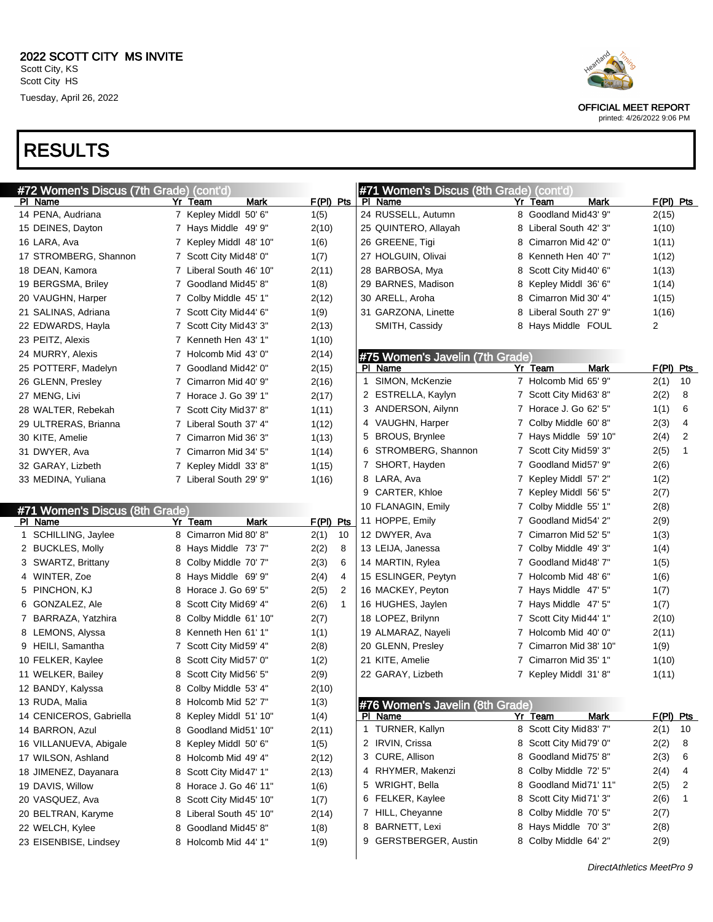2022 SCOTT CITY MS INVITE
Scott City, KS
Scott City HS
Tuesday, April 26, 2022

OFFICIAL MEET REPORT
printed: 4/26/2022 9:06 PM

# RESULTS

## #72 Women's Discus (7th Grade) (cont'd)

| Pl | Name | Yr | Team | Mark | F(Pl) | Pts |
|---|---|---|---|---|---|---|
| 14 | PENA, Audriana | 7 | Kepley Middl | 50' 6" | 1(5) | |
| 15 | DEINES, Dayton | 7 | Hays Middle | 49' 9" | 2(10) | |
| 16 | LARA, Ava | 7 | Kepley Middl | 48' 10" | 1(6) | |
| 17 | STROMBERG, Shannon | 7 | Scott City Mid | 48' 0" | 1(7) | |
| 18 | DEAN, Kamora | 7 | Liberal South | 46' 10" | 2(11) | |
| 19 | BERGSMA, Briley | 7 | Goodland Mid | 45' 8" | 1(8) | |
| 20 | VAUGHN, Harper | 7 | Colby Middle | 45' 1" | 2(12) | |
| 21 | SALINAS, Adriana | 7 | Scott City Mid | 44' 6" | 1(9) | |
| 22 | EDWARDS, Hayla | 7 | Scott City Mid | 43' 3" | 2(13) | |
| 23 | PEITZ, Alexis | 7 | Kenneth Hen | 43' 1" | 1(10) | |
| 24 | MURRY, Alexis | 7 | Holcomb Mid | 43' 0" | 2(14) | |
| 25 | POTTERF, Madelyn | 7 | Goodland Mid | 42' 0" | 2(15) | |
| 26 | GLENN, Presley | 7 | Cimarron Mid | 40' 9" | 2(16) | |
| 27 | MENG, Livi | 7 | Horace J. Go | 39' 1" | 2(17) | |
| 28 | WALTER, Rebekah | 7 | Scott City Mid | 37' 8" | 1(11) | |
| 29 | ULTRERAS, Brianna | 7 | Liberal South | 37' 4" | 1(12) | |
| 30 | KITE, Amelie | 7 | Cimarron Mid | 36' 3" | 1(13) | |
| 31 | DWYER, Ava | 7 | Cimarron Mid | 34' 5" | 1(14) | |
| 32 | GARAY, Lizbeth | 7 | Kepley Middl | 33' 8" | 1(15) | |
| 33 | MEDINA, Yuliana | 7 | Liberal South | 29' 9" | 1(16) | |

## #71 Women's Discus (8th Grade)

| Pl | Name | Yr | Team | Mark | F(Pl) | Pts |
|---|---|---|---|---|---|---|
| 1 | SCHILLING, Jaylee | 8 | Cimarron Mid | 80' 8" | 2(1) | 10 |
| 2 | BUCKLES, Molly | 8 | Hays Middle | 73' 7" | 2(2) | 8 |
| 3 | SWARTZ, Brittany | 8 | Colby Middle | 70' 7" | 2(3) | 6 |
| 4 | WINTER, Zoe | 8 | Hays Middle | 69' 9" | 2(4) | 4 |
| 5 | PINCHON, KJ | 8 | Horace J. Go | 69' 5" | 2(5) | 2 |
| 6 | GONZALEZ, Ale | 8 | Scott City Mid | 69' 4" | 2(6) | 1 |
| 7 | BARRAZA, Yatzhira | 8 | Colby Middle | 61' 10" | 2(7) | |
| 8 | LEMONS, Alyssa | 8 | Kenneth Hen | 61' 1" | 1(1) | |
| 9 | HEILI, Samantha | 7 | Scott City Mid | 59' 4" | 2(8) | |
| 10 | FELKER, Kaylee | 8 | Scott City Mid | 57' 0" | 1(2) | |
| 11 | WELKER, Bailey | 8 | Scott City Mid | 56' 5" | 2(9) | |
| 12 | BANDY, Kalyssa | 8 | Colby Middle | 53' 4" | 2(10) | |
| 13 | RUDA, Malia | 8 | Holcomb Mid | 52' 7" | 1(3) | |
| 14 | CENICEROS, Gabriella | 8 | Kepley Middl | 51' 10" | 1(4) | |
| 14 | BARRON, Azul | 8 | Goodland Mid | 51' 10" | 2(11) | |
| 16 | VILLANUEVA, Abigale | 8 | Kepley Middl | 50' 6" | 1(5) | |
| 17 | WILSON, Ashland | 8 | Holcomb Mid | 49' 4" | 2(12) | |
| 18 | JIMENEZ, Dayanara | 8 | Scott City Mid | 47' 1" | 2(13) | |
| 19 | DAVIS, Willow | 8 | Horace J. Go | 46' 11" | 1(6) | |
| 20 | VASQUEZ, Ava | 8 | Scott City Mid | 45' 10" | 1(7) | |
| 20 | BELTRAN, Karyme | 8 | Liberal South | 45' 10" | 2(14) | |
| 22 | WELCH, Kylee | 8 | Goodland Mid | 45' 8" | 1(8) | |
| 23 | EISENBISE, Lindsey | 8 | Holcomb Mid | 44' 1" | 1(9) | |
| 24 | RUSSELL, Autumn | 8 | Goodland Mid | 43' 9" | 2(15) | |
| 25 | QUINTERO, Allayah | 8 | Liberal South | 42' 3" | 1(10) | |
| 26 | GREENE, Tigi | 8 | Cimarron Mid | 42' 0" | 1(11) | |
| 27 | HOLGUIN, Olivai | 8 | Kenneth Hen | 40' 7" | 1(12) | |
| 28 | BARBOSA, Mya | 8 | Scott City Mid | 40' 6" | 1(13) | |
| 29 | BARNES, Madison | 8 | Kepley Middl | 36' 6" | 1(14) | |
| 30 | ARELL, Aroha | 8 | Cimarron Mid | 30' 4" | 1(15) | |
| 31 | GARZONA, Linette | 8 | Liberal South | 27' 9" | 1(16) | |
| | SMITH, Cassidy | 8 | Hays Middle | FOUL | 2 | |

## #75 Women's Javelin (7th Grade)

| Pl | Name | Yr | Team | Mark | F(Pl) | Pts |
|---|---|---|---|---|---|---|
| 1 | SIMON, McKenzie | 7 | Holcomb Mid | 65' 9" | 2(1) | 10 |
| 2 | ESTRELLA, Kaylyn | 7 | Scott City Mid | 63' 8" | 2(2) | 8 |
| 3 | ANDERSON, Ailynn | 7 | Horace J. Go | 62' 5" | 1(1) | 6 |
| 4 | VAUGHN, Harper | 7 | Colby Middle | 60' 8" | 2(3) | 4 |
| 5 | BROUS, Brynlee | 7 | Hays Middle | 59' 10" | 2(4) | 2 |
| 6 | STROMBERG, Shannon | 7 | Scott City Mid | 59' 3" | 2(5) | 1 |
| 7 | SHORT, Hayden | 7 | Goodland Mid | 57' 9" | 2(6) | |
| 8 | LARA, Ava | 7 | Kepley Middl | 57' 2" | 1(2) | |
| 9 | CARTER, Khloe | 7 | Kepley Middl | 56' 5" | 2(7) | |
| 10 | FLANAGIN, Emily | 7 | Colby Middle | 55' 1" | 2(8) | |
| 11 | HOPPE, Emily | 7 | Goodland Mid | 54' 2" | 2(9) | |
| 12 | DWYER, Ava | 7 | Cimarron Mid | 52' 5" | 1(3) | |
| 13 | LEIJA, Janessa | 7 | Colby Middle | 49' 3" | 1(4) | |
| 14 | MARTIN, Rylea | 7 | Goodland Mid | 48' 7" | 1(5) | |
| 15 | ESLINGER, Peytyn | 7 | Holcomb Mid | 48' 6" | 1(6) | |
| 16 | MACKEY, Peyton | 7 | Hays Middle | 47' 5" | 1(7) | |
| 16 | HUGHES, Jaylen | 7 | Hays Middle | 47' 5" | 1(7) | |
| 18 | LOPEZ, Brilynn | 7 | Scott City Mid | 44' 1" | 2(10) | |
| 19 | ALMARAZ, Nayeli | 7 | Holcomb Mid | 40' 0" | 2(11) | |
| 20 | GLENN, Presley | 7 | Cimarron Mid | 38' 10" | 1(9) | |
| 21 | KITE, Amelie | 7 | Cimarron Mid | 35' 1" | 1(10) | |
| 22 | GARAY, Lizbeth | 7 | Kepley Middl | 31' 8" | 1(11) | |

## #76 Women's Javelin (8th Grade)

| Pl | Name | Yr | Team | Mark | F(Pl) | Pts |
|---|---|---|---|---|---|---|
| 1 | TURNER, Kallyn | 8 | Scott City Mid | 83' 7" | 2(1) | 10 |
| 2 | IRVIN, Crissa | 8 | Scott City Mid | 79' 0" | 2(2) | 8 |
| 3 | CURE, Allison | 8 | Goodland Mid | 75' 8" | 2(3) | 6 |
| 4 | RHYMER, Makenzi | 8 | Colby Middle | 72' 5" | 2(4) | 4 |
| 5 | WRIGHT, Bella | 8 | Goodland Mid | 71' 11" | 2(5) | 2 |
| 6 | FELKER, Kaylee | 8 | Scott City Mid | 71' 3" | 2(6) | 1 |
| 7 | HILL, Cheyanne | 8 | Colby Middle | 70' 5" | 2(7) | |
| 8 | BARNETT, Lexi | 8 | Hays Middle | 70' 3" | 2(8) | |
| 9 | GERSTBERGER, Austin | 8 | Colby Middle | 64' 2" | 2(9) | |

DirectAthletics MeetPro 9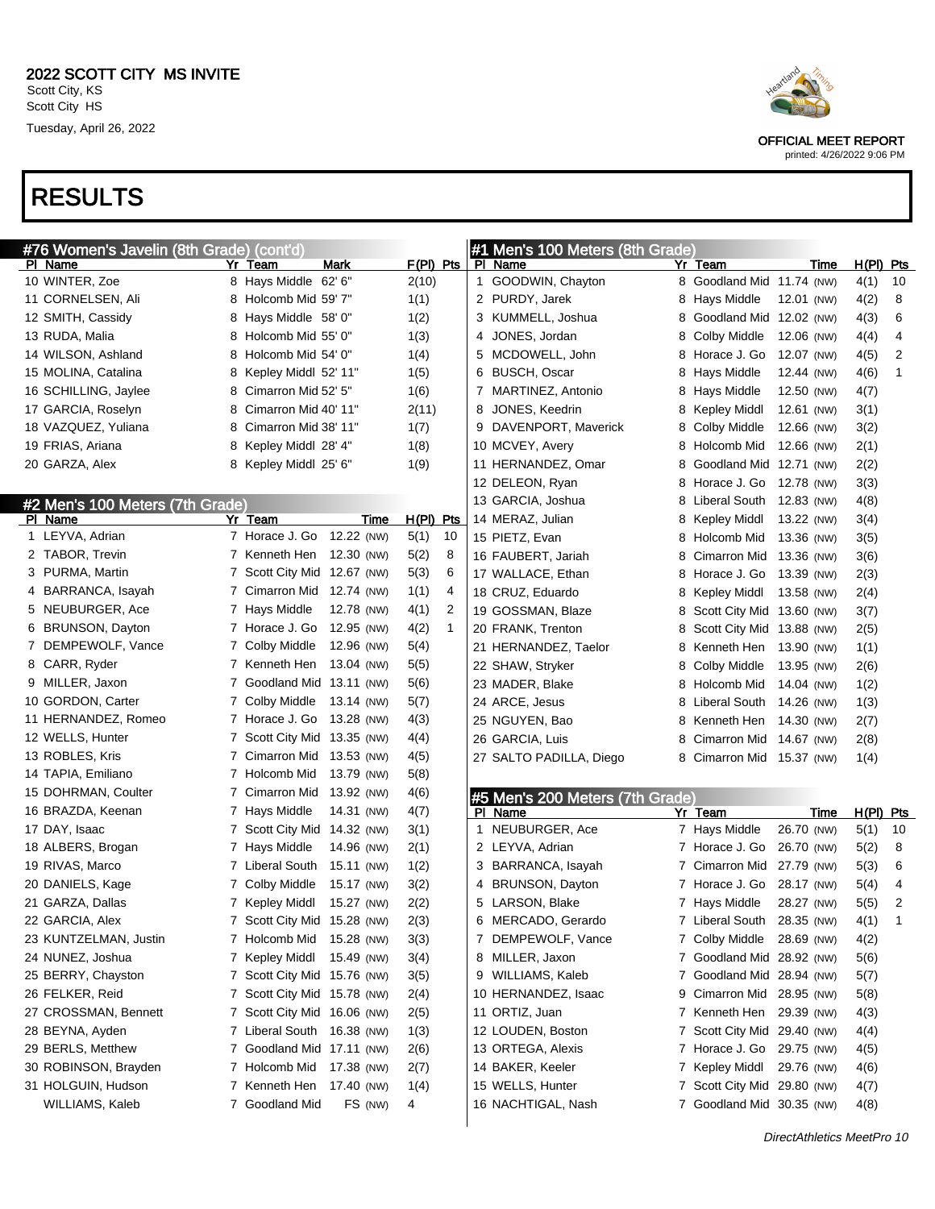# 2022 SCOTT CITY MS INVITE

Scott City, KS
Scott City HS
Tuesday, April 26, 2022

OFFICIAL MEET REPORT
printed: 4/26/2022 9:06 PM

# RESULTS

## #76 Women's Javelin (8th Grade) (cont'd)

| Pl | Name | Yr | Team | Mark | F(Pl) | Pts |
|---|---|---|---|---|---|---|
| 10 | WINTER, Zoe | 8 | Hays Middle | 62' 6" | 2(10) | |
| 11 | CORNELSEN, Ali | 8 | Holcomb Mid | 59' 7" | 1(1) | |
| 12 | SMITH, Cassidy | 8 | Hays Middle | 58' 0" | 1(2) | |
| 13 | RUDA, Malia | 8 | Holcomb Mid | 55' 0" | 1(3) | |
| 14 | WILSON, Ashland | 8 | Holcomb Mid | 54' 0" | 1(4) | |
| 15 | MOLINA, Catalina | 8 | Kepley Middl | 52' 11" | 1(5) | |
| 16 | SCHILLING, Jaylee | 8 | Cimarron Mid | 52' 5" | 1(6) | |
| 17 | GARCIA, Roselyn | 8 | Cimarron Mid | 40' 11" | 2(11) | |
| 18 | VAZQUEZ, Yuliana | 8 | Cimarron Mid | 38' 11" | 1(7) | |
| 19 | FRIAS, Ariana | 8 | Kepley Middl | 28' 4" | 1(8) | |
| 20 | GARZA, Alex | 8 | Kepley Middl | 25' 6" | 1(9) | |

## #2 Men's 100 Meters (7th Grade)

| Pl | Name | Yr | Team | Time | H(Pl) | Pts |
|---|---|---|---|---|---|---|
| 1 | LEYVA, Adrian | 7 | Horace J. Go | 12.22 (NW) | 5(1) | 10 |
| 2 | TABOR, Trevin | 7 | Kenneth Hen | 12.30 (NW) | 5(2) | 8 |
| 3 | PURMA, Martin | 7 | Scott City Mid | 12.67 (NW) | 5(3) | 6 |
| 4 | BARRANCA, Isayah | 7 | Cimarron Mid | 12.74 (NW) | 1(1) | 4 |
| 5 | NEUBURGER, Ace | 7 | Hays Middle | 12.78 (NW) | 4(1) | 2 |
| 6 | BRUNSON, Dayton | 7 | Horace J. Go | 12.95 (NW) | 4(2) | 1 |
| 7 | DEMPEWOLF, Vance | 7 | Colby Middle | 12.96 (NW) | 5(4) | |
| 8 | CARR, Ryder | 7 | Kenneth Hen | 13.04 (NW) | 5(5) | |
| 9 | MILLER, Jaxon | 7 | Goodland Mid | 13.11 (NW) | 5(6) | |
| 10 | GORDON, Carter | 7 | Colby Middle | 13.14 (NW) | 5(7) | |
| 11 | HERNANDEZ, Romeo | 7 | Horace J. Go | 13.28 (NW) | 4(3) | |
| 12 | WELLS, Hunter | 7 | Scott City Mid | 13.35 (NW) | 4(4) | |
| 13 | ROBLES, Kris | 7 | Cimarron Mid | 13.53 (NW) | 4(5) | |
| 14 | TAPIA, Emiliano | 7 | Holcomb Mid | 13.79 (NW) | 5(8) | |
| 15 | DOHRMAN, Coulter | 7 | Cimarron Mid | 13.92 (NW) | 4(6) | |
| 16 | BRAZDA, Keenan | 7 | Hays Middle | 14.31 (NW) | 4(7) | |
| 17 | DAY, Isaac | 7 | Scott City Mid | 14.32 (NW) | 3(1) | |
| 18 | ALBERS, Brogan | 7 | Hays Middle | 14.96 (NW) | 2(1) | |
| 19 | RIVAS, Marco | 7 | Liberal South | 15.11 (NW) | 1(2) | |
| 20 | DANIELS, Kage | 7 | Colby Middle | 15.17 (NW) | 3(2) | |
| 21 | GARZA, Dallas | 7 | Kepley Middl | 15.27 (NW) | 2(2) | |
| 22 | GARCIA, Alex | 7 | Scott City Mid | 15.28 (NW) | 2(3) | |
| 23 | KUNTZELMAN, Justin | 7 | Holcomb Mid | 15.28 (NW) | 3(3) | |
| 24 | NUNEZ, Joshua | 7 | Kepley Middl | 15.49 (NW) | 3(4) | |
| 25 | BERRY, Chayston | 7 | Scott City Mid | 15.76 (NW) | 3(5) | |
| 26 | FELKER, Reid | 7 | Scott City Mid | 15.78 (NW) | 2(4) | |
| 27 | CROSSMAN, Bennett | 7 | Scott City Mid | 16.06 (NW) | 2(5) | |
| 28 | BEYNA, Ayden | 7 | Liberal South | 16.38 (NW) | 1(3) | |
| 29 | BERLS, Metthew | 7 | Goodland Mid | 17.11 (NW) | 2(6) | |
| 30 | ROBINSON, Brayden | 7 | Holcomb Mid | 17.38 (NW) | 2(7) | |
| 31 | HOLGUIN, Hudson | 7 | Kenneth Hen | 17.40 (NW) | 1(4) | |
| | WILLIAMS, Kaleb | 7 | Goodland Mid | FS (NW) | 4 | |

## #1 Men's 100 Meters (8th Grade)

| Pl | Name | Yr | Team | Time | H(Pl) | Pts |
|---|---|---|---|---|---|---|
| 1 | GOODWIN, Chayton | 8 | Goodland Mid | 11.74 (NW) | 4(1) | 10 |
| 2 | PURDY, Jarek | 8 | Hays Middle | 12.01 (NW) | 4(2) | 8 |
| 3 | KUMMELL, Joshua | 8 | Goodland Mid | 12.02 (NW) | 4(3) | 6 |
| 4 | JONES, Jordan | 8 | Colby Middle | 12.06 (NW) | 4(4) | 4 |
| 5 | MCDOWELL, John | 8 | Horace J. Go | 12.07 (NW) | 4(5) | 2 |
| 6 | BUSCH, Oscar | 8 | Hays Middle | 12.44 (NW) | 4(6) | 1 |
| 7 | MARTINEZ, Antonio | 8 | Hays Middle | 12.50 (NW) | 4(7) | |
| 8 | JONES, Keedrin | 8 | Kepley Middl | 12.61 (NW) | 3(1) | |
| 9 | DAVENPORT, Maverick | 8 | Colby Middle | 12.66 (NW) | 3(2) | |
| 10 | MCVEY, Avery | 8 | Holcomb Mid | 12.66 (NW) | 2(1) | |
| 11 | HERNANDEZ, Omar | 8 | Goodland Mid | 12.71 (NW) | 2(2) | |
| 12 | DELEON, Ryan | 8 | Horace J. Go | 12.78 (NW) | 3(3) | |
| 13 | GARCIA, Joshua | 8 | Liberal South | 12.83 (NW) | 4(8) | |
| 14 | MERAZ, Julian | 8 | Kepley Middl | 13.22 (NW) | 3(4) | |
| 15 | PIETZ, Evan | 8 | Holcomb Mid | 13.36 (NW) | 3(5) | |
| 16 | FAUBERT, Jariah | 8 | Cimarron Mid | 13.36 (NW) | 3(6) | |
| 17 | WALLACE, Ethan | 8 | Horace J. Go | 13.39 (NW) | 2(3) | |
| 18 | CRUZ, Eduardo | 8 | Kepley Middl | 13.58 (NW) | 2(4) | |
| 19 | GOSSMAN, Blaze | 8 | Scott City Mid | 13.60 (NW) | 3(7) | |
| 20 | FRANK, Trenton | 8 | Scott City Mid | 13.88 (NW) | 2(5) | |
| 21 | HERNANDEZ, Taelor | 8 | Kenneth Hen | 13.90 (NW) | 1(1) | |
| 22 | SHAW, Stryker | 8 | Colby Middle | 13.95 (NW) | 2(6) | |
| 23 | MADER, Blake | 8 | Holcomb Mid | 14.04 (NW) | 1(2) | |
| 24 | ARCE, Jesus | 8 | Liberal South | 14.26 (NW) | 1(3) | |
| 25 | NGUYEN, Bao | 8 | Kenneth Hen | 14.30 (NW) | 2(7) | |
| 26 | GARCIA, Luis | 8 | Cimarron Mid | 14.67 (NW) | 2(8) | |
| 27 | SALTO PADILLA, Diego | 8 | Cimarron Mid | 15.37 (NW) | 1(4) | |

## #5 Men's 200 Meters (7th Grade)

| Pl | Name | Yr | Team | Time | H(Pl) | Pts |
|---|---|---|---|---|---|---|
| 1 | NEUBURGER, Ace | 7 | Hays Middle | 26.70 (NW) | 5(1) | 10 |
| 2 | LEYVA, Adrian | 7 | Horace J. Go | 26.70 (NW) | 5(2) | 8 |
| 3 | BARRANCA, Isayah | 7 | Cimarron Mid | 27.79 (NW) | 5(3) | 6 |
| 4 | BRUNSON, Dayton | 7 | Horace J. Go | 28.17 (NW) | 5(4) | 4 |
| 5 | LARSON, Blake | 7 | Hays Middle | 28.27 (NW) | 5(5) | 2 |
| 6 | MERCADO, Gerardo | 7 | Liberal South | 28.35 (NW) | 4(1) | 1 |
| 7 | DEMPEWOLF, Vance | 7 | Colby Middle | 28.69 (NW) | 4(2) | |
| 8 | MILLER, Jaxon | 7 | Goodland Mid | 28.92 (NW) | 5(6) | |
| 9 | WILLIAMS, Kaleb | 7 | Goodland Mid | 28.94 (NW) | 5(7) | |
| 10 | HERNANDEZ, Isaac | 9 | Cimarron Mid | 28.95 (NW) | 5(8) | |
| 11 | ORTIZ, Juan | 7 | Kenneth Hen | 29.39 (NW) | 4(3) | |
| 12 | LOUDEN, Boston | 7 | Scott City Mid | 29.40 (NW) | 4(4) | |
| 13 | ORTEGA, Alexis | 7 | Horace J. Go | 29.75 (NW) | 4(5) | |
| 14 | BAKER, Keeler | 7 | Kepley Middl | 29.76 (NW) | 4(6) | |
| 15 | WELLS, Hunter | 7 | Scott City Mid | 29.80 (NW) | 4(7) | |
| 16 | NACHTIGAL, Nash | 7 | Goodland Mid | 30.35 (NW) | 4(8) | |

DirectAthletics MeetPro 10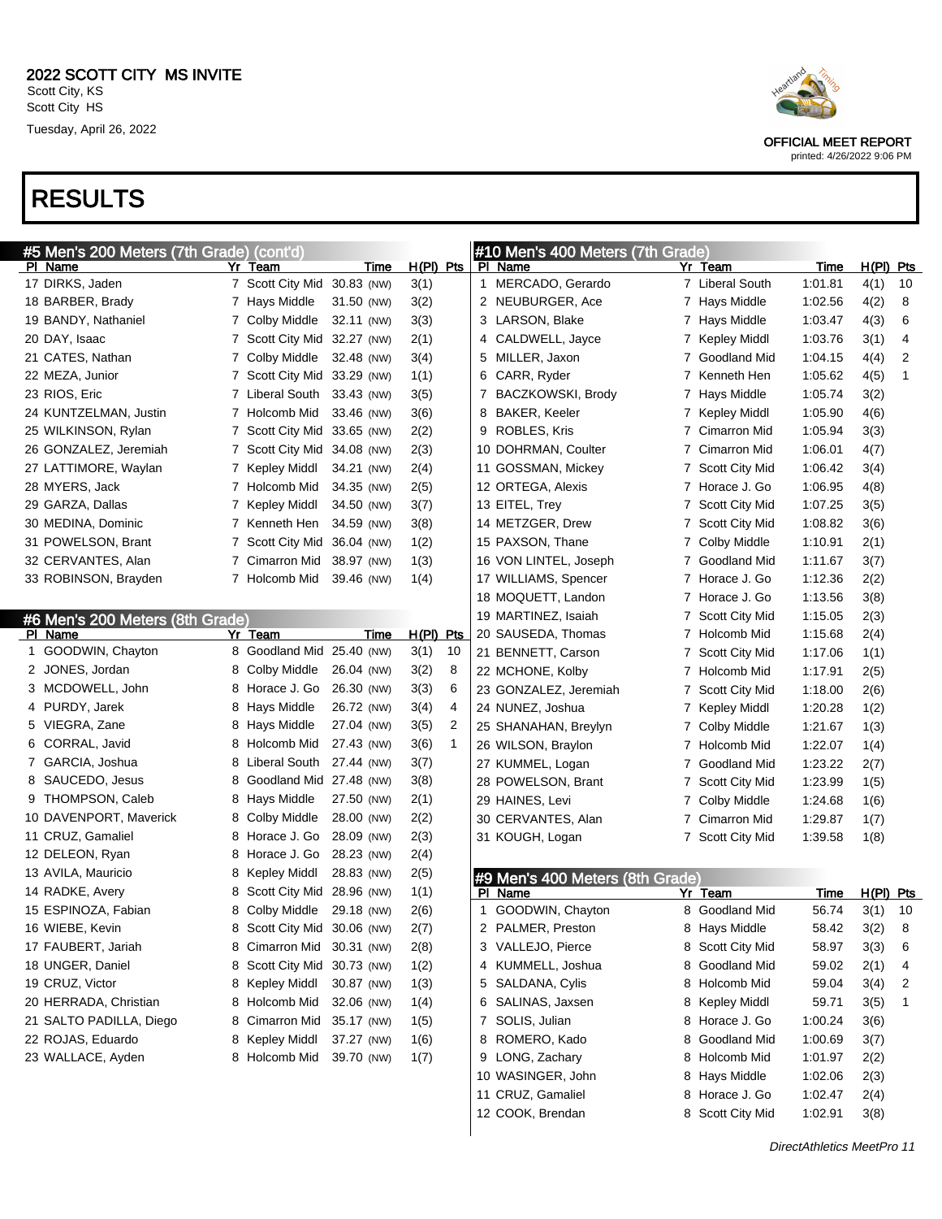# RESULTS

## #5 Men's 200 Meters (7th Grade) (cont'd)

| Pl | Name | Yr | Team | Time | H(Pl) | Pts |
|---|---|---|---|---|---|---|
| 17 | DIRKS, Jaden | 7 | Scott City Mid | 30.83 (NW) | 3(1) | |
| 18 | BARBER, Brady | 7 | Hays Middle | 31.50 (NW) | 3(2) | |
| 19 | BANDY, Nathaniel | 7 | Colby Middle | 32.11 (NW) | 3(3) | |
| 20 | DAY, Isaac | 7 | Scott City Mid | 32.27 (NW) | 2(1) | |
| 21 | CATES, Nathan | 7 | Colby Middle | 32.48 (NW) | 3(4) | |
| 22 | MEZA, Junior | 7 | Scott City Mid | 33.29 (NW) | 1(1) | |
| 23 | RIOS, Eric | 7 | Liberal South | 33.43 (NW) | 3(5) | |
| 24 | KUNTZELMAN, Justin | 7 | Holcomb Mid | 33.46 (NW) | 3(6) | |
| 25 | WILKINSON, Rylan | 7 | Scott City Mid | 33.65 (NW) | 2(2) | |
| 26 | GONZALEZ, Jeremiah | 7 | Scott City Mid | 34.08 (NW) | 2(3) | |
| 27 | LATTIMORE, Waylan | 7 | Kepley Middl | 34.21 (NW) | 2(4) | |
| 28 | MYERS, Jack | 7 | Holcomb Mid | 34.35 (NW) | 2(5) | |
| 29 | GARZA, Dallas | 7 | Kepley Middl | 34.50 (NW) | 3(7) | |
| 30 | MEDINA, Dominic | 7 | Kenneth Hen | 34.59 (NW) | 3(8) | |
| 31 | POWELSON, Brant | 7 | Scott City Mid | 36.04 (NW) | 1(2) | |
| 32 | CERVANTES, Alan | 7 | Cimarron Mid | 38.97 (NW) | 1(3) | |
| 33 | ROBINSON, Brayden | 7 | Holcomb Mid | 39.46 (NW) | 1(4) | |

## #6 Men's 200 Meters (8th Grade)

| Pl | Name | Yr | Team | Time | H(Pl) | Pts |
|---|---|---|---|---|---|---|
| 1 | GOODWIN, Chayton | 8 | Goodland Mid | 25.40 (NW) | 3(1) | 10 |
| 2 | JONES, Jordan | 8 | Colby Middle | 26.04 (NW) | 3(2) | 8 |
| 3 | MCDOWELL, John | 8 | Horace J. Go | 26.30 (NW) | 3(3) | 6 |
| 4 | PURDY, Jarek | 8 | Hays Middle | 26.72 (NW) | 3(4) | 4 |
| 5 | VIEGRA, Zane | 8 | Hays Middle | 27.04 (NW) | 3(5) | 2 |
| 6 | CORRAL, Javid | 8 | Holcomb Mid | 27.43 (NW) | 3(6) | 1 |
| 7 | GARCIA, Joshua | 8 | Liberal South | 27.44 (NW) | 3(7) | |
| 8 | SAUCEDO, Jesus | 8 | Goodland Mid | 27.48 (NW) | 3(8) | |
| 9 | THOMPSON, Caleb | 8 | Hays Middle | 27.50 (NW) | 2(1) | |
| 10 | DAVENPORT, Maverick | 8 | Colby Middle | 28.00 (NW) | 2(2) | |
| 11 | CRUZ, Gamaliel | 8 | Horace J. Go | 28.09 (NW) | 2(3) | |
| 12 | DELEON, Ryan | 8 | Horace J. Go | 28.23 (NW) | 2(4) | |
| 13 | AVILA, Mauricio | 8 | Kepley Middl | 28.83 (NW) | 2(5) | |
| 14 | RADKE, Avery | 8 | Scott City Mid | 28.96 (NW) | 1(1) | |
| 15 | ESPINOZA, Fabian | 8 | Colby Middle | 29.18 (NW) | 2(6) | |
| 16 | WIEBE, Kevin | 8 | Scott City Mid | 30.06 (NW) | 2(7) | |
| 17 | FAUBERT, Jariah | 8 | Cimarron Mid | 30.31 (NW) | 2(8) | |
| 18 | UNGER, Daniel | 8 | Scott City Mid | 30.73 (NW) | 1(2) | |
| 19 | CRUZ, Victor | 8 | Kepley Middl | 30.87 (NW) | 1(3) | |
| 20 | HERRADA, Christian | 8 | Holcomb Mid | 32.06 (NW) | 1(4) | |
| 21 | SALTO PADILLA, Diego | 8 | Cimarron Mid | 35.17 (NW) | 1(5) | |
| 22 | ROJAS, Eduardo | 8 | Kepley Middl | 37.27 (NW) | 1(6) | |
| 23 | WALLACE, Ayden | 8 | Holcomb Mid | 39.70 (NW) | 1(7) | |

## #10 Men's 400 Meters (7th Grade)

| Pl | Name | Yr | Team | Time | H(Pl) | Pts |
|---|---|---|---|---|---|---|
| 1 | MERCADO, Gerardo | 7 | Liberal South | 1:01.81 | 4(1) | 10 |
| 2 | NEUBURGER, Ace | 7 | Hays Middle | 1:02.56 | 4(2) | 8 |
| 3 | LARSON, Blake | 7 | Hays Middle | 1:03.47 | 4(3) | 6 |
| 4 | CALDWELL, Jayce | 7 | Kepley Middl | 1:03.76 | 3(1) | 4 |
| 5 | MILLER, Jaxon | 7 | Goodland Mid | 1:04.15 | 4(4) | 2 |
| 6 | CARR, Ryder | 7 | Kenneth Hen | 1:05.62 | 4(5) | 1 |
| 7 | BACZKOWSKI, Brody | 7 | Hays Middle | 1:05.74 | 3(2) | |
| 8 | BAKER, Keeler | 7 | Kepley Middl | 1:05.90 | 4(6) | |
| 9 | ROBLES, Kris | 7 | Cimarron Mid | 1:05.94 | 3(3) | |
| 10 | DOHRMAN, Coulter | 7 | Cimarron Mid | 1:06.01 | 4(7) | |
| 11 | GOSSMAN, Mickey | 7 | Scott City Mid | 1:06.42 | 3(4) | |
| 12 | ORTEGA, Alexis | 7 | Horace J. Go | 1:06.95 | 4(8) | |
| 13 | EITEL, Trey | 7 | Scott City Mid | 1:07.25 | 3(5) | |
| 14 | METZGER, Drew | 7 | Scott City Mid | 1:08.82 | 3(6) | |
| 15 | PAXSON, Thane | 7 | Colby Middle | 1:10.91 | 2(1) | |
| 16 | VON LINTEL, Joseph | 7 | Goodland Mid | 1:11.67 | 3(7) | |
| 17 | WILLIAMS, Spencer | 7 | Horace J. Go | 1:12.36 | 2(2) | |
| 18 | MOQUETT, Landon | 7 | Horace J. Go | 1:13.56 | 3(8) | |
| 19 | MARTINEZ, Isaiah | 7 | Scott City Mid | 1:15.05 | 2(3) | |
| 20 | SAUSEDA, Thomas | 7 | Holcomb Mid | 1:15.68 | 2(4) | |
| 21 | BENNETT, Carson | 7 | Scott City Mid | 1:17.06 | 1(1) | |
| 22 | MCHONE, Kolby | 7 | Holcomb Mid | 1:17.91 | 2(5) | |
| 23 | GONZALEZ, Jeremiah | 7 | Scott City Mid | 1:18.00 | 2(6) | |
| 24 | NUNEZ, Joshua | 7 | Kepley Middl | 1:20.28 | 1(2) | |
| 25 | SHANAHAN, Breylyn | 7 | Colby Middle | 1:21.67 | 1(3) | |
| 26 | WILSON, Braylon | 7 | Holcomb Mid | 1:22.07 | 1(4) | |
| 27 | KUMMEL, Logan | 7 | Goodland Mid | 1:23.22 | 2(7) | |
| 28 | POWELSON, Brant | 7 | Scott City Mid | 1:23.99 | 1(5) | |
| 29 | HAINES, Levi | 7 | Colby Middle | 1:24.68 | 1(6) | |
| 30 | CERVANTES, Alan | 7 | Cimarron Mid | 1:29.87 | 1(7) | |
| 31 | KOUGH, Logan | 7 | Scott City Mid | 1:39.58 | 1(8) | |

## #9 Men's 400 Meters (8th Grade)

| Pl | Name | Yr | Team | Time | H(Pl) | Pts |
|---|---|---|---|---|---|---|
| 1 | GOODWIN, Chayton | 8 | Goodland Mid | 56.74 | 3(1) | 10 |
| 2 | PALMER, Preston | 8 | Hays Middle | 58.42 | 3(2) | 8 |
| 3 | VALLEJO, Pierce | 8 | Scott City Mid | 58.97 | 3(3) | 6 |
| 4 | KUMMELL, Joshua | 8 | Goodland Mid | 59.02 | 2(1) | 4 |
| 5 | SALDANA, Cylis | 8 | Holcomb Mid | 59.04 | 3(4) | 2 |
| 6 | SALINAS, Jaxsen | 8 | Kepley Middl | 59.71 | 3(5) | 1 |
| 7 | SOLIS, Julian | 8 | Horace J. Go | 1:00.24 | 3(6) | |
| 8 | ROMERO, Kado | 8 | Goodland Mid | 1:00.69 | 3(7) | |
| 9 | LONG, Zachary | 8 | Holcomb Mid | 1:01.97 | 2(2) | |
| 10 | WASINGER, John | 8 | Hays Middle | 1:02.06 | 2(3) | |
| 11 | CRUZ, Gamaliel | 8 | Horace J. Go | 1:02.47 | 2(4) | |
| 12 | COOK, Brendan | 8 | Scott City Mid | 1:02.91 | 3(8) | |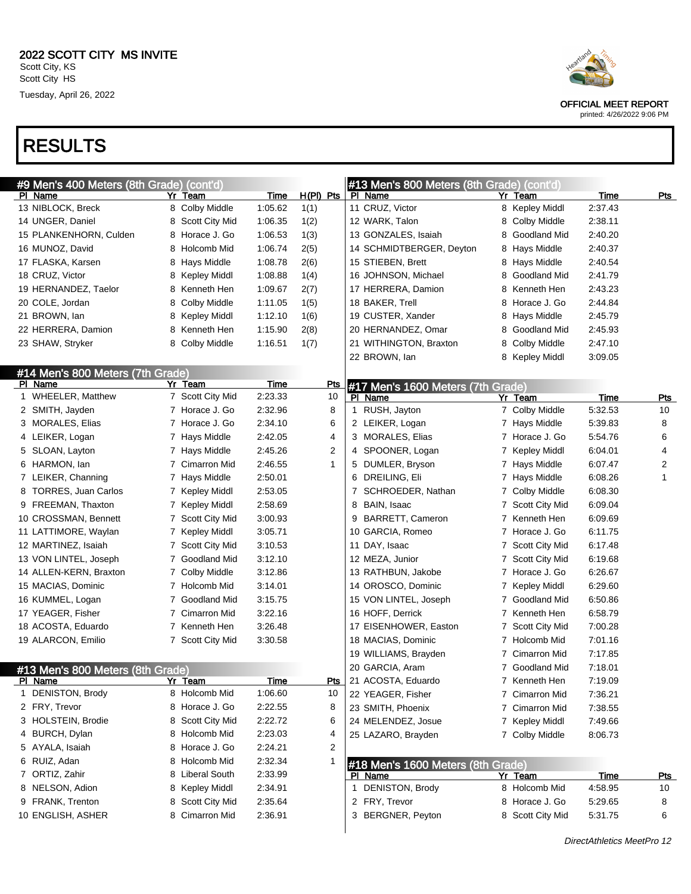# 2022 SCOTT CITY MS INVITE

Scott City, KS
Scott City HS
Tuesday, April 26, 2022

OFFICIAL MEET REPORT
printed: 4/26/2022 9:06 PM

# RESULTS

## #9 Men's 400 Meters (8th Grade) (cont'd)

| Pl | Name | Yr | Team | Time | H(Pl) | Pts |
|---|---|---|---|---|---|---|
| 13 | NIBLOCK, Breck | 8 | Colby Middle | 1:05.62 | 1(1) | |
| 14 | UNGER, Daniel | 8 | Scott City Mid | 1:06.35 | 1(2) | |
| 15 | PLANKENHORN, Culden | 8 | Horace J. Go | 1:06.53 | 1(3) | |
| 16 | MUNOZ, David | 8 | Holcomb Mid | 1:06.74 | 2(5) | |
| 17 | FLASKA, Karsen | 8 | Hays Middle | 1:08.78 | 2(6) | |
| 18 | CRUZ, Victor | 8 | Kepley Middl | 1:08.88 | 1(4) | |
| 19 | HERNANDEZ, Taelor | 8 | Kenneth Hen | 1:09.67 | 2(7) | |
| 20 | COLE, Jordan | 8 | Colby Middle | 1:11.05 | 1(5) | |
| 21 | BROWN, Ian | 8 | Kepley Middl | 1:12.10 | 1(6) | |
| 22 | HERRERA, Damion | 8 | Kenneth Hen | 1:15.90 | 2(8) | |
| 23 | SHAW, Stryker | 8 | Colby Middle | 1:16.51 | 1(7) | |

## #14 Men's 800 Meters (7th Grade)

| Pl | Name | Yr | Team | Time | Pts |
|---|---|---|---|---|---|
| 1 | WHEELER, Matthew | 7 | Scott City Mid | 2:23.33 | 10 |
| 2 | SMITH, Jayden | 7 | Horace J. Go | 2:32.96 | 8 |
| 3 | MORALES, Elias | 7 | Horace J. Go | 2:34.10 | 6 |
| 4 | LEIKER, Logan | 7 | Hays Middle | 2:42.05 | 4 |
| 5 | SLOAN, Layton | 7 | Hays Middle | 2:45.26 | 2 |
| 6 | HARMON, Ian | 7 | Cimarron Mid | 2:46.55 | 1 |
| 7 | LEIKER, Channing | 7 | Hays Middle | 2:50.01 | |
| 8 | TORRES, Juan Carlos | 7 | Kepley Middl | 2:53.05 | |
| 9 | FREEMAN, Thaxton | 7 | Kepley Middl | 2:58.69 | |
| 10 | CROSSMAN, Bennett | 7 | Scott City Mid | 3:00.93 | |
| 11 | LATTIMORE, Waylan | 7 | Kepley Middl | 3:05.71 | |
| 12 | MARTINEZ, Isaiah | 7 | Scott City Mid | 3:10.53 | |
| 13 | VON LINTEL, Joseph | 7 | Goodland Mid | 3:12.10 | |
| 14 | ALLEN-KERN, Braxton | 7 | Colby Middle | 3:12.86 | |
| 15 | MACIAS, Dominic | 7 | Holcomb Mid | 3:14.01 | |
| 16 | KUMMEL, Logan | 7 | Goodland Mid | 3:15.75 | |
| 17 | YEAGER, Fisher | 7 | Cimarron Mid | 3:22.16 | |
| 18 | ACOSTA, Eduardo | 7 | Kenneth Hen | 3:26.48 | |
| 19 | ALARCON, Emilio | 7 | Scott City Mid | 3:30.58 | |

## #13 Men's 800 Meters (8th Grade)

| Pl | Name | Yr | Team | Time | Pts |
|---|---|---|---|---|---|
| 1 | DENISTON, Brody | 8 | Holcomb Mid | 1:06.60 | 10 |
| 2 | FRY, Trevor | 8 | Horace J. Go | 2:22.55 | 8 |
| 3 | HOLSTEIN, Brodie | 8 | Scott City Mid | 2:22.72 | 6 |
| 4 | BURCH, Dylan | 8 | Holcomb Mid | 2:23.03 | 4 |
| 5 | AYALA, Isaiah | 8 | Horace J. Go | 2:24.21 | 2 |
| 6 | RUIZ, Adan | 8 | Holcomb Mid | 2:32.34 | 1 |
| 7 | ORTIZ, Zahir | 8 | Liberal South | 2:33.99 | |
| 8 | NELSON, Adion | 8 | Kepley Middl | 2:34.91 | |
| 9 | FRANK, Trenton | 8 | Scott City Mid | 2:35.64 | |
| 10 | ENGLISH, ASHER | 8 | Cimarron Mid | 2:36.91 | |

## #13 Men's 800 Meters (8th Grade) (cont'd)

| Pl | Name | Yr | Team | Time | Pts |
|---|---|---|---|---|---|
| 11 | CRUZ, Victor | 8 | Kepley Middl | 2:37.43 | |
| 12 | WARK, Talon | 8 | Colby Middle | 2:38.11 | |
| 13 | GONZALES, Isaiah | 8 | Goodland Mid | 2:40.20 | |
| 14 | SCHMIDTBERGER, Deyton | 8 | Hays Middle | 2:40.37 | |
| 15 | STIEBEN, Brett | 8 | Hays Middle | 2:40.54 | |
| 16 | JOHNSON, Michael | 8 | Goodland Mid | 2:41.79 | |
| 17 | HERRERA, Damion | 8 | Kenneth Hen | 2:43.23 | |
| 18 | BAKER, Trell | 8 | Horace J. Go | 2:44.84 | |
| 19 | CUSTER, Xander | 8 | Hays Middle | 2:45.79 | |
| 20 | HERNANDEZ, Omar | 8 | Goodland Mid | 2:45.93 | |
| 21 | WITHINGTON, Braxton | 8 | Colby Middle | 2:47.10 | |
| 22 | BROWN, Ian | 8 | Kepley Middl | 3:09.05 | |

## #17 Men's 1600 Meters (7th Grade)

| Pl | Name | Yr | Team | Time | Pts |
|---|---|---|---|---|---|
| 1 | RUSH, Jayton | 7 | Colby Middle | 5:32.53 | 10 |
| 2 | LEIKER, Logan | 7 | Hays Middle | 5:39.83 | 8 |
| 3 | MORALES, Elias | 7 | Horace J. Go | 5:54.76 | 6 |
| 4 | SPOONER, Logan | 7 | Kepley Middl | 6:04.01 | 4 |
| 5 | DUMLER, Bryson | 7 | Hays Middle | 6:07.47 | 2 |
| 6 | DREILING, Eli | 7 | Hays Middle | 6:08.26 | 1 |
| 7 | SCHROEDER, Nathan | 7 | Colby Middle | 6:08.30 | |
| 8 | BAIN, Isaac | 7 | Scott City Mid | 6:09.04 | |
| 9 | BARRETT, Cameron | 7 | Kenneth Hen | 6:09.69 | |
| 10 | GARCIA, Romeo | 7 | Horace J. Go | 6:11.75 | |
| 11 | DAY, Isaac | 7 | Scott City Mid | 6:17.48 | |
| 12 | MEZA, Junior | 7 | Scott City Mid | 6:19.68 | |
| 13 | RATHBUN, Jakobe | 7 | Horace J. Go | 6:26.67 | |
| 14 | OROSCO, Dominic | 7 | Kepley Middl | 6:29.60 | |
| 15 | VON LINTEL, Joseph | 7 | Goodland Mid | 6:50.86 | |
| 16 | HOFF, Derrick | 7 | Kenneth Hen | 6:58.79 | |
| 17 | EISENHOWER, Easton | 7 | Scott City Mid | 7:00.28 | |
| 18 | MACIAS, Dominic | 7 | Holcomb Mid | 7:01.16 | |
| 19 | WILLIAMS, Brayden | 7 | Cimarron Mid | 7:17.85 | |
| 20 | GARCIA, Aram | 7 | Goodland Mid | 7:18.01 | |
| 21 | ACOSTA, Eduardo | 7 | Kenneth Hen | 7:19.09 | |
| 22 | YEAGER, Fisher | 7 | Cimarron Mid | 7:36.21 | |
| 23 | SMITH, Phoenix | 7 | Cimarron Mid | 7:38.55 | |
| 24 | MELENDEZ, Josue | 7 | Kepley Middl | 7:49.66 | |
| 25 | LAZARO, Brayden | 7 | Colby Middle | 8:06.73 | |

## #18 Men's 1600 Meters (8th Grade)

| Pl | Name | Yr | Team | Time | Pts |
|---|---|---|---|---|---|
| 1 | DENISTON, Brody | 8 | Holcomb Mid | 4:58.95 | 10 |
| 2 | FRY, Trevor | 8 | Horace J. Go | 5:29.65 | 8 |
| 3 | BERGNER, Peyton | 8 | Scott City Mid | 5:31.75 | 6 |

*DirectAthletics MeetPro 12*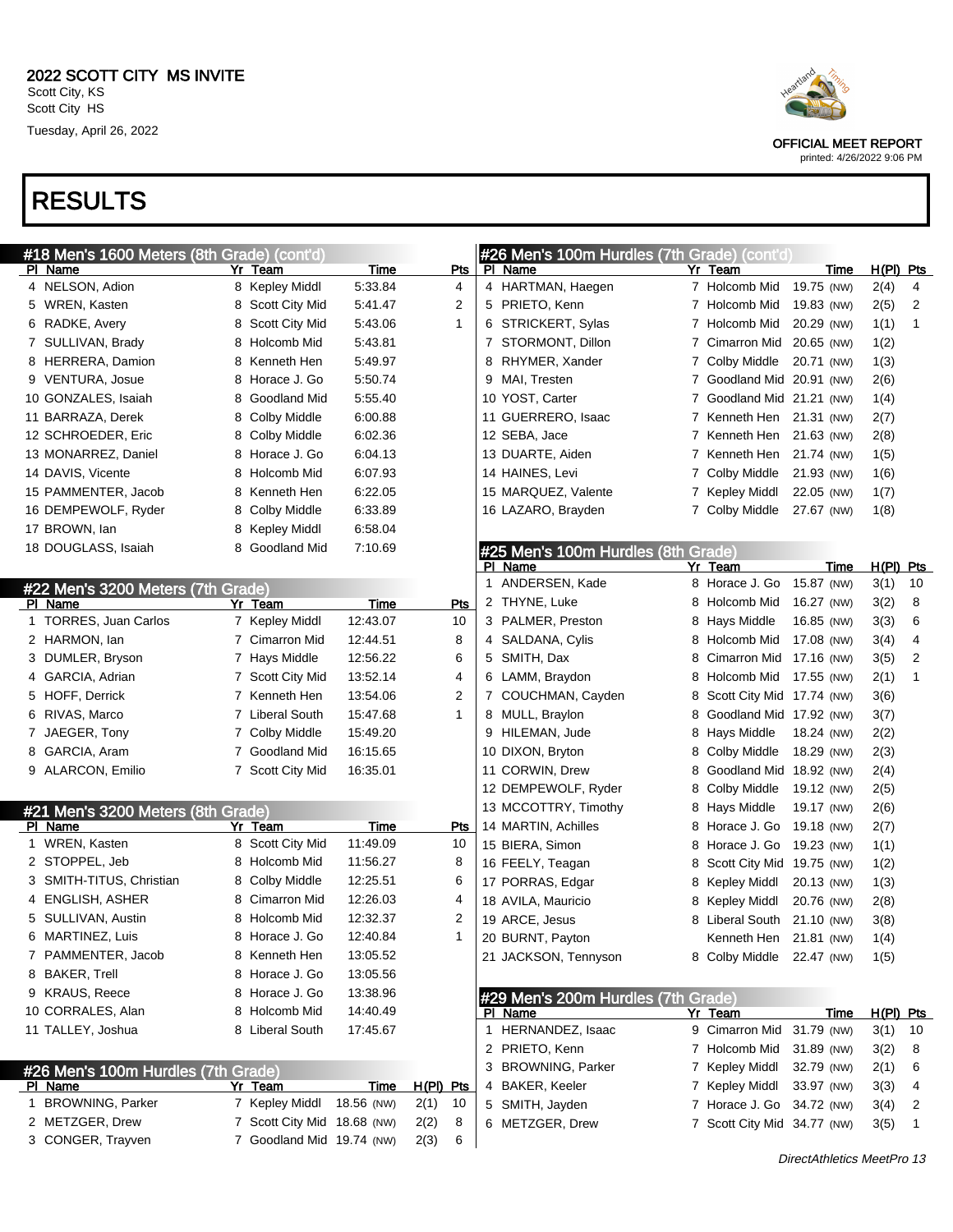2022 SCOTT CITY MS INVITE
Scott City, KS
Scott City HS
Tuesday, April 26, 2022

OFFICIAL MEET REPORT
printed: 4/26/2022 9:06 PM

# RESULTS

## #18 Men's 1600 Meters (8th Grade) (cont'd)

| Pl | Name | Yr | Team | Time | Pts |
|---|---|---|---|---|---|
| 4 | NELSON, Adion | 8 | Kepley Middl | 5:33.84 | 4 |
| 5 | WREN, Kasten | 8 | Scott City Mid | 5:41.47 | 2 |
| 6 | RADKE, Avery | 8 | Scott City Mid | 5:43.06 | 1 |
| 7 | SULLIVAN, Brady | 8 | Holcomb Mid | 5:43.81 | |
| 8 | HERRERA, Damion | 8 | Kenneth Hen | 5:49.97 | |
| 9 | VENTURA, Josue | 8 | Horace J. Go | 5:50.74 | |
| 10 | GONZALES, Isaiah | 8 | Goodland Mid | 5:55.40 | |
| 11 | BARRAZA, Derek | 8 | Colby Middle | 6:00.88 | |
| 12 | SCHROEDER, Eric | 8 | Colby Middle | 6:02.36 | |
| 13 | MONARREZ, Daniel | 8 | Horace J. Go | 6:04.13 | |
| 14 | DAVIS, Vicente | 8 | Holcomb Mid | 6:07.93 | |
| 15 | PAMMENTER, Jacob | 8 | Kenneth Hen | 6:22.05 | |
| 16 | DEMPEWOLF, Ryder | 8 | Colby Middle | 6:33.89 | |
| 17 | BROWN, Ian | 8 | Kepley Middl | 6:58.04 | |
| 18 | DOUGLASS, Isaiah | 8 | Goodland Mid | 7:10.69 | |

## #22 Men's 3200 Meters (7th Grade)

| Pl | Name | Yr | Team | Time | Pts |
|---|---|---|---|---|---|
| 1 | TORRES, Juan Carlos | 7 | Kepley Middl | 12:43.07 | 10 |
| 2 | HARMON, Ian | 7 | Cimarron Mid | 12:44.51 | 8 |
| 3 | DUMLER, Bryson | 7 | Hays Middle | 12:56.22 | 6 |
| 4 | GARCIA, Adrian | 7 | Scott City Mid | 13:52.14 | 4 |
| 5 | HOFF, Derrick | 7 | Kenneth Hen | 13:54.06 | 2 |
| 6 | RIVAS, Marco | 7 | Liberal South | 15:47.68 | 1 |
| 7 | JAEGER, Tony | 7 | Colby Middle | 15:49.20 | |
| 8 | GARCIA, Aram | 7 | Goodland Mid | 16:15.65 | |
| 9 | ALARCON, Emilio | 7 | Scott City Mid | 16:35.01 | |

## #21 Men's 3200 Meters (8th Grade)

| Pl | Name | Yr | Team | Time | Pts |
|---|---|---|---|---|---|
| 1 | WREN, Kasten | 8 | Scott City Mid | 11:49.09 | 10 |
| 2 | STOPPEL, Jeb | 8 | Holcomb Mid | 11:56.27 | 8 |
| 3 | SMITH-TITUS, Christian | 8 | Colby Middle | 12:25.51 | 6 |
| 4 | ENGLISH, ASHER | 8 | Cimarron Mid | 12:26.03 | 4 |
| 5 | SULLIVAN, Austin | 8 | Holcomb Mid | 12:32.37 | 2 |
| 6 | MARTINEZ, Luis | 8 | Horace J. Go | 12:40.84 | 1 |
| 7 | PAMMENTER, Jacob | 8 | Kenneth Hen | 13:05.52 | |
| 8 | BAKER, Trell | 8 | Horace J. Go | 13:05.56 | |
| 9 | KRAUS, Reece | 8 | Horace J. Go | 13:38.96 | |
| 10 | CORRALES, Alan | 8 | Holcomb Mid | 14:40.49 | |
| 11 | TALLEY, Joshua | 8 | Liberal South | 17:45.67 | |

## #26 Men's 100m Hurdles (7th Grade)

| Pl | Name | Yr | Team | Time | H(Pl) | Pts |
|---|---|---|---|---|---|---|
| 1 | BROWNING, Parker | 7 | Kepley Middl | 18.56 (NW) | 2(1) | 10 |
| 2 | METZGER, Drew | 7 | Scott City Mid | 18.68 (NW) | 2(2) | 8 |
| 3 | CONGER, Trayven | 7 | Goodland Mid | 19.74 (NW) | 2(3) | 6 |
| 4 | HARTMAN, Haegen | 7 | Holcomb Mid | 19.75 (NW) | 2(4) | 4 |
| 5 | THYNE, Luke | 7 | Holcomb Mid | 19.83 (NW) | 2(5) | 2 |
| 6 | STRICKERT, Sylas | 7 | Holcomb Mid | 20.29 (NW) | 1(1) | 1 |
| 7 | STORMONT, Dillon | 7 | Cimarron Mid | 20.65 (NW) | 1(2) | |
| 8 | RHYMER, Xander | 7 | Colby Middle | 20.71 (NW) | 1(3) | |
| 9 | MAI, Tresten | 7 | Goodland Mid | 20.91 (NW) | 2(6) | |
| 10 | YOST, Carter | 7 | Goodland Mid | 21.21 (NW) | 1(4) | |
| 11 | GUERRERO, Isaac | 7 | Kenneth Hen | 21.31 (NW) | 2(7) | |
| 12 | SEBA, Jace | 7 | Kenneth Hen | 21.63 (NW) | 2(8) | |
| 13 | DUARTE, Aiden | 7 | Kenneth Hen | 21.74 (NW) | 1(5) | |
| 14 | HAINES, Levi | 7 | Colby Middle | 21.93 (NW) | 1(6) | |
| 15 | MARQUEZ, Valente | 7 | Kepley Middl | 22.05 (NW) | 1(7) | |
| 16 | LAZARO, Brayden | 7 | Colby Middle | 27.67 (NW) | 1(8) | |

## #25 Men's 100m Hurdles (8th Grade)

| Pl | Name | Yr | Team | Time | H(Pl) | Pts |
|---|---|---|---|---|---|---|
| 1 | ANDERSEN, Kade | 8 | Horace J. Go | 15.87 (NW) | 3(1) | 10 |
| 2 | THYNE, Luke | 8 | Holcomb Mid | 16.27 (NW) | 3(2) | 8 |
| 3 | PALMER, Preston | 8 | Hays Middle | 16.85 (NW) | 3(3) | 6 |
| 4 | SALDANA, Cylis | 8 | Holcomb Mid | 17.08 (NW) | 3(4) | 4 |
| 5 | SMITH, Dax | 8 | Cimarron Mid | 17.16 (NW) | 3(5) | 2 |
| 6 | LAMM, Braydon | 8 | Holcomb Mid | 17.55 (NW) | 2(1) | 1 |
| 7 | COUCHMAN, Cayden | 8 | Scott City Mid | 17.74 (NW) | 3(6) | |
| 8 | MULL, Braylon | 8 | Goodland Mid | 17.92 (NW) | 3(7) | |
| 9 | HILEMAN, Jude | 8 | Hays Middle | 18.24 (NW) | 2(2) | |
| 10 | DIXON, Bryton | 8 | Colby Middle | 18.29 (NW) | 2(3) | |
| 11 | CORWIN, Drew | 8 | Goodland Mid | 18.92 (NW) | 2(4) | |
| 12 | DEMPEWOLF, Ryder | 8 | Colby Middle | 19.12 (NW) | 2(5) | |
| 13 | MCCOTTRY, Timothy | 8 | Hays Middle | 19.17 (NW) | 2(6) | |
| 14 | MARTIN, Achilles | 8 | Horace J. Go | 19.18 (NW) | 2(7) | |
| 15 | BIERA, Simon | 8 | Horace J. Go | 19.23 (NW) | 1(1) | |
| 16 | FEELY, Teagan | 8 | Scott City Mid | 19.75 (NW) | 1(2) | |
| 17 | PORRAS, Edgar | 8 | Kepley Middl | 20.13 (NW) | 1(3) | |
| 18 | AVILA, Mauricio | 8 | Kepley Middl | 20.76 (NW) | 2(8) | |
| 19 | ARCE, Jesus | 8 | Liberal South | 21.10 (NW) | 3(8) | |
| 20 | BURNT, Payton | | Kenneth Hen | 21.81 (NW) | 1(4) | |
| 21 | JACKSON, Tennyson | 8 | Colby Middle | 22.47 (NW) | 1(5) | |

## #29 Men's 200m Hurdles (7th Grade)

| Pl | Name | Yr | Team | Time | H(Pl) | Pts |
|---|---|---|---|---|---|---|
| 1 | HERNANDEZ, Isaac | 9 | Cimarron Mid | 31.79 (NW) | 3(1) | 10 |
| 2 | PRIETO, Kenn | 7 | Holcomb Mid | 31.89 (NW) | 3(2) | 8 |
| 3 | BROWNING, Parker | 7 | Kepley Middl | 32.79 (NW) | 2(1) | 6 |
| 4 | BAKER, Keeler | 7 | Kepley Middl | 33.97 (NW) | 3(3) | 4 |
| 5 | SMITH, Jayden | 7 | Horace J. Go | 34.72 (NW) | 3(4) | 2 |
| 6 | METZGER, Drew | 7 | Scott City Mid | 34.77 (NW) | 3(5) | 1 |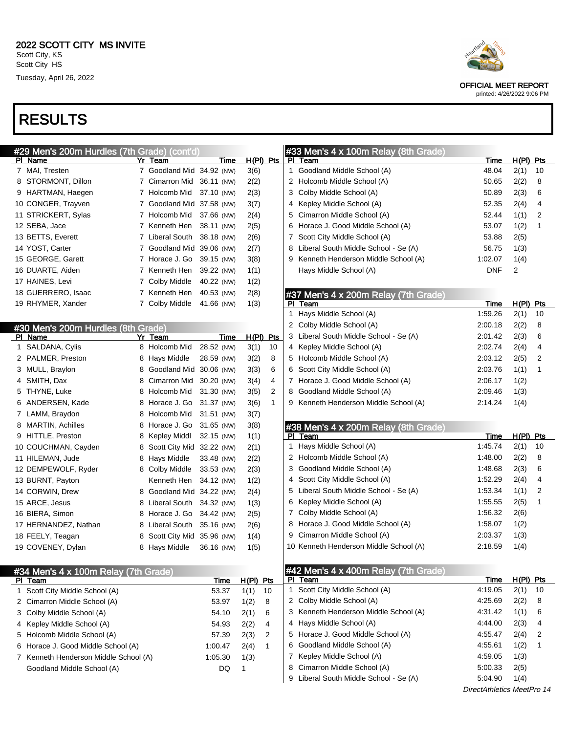# 2022 SCOTT CITY MS INVITE

Scott City, KS
Scott City HS
Tuesday, April 26, 2022

OFFICIAL MEET REPORT
printed: 4/26/2022 9:06 PM

# RESULTS

## #29 Men's 200m Hurdles (7th Grade) (cont'd)

| Pl | Name | Yr | Team | Time | | H(Pl) | Pts |
|---|---|---|---|---|---|---|---|
| 7 | MAI, Tresten | 7 | Goodland Mid | 34.92 | (NW) | 3(6) | |
| 8 | STORMONT, Dillon | 7 | Cimarron Mid | 36.11 | (NW) | 2(2) | |
| 9 | HARTMAN, Haegen | 7 | Holcomb Mid | 37.10 | (NW) | 2(3) | |
| 10 | CONGER, Trayven | 7 | Goodland Mid | 37.58 | (NW) | 3(7) | |
| 11 | STRICKERT, Sylas | 7 | Holcomb Mid | 37.66 | (NW) | 2(4) | |
| 12 | SEBA, Jace | 7 | Kenneth Hen | 38.11 | (NW) | 2(5) | |
| 13 | BETTS, Everett | 7 | Liberal South | 38.18 | (NW) | 2(6) | |
| 14 | YOST, Carter | 7 | Goodland Mid | 39.06 | (NW) | 2(7) | |
| 15 | GEORGE, Garett | 7 | Horace J. Go | 39.15 | (NW) | 3(8) | |
| 16 | DUARTE, Aiden | 7 | Kenneth Hen | 39.22 | (NW) | 1(1) | |
| 17 | HAINES, Levi | 7 | Colby Middle | 40.22 | (NW) | 1(2) | |
| 18 | GUERRERO, Isaac | 7 | Kenneth Hen | 40.53 | (NW) | 2(8) | |
| 19 | RHYMER, Xander | 7 | Colby Middle | 41.66 | (NW) | 1(3) | |

## #30 Men's 200m Hurdles (8th Grade)

| Pl | Name | Yr | Team | Time | | H(Pl) | Pts |
|---|---|---|---|---|---|---|---|
| 1 | SALDANA, Cylis | 8 | Holcomb Mid | 28.52 | (NW) | 3(1) | 10 |
| 2 | PALMER, Preston | 8 | Hays Middle | 28.59 | (NW) | 3(2) | 8 |
| 3 | MULL, Braylon | 8 | Goodland Mid | 30.06 | (NW) | 3(3) | 6 |
| 4 | SMITH, Dax | 8 | Cimarron Mid | 30.20 | (NW) | 3(4) | 4 |
| 5 | THYNE, Luke | 8 | Holcomb Mid | 31.30 | (NW) | 3(5) | 2 |
| 6 | ANDERSEN, Kade | 8 | Horace J. Go | 31.37 | (NW) | 3(6) | 1 |
| 7 | LAMM, Braydon | 8 | Holcomb Mid | 31.51 | (NW) | 3(7) | |
| 8 | MARTIN, Achilles | 8 | Horace J. Go | 31.65 | (NW) | 3(8) | |
| 9 | HITTLE, Preston | 8 | Kepley Middl | 32.15 | (NW) | 1(1) | |
| 10 | COUCHMAN, Cayden | 8 | Scott City Mid | 32.22 | (NW) | 2(1) | |
| 11 | HILEMAN, Jude | 8 | Hays Middle | 33.48 | (NW) | 2(2) | |
| 12 | DEMPEWOLF, Ryder | 8 | Colby Middle | 33.53 | (NW) | 2(3) | |
| 13 | BURNT, Payton | | Kenneth Hen | 34.12 | (NW) | 1(2) | |
| 14 | CORWIN, Drew | 8 | Goodland Mid | 34.22 | (NW) | 2(4) | |
| 15 | ARCE, Jesus | 8 | Liberal South | 34.32 | (NW) | 1(3) | |
| 16 | BIERA, Simon | 8 | Horace J. Go | 34.42 | (NW) | 2(5) | |
| 17 | HERNANDEZ, Nathan | 8 | Liberal South | 35.16 | (NW) | 2(6) | |
| 18 | FEELY, Teagan | 8 | Scott City Mid | 35.96 | (NW) | 1(4) | |
| 19 | COVENEY, Dylan | 8 | Hays Middle | 36.16 | (NW) | 1(5) | |

## #34 Men's 4 x 100m Relay (7th Grade)

| Pl | Team | Time | H(Pl) | Pts |
|---|---|---|---|---|
| 1 | Scott City Middle School (A) | 53.37 | 1(1) | 10 |
| 2 | Cimarron Middle School (A) | 53.97 | 1(2) | 8 |
| 3 | Colby Middle School (A) | 54.10 | 2(1) | 6 |
| 4 | Kepley Middle School (A) | 54.93 | 2(2) | 4 |
| 5 | Holcomb Middle School (A) | 57.39 | 2(3) | 2 |
| 6 | Horace J. Good Middle School (A) | 1:00.47 | 2(4) | 1 |
| 7 | Kenneth Henderson Middle School (A) | 1:05.30 | 1(3) | |
| | Goodland Middle School (A) | DQ | 1 | |

## #33 Men's 4 x 100m Relay (8th Grade)

| Pl | Team | Time | H(Pl) | Pts |
|---|---|---|---|---|
| 1 | Goodland Middle School (A) | 48.04 | 2(1) | 10 |
| 2 | Holcomb Middle School (A) | 50.65 | 2(2) | 8 |
| 3 | Colby Middle School (A) | 50.89 | 2(3) | 6 |
| 4 | Kepley Middle School (A) | 52.35 | 2(4) | 4 |
| 5 | Cimarron Middle School (A) | 52.44 | 1(1) | 2 |
| 6 | Horace J. Good Middle School (A) | 53.07 | 1(2) | 1 |
| 7 | Scott City Middle School (A) | 53.88 | 2(5) | |
| 8 | Liberal South Middle School - Se (A) | 56.75 | 1(3) | |
| 9 | Kenneth Henderson Middle School (A) | 1:02.07 | 1(4) | |
| | Hays Middle School (A) | DNF | 2 | |

## #37 Men's 4 x 200m Relay (7th Grade)

| Pl | Team | Time | H(Pl) | Pts |
|---|---|---|---|---|
| 1 | Hays Middle School (A) | 1:59.26 | 2(1) | 10 |
| 2 | Colby Middle School (A) | 2:00.18 | 2(2) | 8 |
| 3 | Liberal South Middle School - Se (A) | 2:01.42 | 2(3) | 6 |
| 4 | Kepley Middle School (A) | 2:02.74 | 2(4) | 4 |
| 5 | Holcomb Middle School (A) | 2:03.12 | 2(5) | 2 |
| 6 | Scott City Middle School (A) | 2:03.76 | 1(1) | 1 |
| 7 | Horace J. Good Middle School (A) | 2:06.17 | 1(2) | |
| 8 | Goodland Middle School (A) | 2:09.46 | 1(3) | |
| 9 | Kenneth Henderson Middle School (A) | 2:14.24 | 1(4) | |

## #38 Men's 4 x 200m Relay (8th Grade)

| Pl | Team | Time | H(Pl) | Pts |
|---|---|---|---|---|
| 1 | Hays Middle School (A) | 1:45.74 | 2(1) | 10 |
| 2 | Holcomb Middle School (A) | 1:48.00 | 2(2) | 8 |
| 3 | Goodland Middle School (A) | 1:48.68 | 2(3) | 6 |
| 4 | Scott City Middle School (A) | 1:52.29 | 2(4) | 4 |
| 5 | Liberal South Middle School - Se (A) | 1:53.34 | 1(1) | 2 |
| 6 | Kepley Middle School (A) | 1:55.55 | 2(5) | 1 |
| 7 | Colby Middle School (A) | 1:56.32 | 2(6) | |
| 8 | Horace J. Good Middle School (A) | 1:58.07 | 1(2) | |
| 9 | Cimarron Middle School (A) | 2:03.37 | 1(3) | |
| 10 | Kenneth Henderson Middle School (A) | 2:18.59 | 1(4) | |

## #42 Men's 4 x 400m Relay (7th Grade)

| Pl | Team | Time | H(Pl) | Pts |
|---|---|---|---|---|
| 1 | Scott City Middle School (A) | 4:19.05 | 2(1) | 10 |
| 2 | Colby Middle School (A) | 4:25.69 | 2(2) | 8 |
| 3 | Kenneth Henderson Middle School (A) | 4:31.42 | 1(1) | 6 |
| 4 | Hays Middle School (A) | 4:44.00 | 2(3) | 4 |
| 5 | Horace J. Good Middle School (A) | 4:55.47 | 2(4) | 2 |
| 6 | Goodland Middle School (A) | 4:55.61 | 1(2) | 1 |
| 7 | Kepley Middle School (A) | 4:59.05 | 1(3) | |
| 8 | Cimarron Middle School (A) | 5:00.33 | 2(5) | |
| 9 | Liberal South Middle School - Se (A) | 5:04.90 | 1(4) | |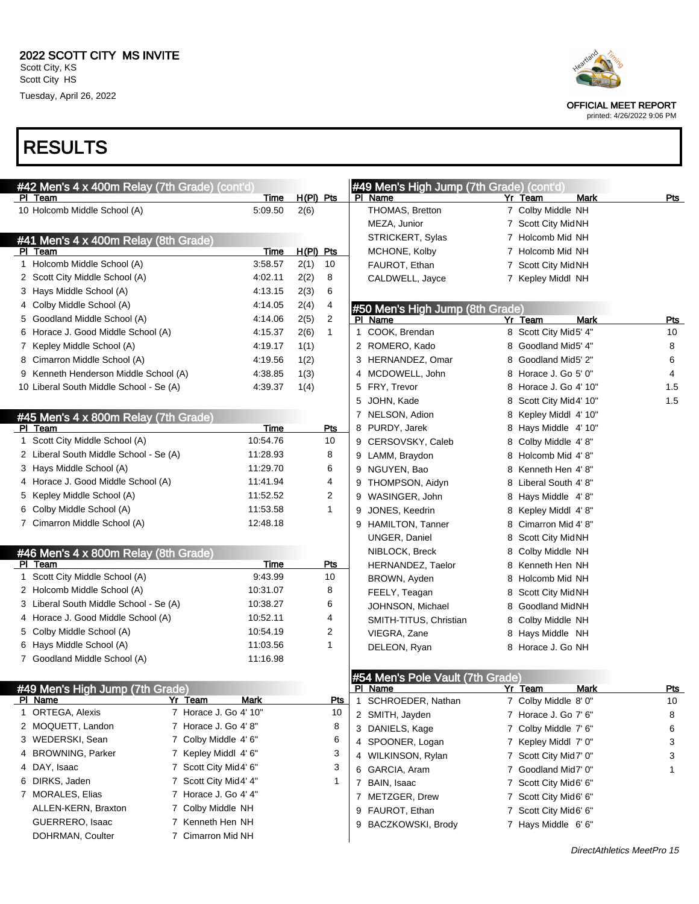# RESULTS

## #42 Men's 4 x 400m Relay (7th Grade) (cont'd)

| Pl | Team | Time | H(Pl) | Pts |
|---|---|---|---|---|
| 10 | Holcomb Middle School (A) | 5:09.50 | 2(6) | |

## #41 Men's 4 x 400m Relay (8th Grade)

| Pl | Team | Time | H(Pl) | Pts |
|---|---|---|---|---|
| 1 | Holcomb Middle School (A) | 3:58.57 | 2(1) | 10 |
| 2 | Scott City Middle School (A) | 4:02.11 | 2(2) | 8 |
| 3 | Hays Middle School (A) | 4:13.15 | 2(3) | 6 |
| 4 | Colby Middle School (A) | 4:14.05 | 2(4) | 4 |
| 5 | Goodland Middle School (A) | 4:14.06 | 2(5) | 2 |
| 6 | Horace J. Good Middle School (A) | 4:15.37 | 2(6) | 1 |
| 7 | Kepley Middle School (A) | 4:19.17 | 1(1) | |
| 8 | Cimarron Middle School (A) | 4:19.56 | 1(2) | |
| 9 | Kenneth Henderson Middle School (A) | 4:38.85 | 1(3) | |
| 10 | Liberal South Middle School - Se (A) | 4:39.37 | 1(4) | |

## #45 Men's 4 x 800m Relay (7th Grade)

| Pl | Team | Time | Pts |
|---|---|---|---|
| 1 | Scott City Middle School (A) | 10:54.76 | 10 |
| 2 | Liberal South Middle School - Se (A) | 11:28.93 | 8 |
| 3 | Hays Middle School (A) | 11:29.70 | 6 |
| 4 | Horace J. Good Middle School (A) | 11:41.94 | 4 |
| 5 | Kepley Middle School (A) | 11:52.52 | 2 |
| 6 | Colby Middle School (A) | 11:53.58 | 1 |
| 7 | Cimarron Middle School (A) | 12:48.18 | |

## #46 Men's 4 x 800m Relay (8th Grade)

| Pl | Team | Time | Pts |
|---|---|---|---|
| 1 | Scott City Middle School (A) | 9:43.99 | 10 |
| 2 | Holcomb Middle School (A) | 10:31.07 | 8 |
| 3 | Liberal South Middle School - Se (A) | 10:38.27 | 6 |
| 4 | Horace J. Good Middle School (A) | 10:52.11 | 4 |
| 5 | Colby Middle School (A) | 10:54.19 | 2 |
| 6 | Hays Middle School (A) | 11:03.56 | 1 |
| 7 | Goodland Middle School (A) | 11:16.98 | |

## #49 Men's High Jump (7th Grade)

| Pl | Name | Yr | Team | Mark | Pts |
|---|---|---|---|---|---|
| 1 | ORTEGA, Alexis | 7 | Horace J. Go | 4' 10" | 10 |
| 2 | MOQUETT, Landon | 7 | Horace J. Go | 4' 8" | 8 |
| 3 | WEDERSKI, Sean | 7 | Colby Middle | 4' 6" | 6 |
| 4 | BROWNING, Parker | 7 | Kepley Middl | 4' 6" | 3 |
| 4 | DAY, Isaac | 7 | Scott City Mid | 4' 6" | 3 |
| 6 | DIRKS, Jaden | 7 | Scott City Mid | 4' 4" | 1 |
| 7 | MORALES, Elias | 7 | Horace J. Go | 4' 4" | |
| | ALLEN-KERN, Braxton | 7 | Colby Middle | NH | |
| | GUERRERO, Isaac | 7 | Kenneth Hen | NH | |
| | DOHRMAN, Coulter | 7 | Cimarron Mid | NH | |
| | THOMAS, Bretton | 7 | Colby Middle | NH | |
| | MEZA, Junior | 7 | Scott City Mid | NH | |
| | STRICKERT, Sylas | 7 | Holcomb Mid | NH | |
| | MCHONE, Kolby | 7 | Holcomb Mid | NH | |
| | FAUROT, Ethan | 7 | Scott City Mid | NH | |
| | CALDWELL, Jayce | 7 | Kepley Middl | NH | |

## #50 Men's High Jump (8th Grade)

| Pl | Name | Yr | Team | Mark | Pts |
|---|---|---|---|---|---|
| 1 | COOK, Brendan | 8 | Scott City Mid | 5' 4" | 10 |
| 2 | ROMERO, Kado | 8 | Goodland Mid | 5' 4" | 8 |
| 3 | HERNANDEZ, Omar | 8 | Goodland Mid | 5' 2" | 6 |
| 4 | MCDOWELL, John | 8 | Horace J. Go | 5' 0" | 4 |
| 5 | FRY, Trevor | 8 | Horace J. Go | 4' 10" | 1.5 |
| 5 | JOHN, Kade | 8 | Scott City Mid | 4' 10" | 1.5 |
| 7 | NELSON, Adion | 8 | Kepley Middl | 4' 10" | |
| 8 | PURDY, Jarek | 8 | Hays Middle | 4' 10" | |
| 9 | CERSOVSKY, Caleb | 8 | Colby Middle | 4' 8" | |
| 9 | LAMM, Braydon | 8 | Holcomb Mid | 4' 8" | |
| 9 | NGUYEN, Bao | 8 | Kenneth Hen | 4' 8" | |
| 9 | THOMPSON, Aidyn | 8 | Liberal South | 4' 8" | |
| 9 | WASINGER, John | 8 | Hays Middle | 4' 8" | |
| 9 | JONES, Keedrin | 8 | Kepley Middl | 4' 8" | |
| 9 | HAMILTON, Tanner | 8 | Cimarron Mid | 4' 8" | |
| | UNGER, Daniel | 8 | Scott City Mid | NH | |
| | NIBLOCK, Breck | 8 | Colby Middle | NH | |
| | HERNANDEZ, Taelor | 8 | Kenneth Hen | NH | |
| | BROWN, Ayden | 8 | Holcomb Mid | NH | |
| | FEELY, Teagan | 8 | Scott City Mid | NH | |
| | JOHNSON, Michael | 8 | Goodland Mid | NH | |
| | SMITH-TITUS, Christian | 8 | Colby Middle | NH | |
| | VIEGRA, Zane | 8 | Hays Middle | NH | |
| | DELEON, Ryan | 8 | Horace J. Go | NH | |

## #54 Men's Pole Vault (7th Grade)

| Pl | Name | Yr | Team | Mark | Pts |
|---|---|---|---|---|---|
| 1 | SCHROEDER, Nathan | 7 | Colby Middle | 8' 0" | 10 |
| 2 | SMITH, Jayden | 7 | Horace J. Go | 7' 6" | 8 |
| 3 | DANIELS, Kage | 7 | Colby Middle | 7' 6" | 6 |
| 4 | SPOONER, Logan | 7 | Kepley Middl | 7' 0" | 3 |
| 4 | WILKINSON, Rylan | 7 | Scott City Mid | 7' 0" | 3 |
| 6 | GARCIA, Aram | 7 | Goodland Mid | 7' 0" | 1 |
| 7 | BAIN, Isaac | 7 | Scott City Mid | 6' 6" | |
| 7 | METZGER, Drew | 7 | Scott City Mid | 6' 6" | |
| 9 | FAUROT, Ethan | 7 | Scott City Mid | 6' 6" | |
| 9 | BACZKOWSKI, Brody | 7 | Hays Middle | 6' 6" | |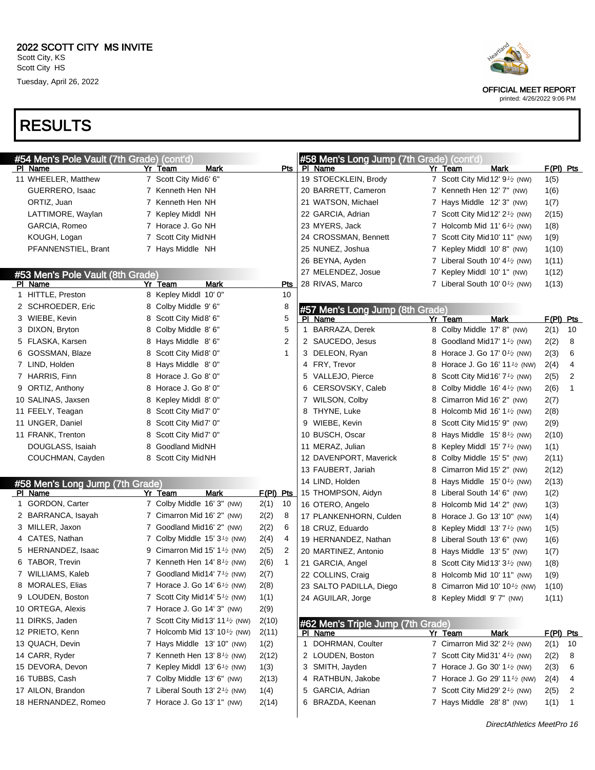## 2022 SCOTT CITY MS INVITE

Scott City, KS
Scott City HS
Tuesday, April 26, 2022

OFFICIAL MEET REPORT
printed: 4/26/2022 9:06 PM

# RESULTS

### #54 Men's Pole Vault (7th Grade) (cont'd)

| Pl | Name | Yr | Team | Mark | Pts |
|---|---|---|---|---|---|
| 11 | WHEELER, Matthew | 7 | Scott City Mid | 6' 6" | |
| | GUERRERO, Isaac | 7 | Kenneth Hen | NH | |
| | ORTIZ, Juan | 7 | Kenneth Hen | NH | |
| | LATTIMORE, Waylan | 7 | Kepley Middl | NH | |
| | GARCIA, Romeo | 7 | Horace J. Go | NH | |
| | KOUGH, Logan | 7 | Scott City Mid | NH | |
| | PFANNENSTIEL, Brant | 7 | Hays Middle | NH | |

### #53 Men's Pole Vault (8th Grade)

| Pl | Name | Yr | Team | Mark | Pts |
|---|---|---|---|---|---|
| 1 | HITTLE, Preston | 8 | Kepley Middl | 10' 0" | 10 |
| 2 | SCHROEDER, Eric | 8 | Colby Middle | 9' 6" | 8 |
| 3 | WIEBE, Kevin | 8 | Scott City Mid | 8' 6" | 5 |
| 3 | DIXON, Bryton | 8 | Colby Middle | 8' 6" | 5 |
| 5 | FLASKA, Karsen | 8 | Hays Middle | 8' 6" | 2 |
| 6 | GOSSMAN, Blaze | 8 | Scott City Mid | 8' 0" | 1 |
| 7 | LIND, Holden | 8 | Hays Middle | 8' 0" | |
| 7 | HARRIS, Finn | 8 | Horace J. Go | 8' 0" | |
| 9 | ORTIZ, Anthony | 8 | Horace J. Go | 8' 0" | |
| 10 | SALINAS, Jaxsen | 8 | Kepley Middl | 8' 0" | |
| 11 | FEELY, Teagan | 8 | Scott City Mid | 7' 0" | |
| 11 | UNGER, Daniel | 8 | Scott City Mid | 7' 0" | |
| 11 | FRANK, Trenton | 8 | Scott City Mid | 7' 0" | |
| | DOUGLASS, Isaiah | 8 | Goodland Mid | NH | |
| | COUCHMAN, Cayden | 8 | Scott City Mid | NH | |

### #58 Men's Long Jump (7th Grade)

| Pl | Name | Yr | Team | Mark | F(Pl) | Pts |
|---|---|---|---|---|---|---|
| 1 | GORDON, Carter | 7 | Colby Middle | 16' 3" (NW) | 2(1) | 10 |
| 2 | BARRANCA, Isayah | 7 | Cimarron Mid | 16' 2" (NW) | 2(2) | 8 |
| 3 | MILLER, Jaxon | 7 | Goodland Mid | 16' 2" (NW) | 2(2) | 6 |
| 4 | CATES, Nathan | 7 | Colby Middle | 15' 3½ (NW) | 2(4) | 4 |
| 5 | HERNANDEZ, Isaac | 9 | Cimarron Mid | 15' 1½ (NW) | 2(5) | 2 |
| 6 | TABOR, Trevin | 7 | Kenneth Hen | 14' 8½ (NW) | 2(6) | 1 |
| 7 | WILLIAMS, Kaleb | 7 | Goodland Mid | 14' 7½ (NW) | 2(7) | |
| 8 | MORALES, Elias | 7 | Horace J. Go | 14' 6½ (NW) | 2(8) | |
| 9 | LOUDEN, Boston | 7 | Scott City Mid | 14' 5½ (NW) | 1(1) | |
| 10 | ORTEGA, Alexis | 7 | Horace J. Go | 14' 3" (NW) | 2(9) | |
| 11 | DIRKS, Jaden | 7 | Scott City Mid | 13' 11½ (NW) | 2(10) | |
| 12 | PRIETO, Kenn | 7 | Holcomb Mid | 13' 10½ (NW) | 2(11) | |
| 13 | QUACH, Devin | 7 | Hays Middle | 13' 10" (NW) | 1(2) | |
| 14 | CARR, Ryder | 7 | Kenneth Hen | 13' 8½ (NW) | 2(12) | |
| 15 | DEVORA, Devon | 7 | Kepley Middl | 13' 6½ (NW) | 1(3) | |
| 16 | TUBBS, Cash | 7 | Colby Middle | 13' 6" (NW) | 2(13) | |
| 17 | AILON, Brandon | 7 | Liberal South | 13' 2½ (NW) | 1(4) | |
| 18 | HERNANDEZ, Romeo | 7 | Horace J. Go | 13' 1" (NW) | 2(14) | |
| 19 | STOECKLEIN, Brody | 7 | Scott City Mid | 12' 9½ (NW) | 1(5) | |
| 20 | BARRETT, Cameron | 7 | Kenneth Hen | 12' 7" (NW) | 1(6) | |
| 21 | WATSON, Michael | 7 | Hays Middle | 12' 3" (NW) | 1(7) | |
| 22 | GARCIA, Adrian | 7 | Scott City Mid | 12' 2½ (NW) | 2(15) | |
| 23 | MYERS, Jack | 7 | Holcomb Mid | 11' 6½ (NW) | 1(8) | |
| 24 | CROSSMAN, Bennett | 7 | Scott City Mid | 10' 11" (NW) | 1(9) | |
| 25 | NUNEZ, Joshua | 7 | Kepley Middl | 10' 8" (NW) | 1(10) | |
| 26 | BEYNA, Ayden | 7 | Liberal South | 10' 4½ (NW) | 1(11) | |
| 27 | MELENDEZ, Josue | 7 | Kepley Middl | 10' 1" (NW) | 1(12) | |
| 28 | RIVAS, Marco | 7 | Liberal South | 10' 0½ (NW) | 1(13) | |

### #57 Men's Long Jump (8th Grade)

| Pl | Name | Yr | Team | Mark | F(Pl) | Pts |
|---|---|---|---|---|---|---|
| 1 | BARRAZA, Derek | 8 | Colby Middle | 17' 8" (NW) | 2(1) | 10 |
| 2 | SAUCEDO, Jesus | 8 | Goodland Mid | 17' 1½ (NW) | 2(2) | 8 |
| 3 | DELEON, Ryan | 8 | Horace J. Go | 17' 0½ (NW) | 2(3) | 6 |
| 4 | FRY, Trevor | 8 | Horace J. Go | 16' 11½ (NW) | 2(4) | 4 |
| 5 | VALLEJO, Pierce | 8 | Scott City Mid | 16' 7½ (NW) | 2(5) | 2 |
| 6 | CERSOVSKY, Caleb | 8 | Colby Middle | 16' 4½ (NW) | 2(6) | 1 |
| 7 | WILSON, Colby | 8 | Cimarron Mid | 16' 2" (NW) | 2(7) | |
| 8 | THYNE, Luke | 8 | Holcomb Mid | 16' 1½ (NW) | 2(8) | |
| 9 | WIEBE, Kevin | 8 | Scott City Mid | 15' 9" (NW) | 2(9) | |
| 10 | BUSCH, Oscar | 8 | Hays Middle | 15' 8½ (NW) | 2(10) | |
| 11 | MERAZ, Julian | 8 | Kepley Middl | 15' 7½ (NW) | 1(1) | |
| 12 | DAVENPORT, Maverick | 8 | Colby Middle | 15' 5" (NW) | 2(11) | |
| 13 | FAUBERT, Jariah | 8 | Cimarron Mid | 15' 2" (NW) | 2(12) | |
| 14 | LIND, Holden | 8 | Hays Middle | 15' 0½ (NW) | 2(13) | |
| 15 | THOMPSON, Aidyn | 8 | Liberal South | 14' 6" (NW) | 1(2) | |
| 16 | OTERO, Angelo | 8 | Holcomb Mid | 14' 2" (NW) | 1(3) | |
| 17 | PLANKENHORN, Culden | 8 | Horace J. Go | 13' 10" (NW) | 1(4) | |
| 18 | CRUZ, Eduardo | 8 | Kepley Middl | 13' 7½ (NW) | 1(5) | |
| 19 | HERNANDEZ, Nathan | 8 | Liberal South | 13' 6" (NW) | 1(6) | |
| 20 | MARTINEZ, Antonio | 8 | Hays Middle | 13' 5" (NW) | 1(7) | |
| 21 | GARCIA, Angel | 8 | Scott City Mid | 13' 3½ (NW) | 1(8) | |
| 22 | COLLINS, Craig | 8 | Holcomb Mid | 10' 11" (NW) | 1(9) | |
| 23 | SALTO PADILLA, Diego | 8 | Cimarron Mid | 10' 10½ (NW) | 1(10) | |
| 24 | AGUILAR, Jorge | 8 | Kepley Middl | 9' 7" (NW) | 1(11) | |

### #62 Men's Triple Jump (7th Grade)

| Pl | Name | Yr | Team | Mark | F(Pl) | Pts |
|---|---|---|---|---|---|---|
| 1 | DOHRMAN, Coulter | 7 | Cimarron Mid | 32' 2½ (NW) | 2(1) | 10 |
| 2 | LOUDEN, Boston | 7 | Scott City Mid | 31' 4½ (NW) | 2(2) | 8 |
| 3 | SMITH, Jayden | 7 | Horace J. Go | 30' 1½ (NW) | 2(3) | 6 |
| 4 | RATHBUN, Jakobe | 7 | Horace J. Go | 29' 11½ (NW) | 2(4) | 4 |
| 5 | GARCIA, Adrian | 7 | Scott City Mid | 29' 2½ (NW) | 2(5) | 2 |
| 6 | BRAZDA, Keenan | 7 | Hays Middle | 28' 8" (NW) | 1(1) | 1 |

*DirectAthletics MeetPro 16*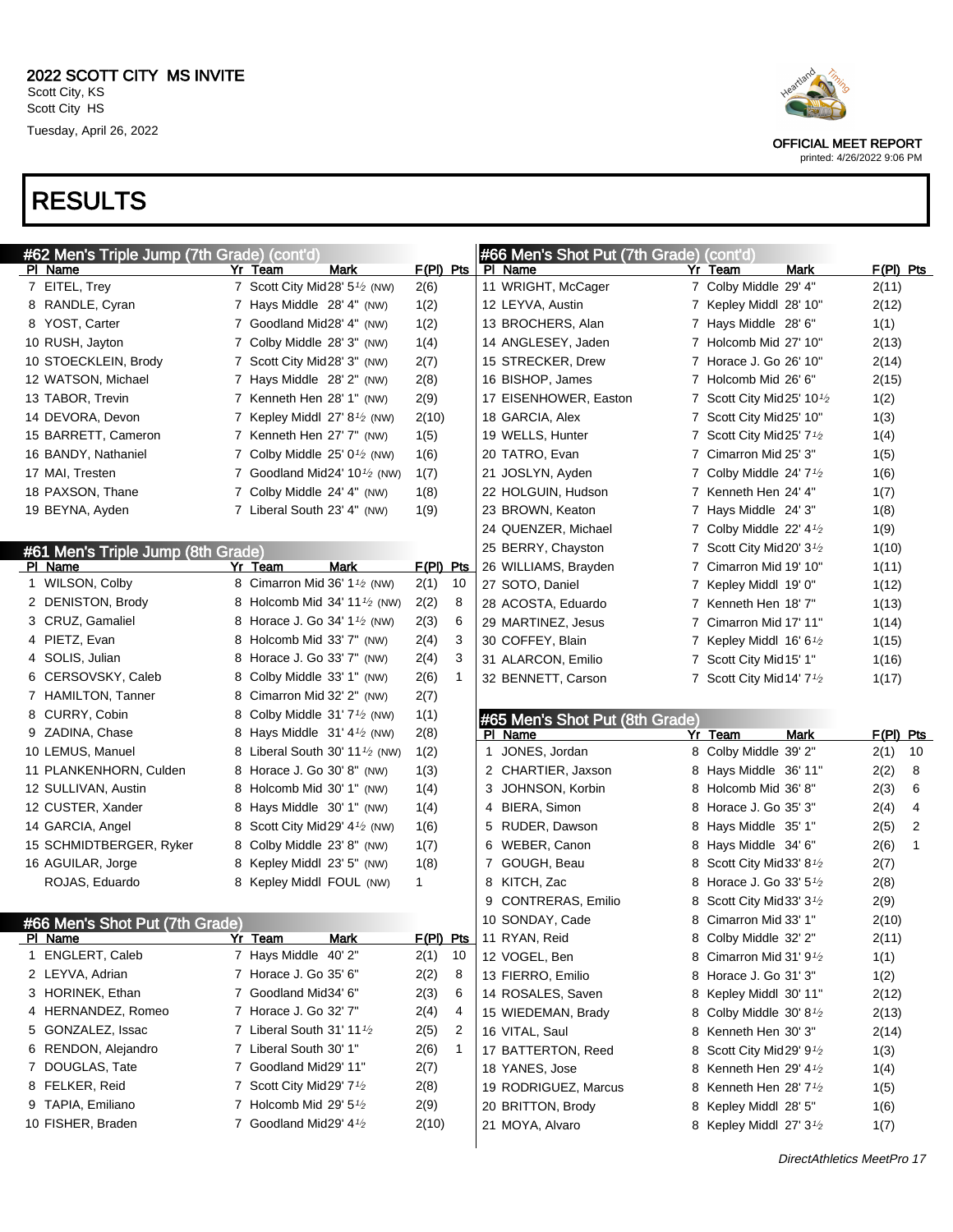2022 SCOTT CITY MS INVITE
Scott City, KS
Scott City HS
Tuesday, April 26, 2022

OFFICIAL MEET REPORT
printed: 4/26/2022 9:06 PM

# RESULTS

## #62 Men's Triple Jump (7th Grade) (cont'd)

| Pl | Name | Yr | Team | Mark | F(Pl) | Pts |
|---|---|---|---|---|---|---|
| 7 | EITEL, Trey | 7 | Scott City Mid | 28' 5½ (NW) | 2(6) | |
| 8 | RANDLE, Cyran | 7 | Hays Middle | 28' 4" (NW) | 1(2) | |
| 8 | YOST, Carter | 7 | Goodland Mid | 28' 4" (NW) | 1(2) | |
| 10 | RUSH, Jayton | 7 | Colby Middle | 28' 3" (NW) | 1(4) | |
| 10 | STOECKLEIN, Brody | 7 | Scott City Mid | 28' 3" (NW) | 2(7) | |
| 12 | WATSON, Michael | 7 | Hays Middle | 28' 2" (NW) | 2(8) | |
| 13 | TABOR, Trevin | 7 | Kenneth Hen | 28' 1" (NW) | 2(9) | |
| 14 | DEVORA, Devon | 7 | Kepley Middl | 27' 8½ (NW) | 2(10) | |
| 15 | BARRETT, Cameron | 7 | Kenneth Hen | 27' 7" (NW) | 1(5) | |
| 16 | BANDY, Nathaniel | 7 | Colby Middle | 25' 0½ (NW) | 1(6) | |
| 17 | MAI, Tresten | 7 | Goodland Mid | 24' 10½ (NW) | 1(7) | |
| 18 | PAXSON, Thane | 7 | Colby Middle | 24' 4" (NW) | 1(8) | |
| 19 | BEYNA, Ayden | 7 | Liberal South | 23' 4" (NW) | 1(9) | |

## #61 Men's Triple Jump (8th Grade)

| Pl | Name | Yr | Team | Mark | F(Pl) | Pts |
|---|---|---|---|---|---|---|
| 1 | WILSON, Colby | 8 | Cimarron Mid | 36' 1½ (NW) | 2(1) | 10 |
| 2 | DENISTON, Brody | 8 | Holcomb Mid | 34' 11½ (NW) | 2(2) | 8 |
| 3 | CRUZ, Gamaliel | 8 | Horace J. Go | 34' 1½ (NW) | 2(3) | 6 |
| 4 | PIETZ, Evan | 8 | Holcomb Mid | 33' 7" (NW) | 2(4) | 3 |
| 4 | SOLIS, Julian | 8 | Horace J. Go | 33' 7" (NW) | 2(4) | 3 |
| 6 | CERSOVSKY, Caleb | 8 | Colby Middle | 33' 1" (NW) | 2(6) | 1 |
| 7 | HAMILTON, Tanner | 8 | Cimarron Mid | 32' 2" (NW) | 2(7) | |
| 8 | CURRY, Cobin | 8 | Colby Middle | 31' 7½ (NW) | 1(1) | |
| 9 | ZADINA, Chase | 8 | Hays Middle | 31' 4½ (NW) | 2(8) | |
| 10 | LEMUS, Manuel | 8 | Liberal South | 30' 11½ (NW) | 1(2) | |
| 11 | PLANKENHORN, Culden | 8 | Horace J. Go | 30' 8" (NW) | 1(3) | |
| 12 | SULLIVAN, Austin | 8 | Holcomb Mid | 30' 1" (NW) | 1(4) | |
| 12 | CUSTER, Xander | 8 | Hays Middle | 30' 1" (NW) | 1(4) | |
| 14 | GARCIA, Angel | 8 | Scott City Mid | 29' 4½ (NW) | 1(6) | |
| 15 | SCHMIDTBERGER, Ryker | 8 | Colby Middle | 23' 8" (NW) | 1(7) | |
| 16 | AGUILAR, Jorge | 8 | Kepley Middl | 23' 5" (NW) | 1(8) | |
| | ROJAS, Eduardo | 8 | Kepley Middl | FOUL (NW) | 1 | |

## #66 Men's Shot Put (7th Grade)

| Pl | Name | Yr | Team | Mark | F(Pl) | Pts |
|---|---|---|---|---|---|---|
| 1 | ENGLERT, Caleb | 7 | Hays Middle | 40' 2" | 2(1) | 10 |
| 2 | LEYVA, Adrian | 7 | Horace J. Go | 35' 6" | 2(2) | 8 |
| 3 | HORINEK, Ethan | 7 | Goodland Mid | 34' 6" | 2(3) | 6 |
| 4 | HERNANDEZ, Romeo | 7 | Horace J. Go | 32' 7" | 2(4) | 4 |
| 5 | GONZALEZ, Issac | 7 | Liberal South | 31' 11½ | 2(5) | 2 |
| 6 | RENDON, Alejandro | 7 | Liberal South | 30' 1" | 2(6) | 1 |
| 7 | DOUGLAS, Tate | 7 | Goodland Mid | 29' 11" | 2(7) | |
| 8 | FELKER, Reid | 7 | Scott City Mid | 29' 7½ | 2(8) | |
| 9 | TAPIA, Emiliano | 7 | Holcomb Mid | 29' 5½ | 2(9) | |
| 10 | FISHER, Braden | 7 | Goodland Mid | 29' 4½ | 2(10) | |
| 11 | WRIGHT, McCager | 7 | Colby Middle | 29' 4" | 2(11) | |
| 12 | LEYVA, Austin | 7 | Kepley Middl | 28' 10" | 2(12) | |
| 13 | BROCHERS, Alan | 7 | Hays Middle | 28' 6" | 1(1) | |
| 14 | ANGLESEY, Jaden | 7 | Holcomb Mid | 27' 10" | 2(13) | |
| 15 | STRECKER, Drew | 7 | Horace J. Go | 26' 10" | 2(14) | |
| 16 | BISHOP, James | 7 | Holcomb Mid | 26' 6" | 2(15) | |
| 17 | EISENHOWER, Easton | 7 | Scott City Mid | 25' 10½ | 1(2) | |
| 18 | GARCIA, Alex | 7 | Scott City Mid | 25' 10" | 1(3) | |
| 19 | WELLS, Hunter | 7 | Scott City Mid | 25' 7½ | 1(4) | |
| 20 | TATRO, Evan | 7 | Cimarron Mid | 25' 3" | 1(5) | |
| 21 | JOSLYN, Ayden | 7 | Colby Middle | 24' 7½ | 1(6) | |
| 22 | HOLGUIN, Hudson | 7 | Kenneth Hen | 24' 4" | 1(7) | |
| 23 | BROWN, Keaton | 7 | Hays Middle | 24' 3" | 1(8) | |
| 24 | QUENZER, Michael | 7 | Colby Middle | 22' 4½ | 1(9) | |
| 25 | BERRY, Chayston | 7 | Scott City Mid | 20' 3½ | 1(10) | |
| 26 | WILLIAMS, Brayden | 7 | Cimarron Mid | 19' 10" | 1(11) | |
| 27 | SOTO, Daniel | 7 | Kepley Middl | 19' 0" | 1(12) | |
| 28 | ACOSTA, Eduardo | 7 | Kenneth Hen | 18' 7" | 1(13) | |
| 29 | MARTINEZ, Jesus | 7 | Cimarron Mid | 17' 11" | 1(14) | |
| 30 | COFFEY, Blain | 7 | Kepley Middl | 16' 6½ | 1(15) | |
| 31 | ALARCON, Emilio | 7 | Scott City Mid | 15' 1" | 1(16) | |
| 32 | BENNETT, Carson | 7 | Scott City Mid | 14' 7½ | 1(17) | |

## #65 Men's Shot Put (8th Grade)

| Pl | Name | Yr | Team | Mark | F(Pl) | Pts |
|---|---|---|---|---|---|---|
| 1 | JONES, Jordan | 8 | Colby Middle | 39' 2" | 2(1) | 10 |
| 2 | CHARTIER, Jaxson | 8 | Hays Middle | 36' 11" | 2(2) | 8 |
| 3 | JOHNSON, Korbin | 8 | Holcomb Mid | 36' 8" | 2(3) | 6 |
| 4 | BIERA, Simon | 8 | Horace J. Go | 35' 3" | 2(4) | 4 |
| 5 | RUDER, Dawson | 8 | Hays Middle | 35' 1" | 2(5) | 2 |
| 6 | WEBER, Canon | 8 | Hays Middle | 34' 6" | 2(6) | 1 |
| 7 | GOUGH, Beau | 8 | Scott City Mid | 33' 8½ | 2(7) | |
| 8 | KITCH, Zac | 8 | Horace J. Go | 33' 5½ | 2(8) | |
| 9 | CONTRERAS, Emilio | 8 | Scott City Mid | 33' 3½ | 2(9) | |
| 10 | SONDAY, Cade | 8 | Cimarron Mid | 33' 1" | 2(10) | |
| 11 | RYAN, Reid | 8 | Colby Middle | 32' 2" | 2(11) | |
| 12 | VOGEL, Ben | 8 | Cimarron Mid | 31' 9½ | 1(1) | |
| 13 | FIERRO, Emilio | 8 | Horace J. Go | 31' 3" | 1(2) | |
| 14 | ROSALES, Saven | 8 | Kepley Middl | 30' 11" | 2(12) | |
| 15 | WIEDEMAN, Brady | 8 | Colby Middle | 30' 8½ | 2(13) | |
| 16 | VITAL, Saul | 8 | Kenneth Hen | 30' 3" | 2(14) | |
| 17 | BATTERTON, Reed | 8 | Scott City Mid | 29' 9½ | 1(3) | |
| 18 | YANES, Jose | 8 | Kenneth Hen | 29' 4½ | 1(4) | |
| 19 | RODRIGUEZ, Marcus | 8 | Kenneth Hen | 28' 7½ | 1(5) | |
| 20 | BRITTON, Brody | 8 | Kepley Middl | 28' 5" | 1(6) | |
| 21 | MOYA, Alvaro | 8 | Kepley Middl | 27' 3½ | 1(7) | |

DirectAthletics MeetPro 17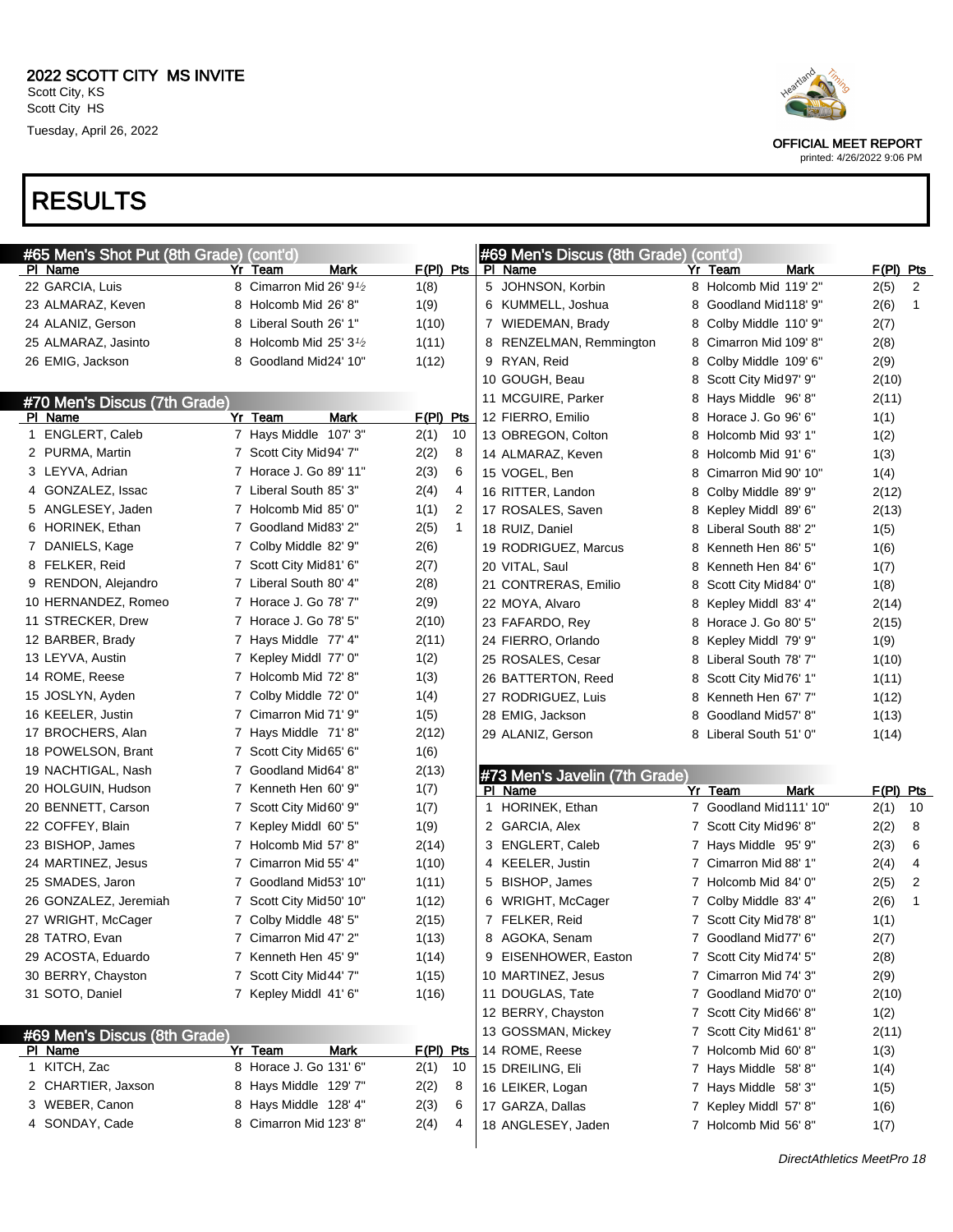# 2022 SCOTT CITY MS INVITE

Scott City, KS
Scott City HS
Tuesday, April 26, 2022

OFFICIAL MEET REPORT
printed: 4/26/2022 9:06 PM

# RESULTS

## #65 Men's Shot Put (8th Grade) (cont'd)

| Pl | Name | Yr | Team | Mark | F(Pl) | Pts |
|---|---|---|---|---|---|---|
| 22 | GARCIA, Luis | 8 | Cimarron Mid | 26' 9½ | 1(8) | |
| 23 | ALMARAZ, Keven | 8 | Holcomb Mid | 26' 8" | 1(9) | |
| 24 | ALANIZ, Gerson | 8 | Liberal South | 26' 1" | 1(10) | |
| 25 | ALMARAZ, Jasinto | 8 | Holcomb Mid | 25' 3½ | 1(11) | |
| 26 | EMIG, Jackson | 8 | Goodland Mid | 24' 10" | 1(12) | |

## #70 Men's Discus (7th Grade)

| Pl | Name | Yr | Team | Mark | F(Pl) | Pts |
|---|---|---|---|---|---|---|
| 1 | ENGLERT, Caleb | 7 | Hays Middle | 107' 3" | 2(1) | 10 |
| 2 | PURMA, Martin | 7 | Scott City Mid | 94' 7" | 2(2) | 8 |
| 3 | LEYVA, Adrian | 7 | Horace J. Go | 89' 11" | 2(3) | 6 |
| 4 | GONZALEZ, Issac | 7 | Liberal South | 85' 3" | 2(4) | 4 |
| 5 | ANGLESEY, Jaden | 7 | Holcomb Mid | 85' 0" | 1(1) | 2 |
| 6 | HORINEK, Ethan | 7 | Goodland Mid | 83' 2" | 2(5) | 1 |
| 7 | DANIELS, Kage | 7 | Colby Middle | 82' 9" | 2(6) | |
| 8 | FELKER, Reid | 7 | Scott City Mid | 81' 6" | 2(7) | |
| 9 | RENDON, Alejandro | 7 | Liberal South | 80' 4" | 2(8) | |
| 10 | HERNANDEZ, Romeo | 7 | Horace J. Go | 78' 7" | 2(9) | |
| 11 | STRECKER, Drew | 7 | Horace J. Go | 78' 5" | 2(10) | |
| 12 | BARBER, Brady | 7 | Hays Middle | 77' 4" | 2(11) | |
| 13 | LEYVA, Austin | 7 | Kepley Middl | 77' 0" | 1(2) | |
| 14 | ROME, Reese | 7 | Holcomb Mid | 72' 8" | 1(3) | |
| 15 | JOSLYN, Ayden | 7 | Colby Middle | 72' 0" | 1(4) | |
| 16 | KEELER, Justin | 7 | Cimarron Mid | 71' 9" | 1(5) | |
| 17 | BROCHERS, Alan | 7 | Hays Middle | 71' 8" | 2(12) | |
| 18 | POWELSON, Brant | 7 | Scott City Mid | 65' 6" | 1(6) | |
| 19 | NACHTIGAL, Nash | 7 | Goodland Mid | 64' 8" | 2(13) | |
| 20 | HOLGUIN, Hudson | 7 | Kenneth Hen | 60' 9" | 1(7) | |
| 20 | BENNETT, Carson | 7 | Scott City Mid | 60' 9" | 1(7) | |
| 22 | COFFEY, Blain | 7 | Kepley Middl | 60' 5" | 1(9) | |
| 23 | BISHOP, James | 7 | Holcomb Mid | 57' 8" | 2(14) | |
| 24 | MARTINEZ, Jesus | 7 | Cimarron Mid | 55' 4" | 1(10) | |
| 25 | SMADES, Jaron | 7 | Goodland Mid | 53' 10" | 1(11) | |
| 26 | GONZALEZ, Jeremiah | 7 | Scott City Mid | 50' 10" | 1(12) | |
| 27 | WRIGHT, McCager | 7 | Colby Middle | 48' 5" | 2(15) | |
| 28 | TATRO, Evan | 7 | Cimarron Mid | 47' 2" | 1(13) | |
| 29 | ACOSTA, Eduardo | 7 | Kenneth Hen | 45' 9" | 1(14) | |
| 30 | BERRY, Chayston | 7 | Scott City Mid | 44' 7" | 1(15) | |
| 31 | SOTO, Daniel | 7 | Kepley Middl | 41' 6" | 1(16) | |

## #69 Men's Discus (8th Grade)

| Pl | Name | Yr | Team | Mark | F(Pl) | Pts |
|---|---|---|---|---|---|---|
| 1 | KITCH, Zac | 8 | Horace J. Go | 131' 6" | 2(1) | 10 |
| 2 | CHARTIER, Jaxson | 8 | Hays Middle | 129' 7" | 2(2) | 8 |
| 3 | WEBER, Canon | 8 | Hays Middle | 128' 4" | 2(3) | 6 |
| 4 | SONDAY, Cade | 8 | Cimarron Mid | 123' 8" | 2(4) | 4 |
| 5 | JOHNSON, Korbin | 8 | Holcomb Mid | 119' 2" | 2(5) | 2 |
| 6 | KUMMELL, Joshua | 8 | Goodland Mid | 118' 9" | 2(6) | 1 |
| 7 | WIEDEMAN, Brady | 8 | Colby Middle | 110' 9" | 2(7) | |
| 8 | RENZELMAN, Remmington | 8 | Cimarron Mid | 109' 8" | 2(8) | |
| 9 | RYAN, Reid | 8 | Colby Middle | 109' 6" | 2(9) | |
| 10 | GOUGH, Beau | 8 | Scott City Mid | 97' 9" | 2(10) | |
| 11 | MCGUIRE, Parker | 8 | Hays Middle | 96' 8" | 2(11) | |
| 12 | FIERRO, Emilio | 8 | Horace J. Go | 96' 6" | 1(1) | |
| 13 | OBREGON, Colton | 8 | Holcomb Mid | 93' 1" | 1(2) | |
| 14 | ALMARAZ, Keven | 8 | Holcomb Mid | 91' 6" | 1(3) | |
| 15 | VOGEL, Ben | 8 | Cimarron Mid | 90' 10" | 1(4) | |
| 16 | RITTER, Landon | 8 | Colby Middle | 89' 9" | 2(12) | |
| 17 | ROSALES, Saven | 8 | Kepley Middl | 89' 6" | 2(13) | |
| 18 | RUIZ, Daniel | 8 | Liberal South | 88' 2" | 1(5) | |
| 19 | RODRIGUEZ, Marcus | 8 | Kenneth Hen | 86' 5" | 1(6) | |
| 20 | VITAL, Saul | 8 | Kenneth Hen | 84' 6" | 1(7) | |
| 21 | CONTRERAS, Emilio | 8 | Scott City Mid | 84' 0" | 1(8) | |
| 22 | MOYA, Alvaro | 8 | Kepley Middl | 83' 4" | 2(14) | |
| 23 | FAFARDO, Rey | 8 | Horace J. Go | 80' 5" | 2(15) | |
| 24 | FIERRO, Orlando | 8 | Kepley Middl | 79' 9" | 1(9) | |
| 25 | ROSALES, Cesar | 8 | Liberal South | 78' 7" | 1(10) | |
| 26 | BATTERTON, Reed | 8 | Scott City Mid | 76' 1" | 1(11) | |
| 27 | RODRIGUEZ, Luis | 8 | Kenneth Hen | 67' 7" | 1(12) | |
| 28 | EMIG, Jackson | 8 | Goodland Mid | 57' 8" | 1(13) | |
| 29 | ALANIZ, Gerson | 8 | Liberal South | 51' 0" | 1(14) | |

## #73 Men's Javelin (7th Grade)

| Pl | Name | Yr | Team | Mark | F(Pl) | Pts |
|---|---|---|---|---|---|---|
| 1 | HORINEK, Ethan | 7 | Goodland Mid | 111' 10" | 2(1) | 10 |
| 2 | GARCIA, Alex | 7 | Scott City Mid | 96' 8" | 2(2) | 8 |
| 3 | ENGLERT, Caleb | 7 | Hays Middle | 95' 9" | 2(3) | 6 |
| 4 | KEELER, Justin | 7 | Cimarron Mid | 88' 1" | 2(4) | 4 |
| 5 | BISHOP, James | 7 | Holcomb Mid | 84' 0" | 2(5) | 2 |
| 6 | WRIGHT, McCager | 7 | Colby Middle | 83' 4" | 2(6) | 1 |
| 7 | FELKER, Reid | 7 | Scott City Mid | 78' 8" | 1(1) | |
| 8 | AGOKA, Senam | 7 | Goodland Mid | 77' 6" | 2(7) | |
| 9 | EISENHOWER, Easton | 7 | Scott City Mid | 74' 5" | 2(8) | |
| 10 | MARTINEZ, Jesus | 7 | Cimarron Mid | 74' 3" | 2(9) | |
| 11 | DOUGLAS, Tate | 7 | Goodland Mid | 70' 0" | 2(10) | |
| 12 | BERRY, Chayston | 7 | Scott City Mid | 66' 8" | 1(2) | |
| 13 | GOSSMAN, Mickey | 7 | Scott City Mid | 61' 8" | 2(11) | |
| 14 | ROME, Reese | 7 | Holcomb Mid | 60' 8" | 1(3) | |
| 15 | DREILING, Eli | 7 | Hays Middle | 58' 8" | 1(4) | |
| 16 | LEIKER, Logan | 7 | Hays Middle | 58' 3" | 1(5) | |
| 17 | GARZA, Dallas | 7 | Kepley Middl | 57' 8" | 1(6) | |
| 18 | ANGLESEY, Jaden | 7 | Holcomb Mid | 56' 8" | 1(7) | |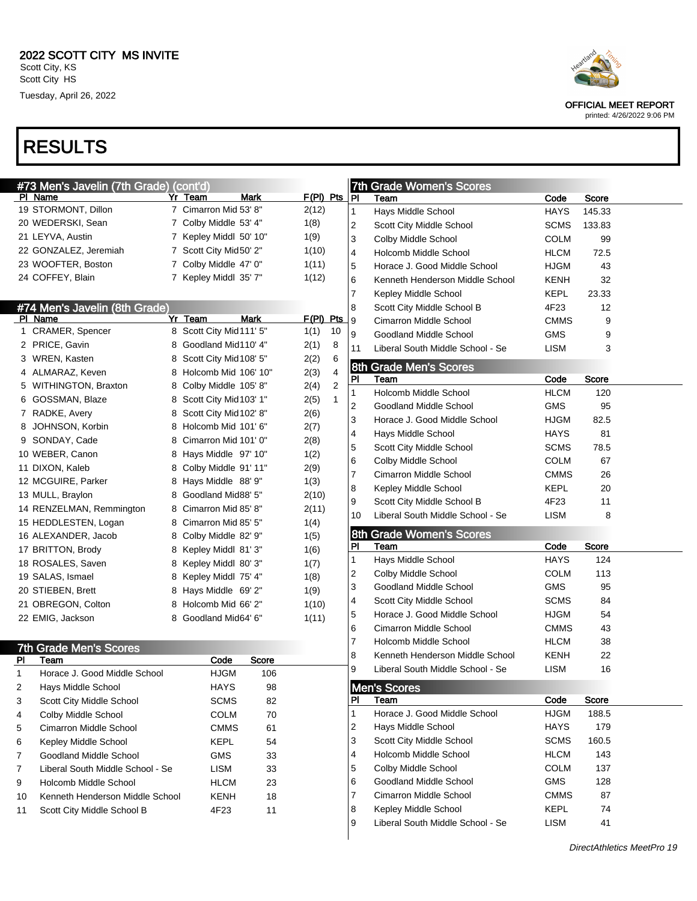## 2022 SCOTT CITY MS INVITE

Scott City, KS
Scott City HS
Tuesday, April 26, 2022

OFFICIAL MEET REPORT
printed: 4/26/2022 9:06 PM

# RESULTS

### #73 Men's Javelin (7th Grade) (cont'd)

| Pl | Name | Yr | Team | Mark | F(Pl) | Pts |
|---|---|---|---|---|---|---|
| 19 | STORMONT, Dillon | 7 | Cimarron Mid | 53' 8" | 2(12) | |
| 20 | WEDERSKI, Sean | 7 | Colby Middle | 53' 4" | 1(8) | |
| 21 | LEYVA, Austin | 7 | Kepley Middl | 50' 10" | 1(9) | |
| 22 | GONZALEZ, Jeremiah | 7 | Scott City Mid | 50' 2" | 1(10) | |
| 23 | WOOFTER, Boston | 7 | Colby Middle | 47' 0" | 1(11) | |
| 24 | COFFEY, Blain | 7 | Kepley Middl | 35' 7" | 1(12) | |

### #74 Men's Javelin (8th Grade)

| Pl | Name | Yr | Team | Mark | F(Pl) | Pts |
|---|---|---|---|---|---|---|
| 1 | CRAMER, Spencer | 8 | Scott City Mid | 111' 5" | 1(1) | 10 |
| 2 | PRICE, Gavin | 8 | Goodland Mid | 110' 4" | 2(1) | 8 |
| 3 | WREN, Kasten | 8 | Scott City Mid | 108' 5" | 2(2) | 6 |
| 4 | ALMARAZ, Keven | 8 | Holcomb Mid | 106' 10" | 2(3) | 4 |
| 5 | WITHINGTON, Braxton | 8 | Colby Middle | 105' 8" | 2(4) | 2 |
| 6 | GOSSMAN, Blaze | 8 | Scott City Mid | 103' 1" | 2(5) | 1 |
| 7 | RADKE, Avery | 8 | Scott City Mid | 102' 8" | 2(6) | |
| 8 | JOHNSON, Korbin | 8 | Holcomb Mid | 101' 6" | 2(7) | |
| 9 | SONDAY, Cade | 8 | Cimarron Mid | 101' 0" | 2(8) | |
| 10 | WEBER, Canon | 8 | Hays Middle | 97' 10" | 1(2) | |
| 11 | DIXON, Kaleb | 8 | Colby Middle | 91' 11" | 2(9) | |
| 12 | MCGUIRE, Parker | 8 | Hays Middle | 88' 9" | 1(3) | |
| 13 | MULL, Braylon | 8 | Goodland Mid | 88' 5" | 2(10) | |
| 14 | RENZELMAN, Remmington | 8 | Cimarron Mid | 85' 8" | 2(11) | |
| 15 | HEDDLESTEN, Logan | 8 | Cimarron Mid | 85' 5" | 1(4) | |
| 16 | ALEXANDER, Jacob | 8 | Colby Middle | 82' 9" | 1(5) | |
| 17 | BRITTON, Brody | 8 | Kepley Middl | 81' 3" | 1(6) | |
| 18 | ROSALES, Saven | 8 | Kepley Middl | 80' 3" | 1(7) | |
| 19 | SALAS, Ismael | 8 | Kepley Middl | 75' 4" | 1(8) | |
| 20 | STIEBEN, Brett | 8 | Hays Middle | 69' 2" | 1(9) | |
| 21 | OBREGON, Colton | 8 | Holcomb Mid | 66' 2" | 1(10) | |
| 22 | EMIG, Jackson | 8 | Goodland Mid | 64' 6" | 1(11) | |

### 7th Grade Men's Scores

| Pl | Team | Code | Score |
|---|---|---|---|
| 1 | Horace J. Good Middle School | HJGM | 106 |
| 2 | Hays Middle School | HAYS | 98 |
| 3 | Scott City Middle School | SCMS | 82 |
| 4 | Colby Middle School | COLM | 70 |
| 5 | Cimarron Middle School | CMMS | 61 |
| 6 | Kepley Middle School | KEPL | 54 |
| 7 | Goodland Middle School | GMS | 33 |
| 7 | Liberal South Middle School - Se | LISM | 33 |
| 9 | Holcomb Middle School | HLCM | 23 |
| 10 | Kenneth Henderson Middle School | KENH | 18 |
| 11 | Scott City Middle School B | 4F23 | 11 |

### 7th Grade Women's Scores

| Pl | Team | Code | Score |
|---|---|---|---|
| 1 | Hays Middle School | HAYS | 145.33 |
| 2 | Scott City Middle School | SCMS | 133.83 |
| 3 | Colby Middle School | COLM | 99 |
| 4 | Holcomb Middle School | HLCM | 72.5 |
| 5 | Horace J. Good Middle School | HJGM | 43 |
| 6 | Kenneth Henderson Middle School | KENH | 32 |
| 7 | Kepley Middle School | KEPL | 23.33 |
| 8 | Scott City Middle School B | 4F23 | 12 |
| 9 | Cimarron Middle School | CMMS | 9 |
| 9 | Goodland Middle School | GMS | 9 |
| 11 | Liberal South Middle School - Se | LISM | 3 |

### 8th Grade Men's Scores

| Pl | Team | Code | Score |
|---|---|---|---|
| 1 | Holcomb Middle School | HLCM | 120 |
| 2 | Goodland Middle School | GMS | 95 |
| 3 | Horace J. Good Middle School | HJGM | 82.5 |
| 4 | Hays Middle School | HAYS | 81 |
| 5 | Scott City Middle School | SCMS | 78.5 |
| 6 | Colby Middle School | COLM | 67 |
| 7 | Cimarron Middle School | CMMS | 26 |
| 8 | Kepley Middle School | KEPL | 20 |
| 9 | Scott City Middle School B | 4F23 | 11 |
| 10 | Liberal South Middle School - Se | LISM | 8 |

### 8th Grade Women's Scores

| Pl | Team | Code | Score |
|---|---|---|---|
| 1 | Hays Middle School | HAYS | 124 |
| 2 | Colby Middle School | COLM | 113 |
| 3 | Goodland Middle School | GMS | 95 |
| 4 | Scott City Middle School | SCMS | 84 |
| 5 | Horace J. Good Middle School | HJGM | 54 |
| 6 | Cimarron Middle School | CMMS | 43 |
| 7 | Holcomb Middle School | HLCM | 38 |
| 8 | Kenneth Henderson Middle School | KENH | 22 |
| 9 | Liberal South Middle School - Se | LISM | 16 |

### Men's Scores

| Pl | Team | Code | Score |
|---|---|---|---|
| 1 | Horace J. Good Middle School | HJGM | 188.5 |
| 2 | Hays Middle School | HAYS | 179 |
| 3 | Scott City Middle School | SCMS | 160.5 |
| 4 | Holcomb Middle School | HLCM | 143 |
| 5 | Colby Middle School | COLM | 137 |
| 6 | Goodland Middle School | GMS | 128 |
| 7 | Cimarron Middle School | CMMS | 87 |
| 8 | Kepley Middle School | KEPL | 74 |
| 9 | Liberal South Middle School - Se | LISM | 41 |

*DirectAthletics MeetPro 19*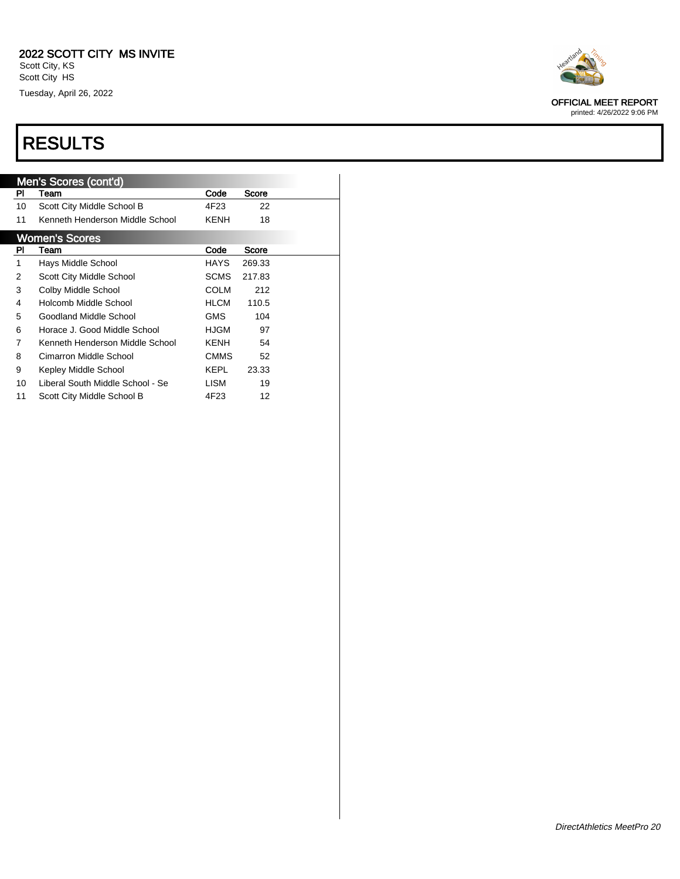## RESULTS

### Men's Scores (cont'd)

| Pl | Team | Code | Score |
|---|---|---|---|
| 10 | Scott City Middle School B | 4F23 | 22 |
| 11 | Kenneth Henderson Middle School | KENH | 18 |

### Women's Scores

| Pl | Team | Code | Score |
|---|---|---|---|
| 1 | Hays Middle School | HAYS | 269.33 |
| 2 | Scott City Middle School | SCMS | 217.83 |
| 3 | Colby Middle School | COLM | 212 |
| 4 | Holcomb Middle School | HLCM | 110.5 |
| 5 | Goodland Middle School | GMS | 104 |
| 6 | Horace J. Good Middle School | HJGM | 97 |
| 7 | Kenneth Henderson Middle School | KENH | 54 |
| 8 | Cimarron Middle School | CMMS | 52 |
| 9 | Kepley Middle School | KEPL | 23.33 |
| 10 | Liberal South Middle School - Se | LISM | 19 |
| 11 | Scott City Middle School B | 4F23 | 12 |